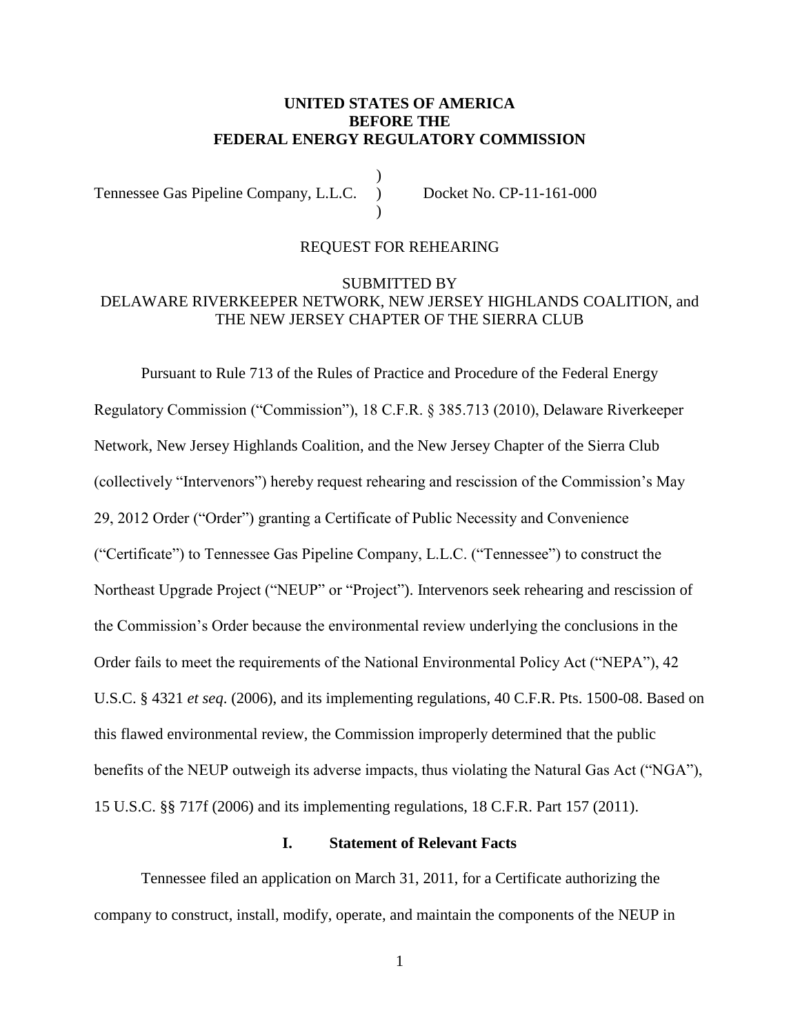**UNITED STATES OF AMERICA**
**BEFORE THE**
**FEDERAL ENERGY REGULATORY COMMISSION**

Tennessee Gas Pipeline Company, L.L.C. ) Docket No. CP-11-161-000

REQUEST FOR REHEARING

SUBMITTED BY
DELAWARE RIVERKEEPER NETWORK, NEW JERSEY HIGHLANDS COALITION, and THE NEW JERSEY CHAPTER OF THE SIERRA CLUB

Pursuant to Rule 713 of the Rules of Practice and Procedure of the Federal Energy Regulatory Commission ("Commission"), 18 C.F.R. § 385.713 (2010), Delaware Riverkeeper Network, New Jersey Highlands Coalition, and the New Jersey Chapter of the Sierra Club (collectively "Intervenors") hereby request rehearing and rescission of the Commission's May 29, 2012 Order ("Order") granting a Certificate of Public Necessity and Convenience ("Certificate") to Tennessee Gas Pipeline Company, L.L.C. ("Tennessee") to construct the Northeast Upgrade Project ("NEUP" or "Project"). Intervenors seek rehearing and rescission of the Commission's Order because the environmental review underlying the conclusions in the Order fails to meet the requirements of the National Environmental Policy Act ("NEPA"), 42 U.S.C. § 4321 *et seq*. (2006), and its implementing regulations, 40 C.F.R. Pts. 1500-08. Based on this flawed environmental review, the Commission improperly determined that the public benefits of the NEUP outweigh its adverse impacts, thus violating the Natural Gas Act ("NGA"), 15 U.S.C. §§ 717f (2006) and its implementing regulations, 18 C.F.R. Part 157 (2011).

## I. Statement of Relevant Facts

Tennessee filed an application on March 31, 2011, for a Certificate authorizing the company to construct, install, modify, operate, and maintain the components of the NEUP in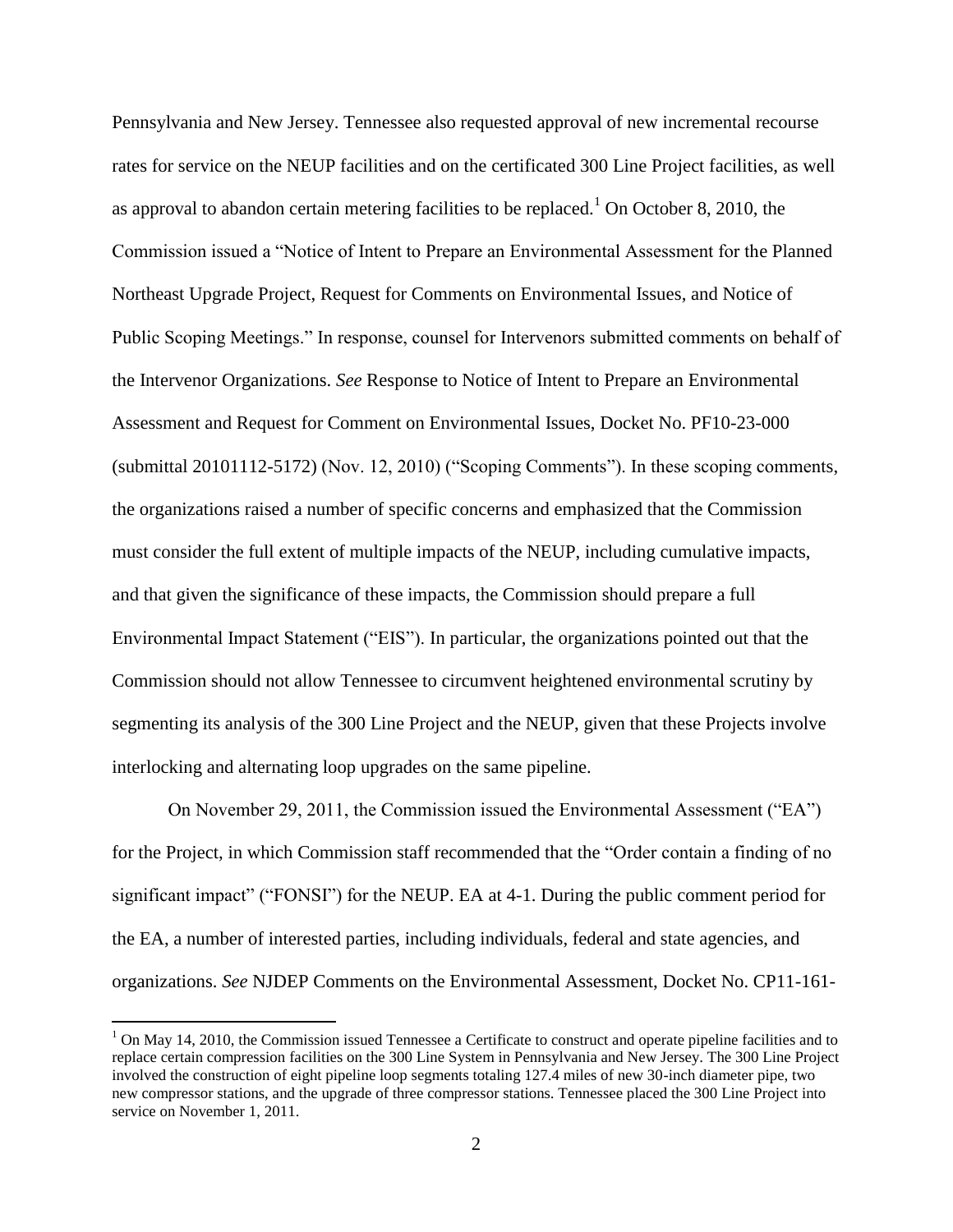Pennsylvania and New Jersey. Tennessee also requested approval of new incremental recourse rates for service on the NEUP facilities and on the certificated 300 Line Project facilities, as well as approval to abandon certain metering facilities to be replaced.[1] On October 8, 2010, the Commission issued a "Notice of Intent to Prepare an Environmental Assessment for the Planned Northeast Upgrade Project, Request for Comments on Environmental Issues, and Notice of Public Scoping Meetings." In response, counsel for Intervenors submitted comments on behalf of the Intervenor Organizations. *See* Response to Notice of Intent to Prepare an Environmental Assessment and Request for Comment on Environmental Issues, Docket No. PF10-23-000 (submittal 20101112-5172) (Nov. 12, 2010) ("Scoping Comments"). In these scoping comments, the organizations raised a number of specific concerns and emphasized that the Commission must consider the full extent of multiple impacts of the NEUP, including cumulative impacts, and that given the significance of these impacts, the Commission should prepare a full Environmental Impact Statement ("EIS"). In particular, the organizations pointed out that the Commission should not allow Tennessee to circumvent heightened environmental scrutiny by segmenting its analysis of the 300 Line Project and the NEUP, given that these Projects involve interlocking and alternating loop upgrades on the same pipeline.

On November 29, 2011, the Commission issued the Environmental Assessment ("EA") for the Project, in which Commission staff recommended that the "Order contain a finding of no significant impact" ("FONSI") for the NEUP. EA at 4-1. During the public comment period for the EA, a number of interested parties, including individuals, federal and state agencies, and organizations. *See* NJDEP Comments on the Environmental Assessment, Docket No. CP11-161-

[1] On May 14, 2010, the Commission issued Tennessee a Certificate to construct and operate pipeline facilities and to replace certain compression facilities on the 300 Line System in Pennsylvania and New Jersey. The 300 Line Project involved the construction of eight pipeline loop segments totaling 127.4 miles of new 30-inch diameter pipe, two new compressor stations, and the upgrade of three compressor stations. Tennessee placed the 300 Line Project into service on November 1, 2011.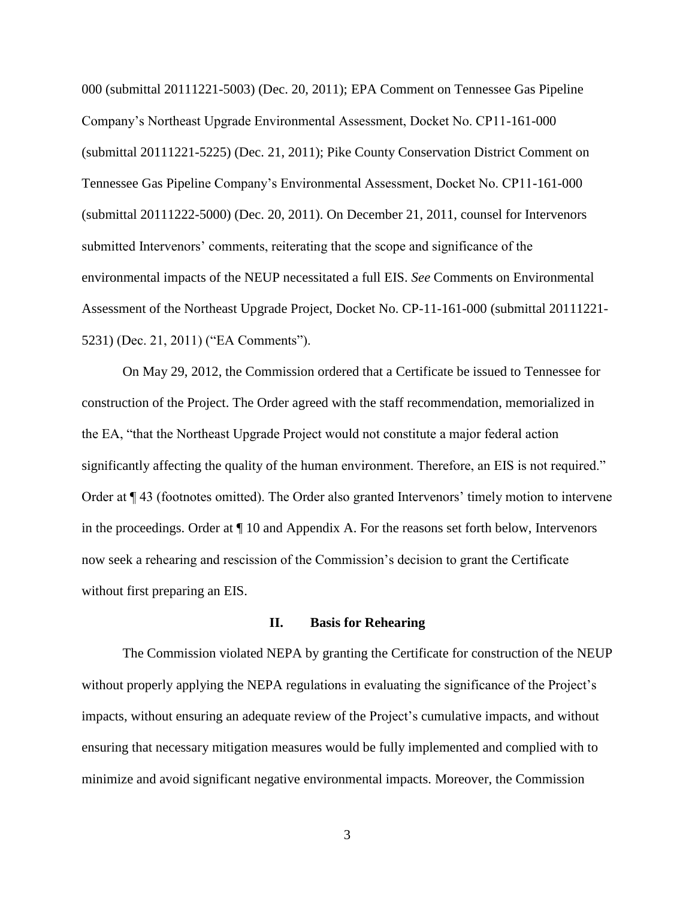000 (submittal 20111221-5003) (Dec. 20, 2011); EPA Comment on Tennessee Gas Pipeline Company's Northeast Upgrade Environmental Assessment, Docket No. CP11-161-000 (submittal 20111221-5225) (Dec. 21, 2011); Pike County Conservation District Comment on Tennessee Gas Pipeline Company's Environmental Assessment, Docket No. CP11-161-000 (submittal 20111222-5000) (Dec. 20, 2011). On December 21, 2011, counsel for Intervenors submitted Intervenors' comments, reiterating that the scope and significance of the environmental impacts of the NEUP necessitated a full EIS. *See* Comments on Environmental Assessment of the Northeast Upgrade Project, Docket No. CP-11-161-000 (submittal 20111221-5231) (Dec. 21, 2011) ("EA Comments").

On May 29, 2012, the Commission ordered that a Certificate be issued to Tennessee for construction of the Project. The Order agreed with the staff recommendation, memorialized in the EA, "that the Northeast Upgrade Project would not constitute a major federal action significantly affecting the quality of the human environment. Therefore, an EIS is not required." Order at ¶ 43 (footnotes omitted). The Order also granted Intervenors' timely motion to intervene in the proceedings. Order at ¶ 10 and Appendix A. For the reasons set forth below, Intervenors now seek a rehearing and rescission of the Commission's decision to grant the Certificate without first preparing an EIS.

## II. Basis for Rehearing

The Commission violated NEPA by granting the Certificate for construction of the NEUP without properly applying the NEPA regulations in evaluating the significance of the Project's impacts, without ensuring an adequate review of the Project's cumulative impacts, and without ensuring that necessary mitigation measures would be fully implemented and complied with to minimize and avoid significant negative environmental impacts. Moreover, the Commission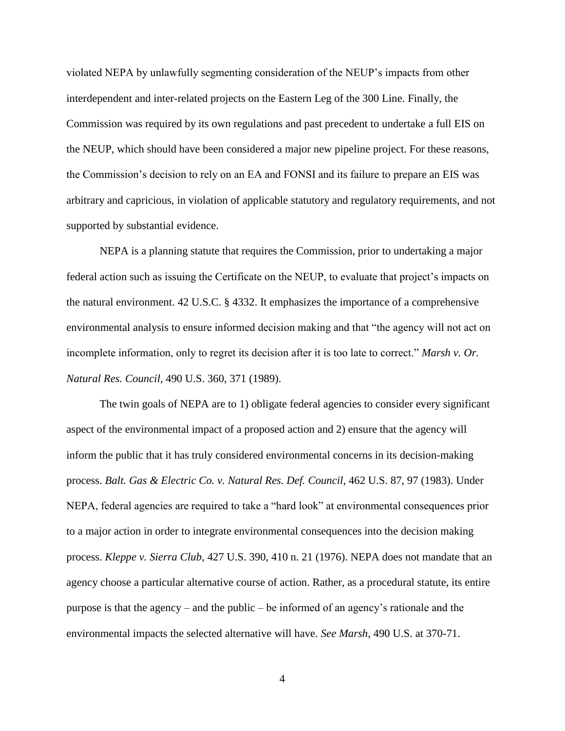violated NEPA by unlawfully segmenting consideration of the NEUP's impacts from other interdependent and inter-related projects on the Eastern Leg of the 300 Line. Finally, the Commission was required by its own regulations and past precedent to undertake a full EIS on the NEUP, which should have been considered a major new pipeline project. For these reasons, the Commission's decision to rely on an EA and FONSI and its failure to prepare an EIS was arbitrary and capricious, in violation of applicable statutory and regulatory requirements, and not supported by substantial evidence.

NEPA is a planning statute that requires the Commission, prior to undertaking a major federal action such as issuing the Certificate on the NEUP, to evaluate that project's impacts on the natural environment. 42 U.S.C. § 4332. It emphasizes the importance of a comprehensive environmental analysis to ensure informed decision making and that "the agency will not act on incomplete information, only to regret its decision after it is too late to correct." *Marsh v. Or. Natural Res. Council*, 490 U.S. 360, 371 (1989).

The twin goals of NEPA are to 1) obligate federal agencies to consider every significant aspect of the environmental impact of a proposed action and 2) ensure that the agency will inform the public that it has truly considered environmental concerns in its decision-making process. *Balt. Gas & Electric Co. v. Natural Res. Def. Council*, 462 U.S. 87, 97 (1983). Under NEPA, federal agencies are required to take a "hard look" at environmental consequences prior to a major action in order to integrate environmental consequences into the decision making process. *Kleppe v. Sierra Club*, 427 U.S. 390, 410 n. 21 (1976). NEPA does not mandate that an agency choose a particular alternative course of action. Rather, as a procedural statute, its entire purpose is that the agency – and the public – be informed of an agency's rationale and the environmental impacts the selected alternative will have. *See Marsh*, 490 U.S. at 370-71.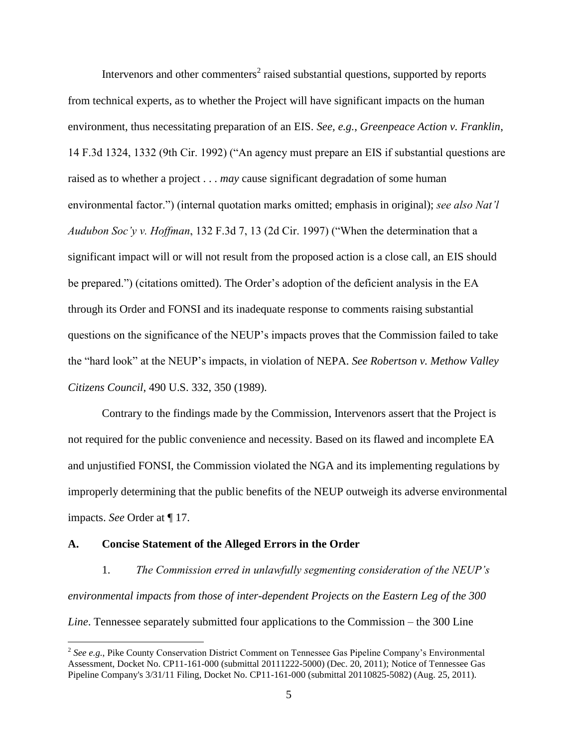Intervenors and other commenters[2] raised substantial questions, supported by reports from technical experts, as to whether the Project will have significant impacts on the human environment, thus necessitating preparation of an EIS. *See, e.g.*, *Greenpeace Action v. Franklin*, 14 F.3d 1324, 1332 (9th Cir. 1992) ("An agency must prepare an EIS if substantial questions are raised as to whether a project . . . *may* cause significant degradation of some human environmental factor.") (internal quotation marks omitted; emphasis in original); *see also Nat'l Audubon Soc'y v. Hoffman*, 132 F.3d 7, 13 (2d Cir. 1997) ("When the determination that a significant impact will or will not result from the proposed action is a close call, an EIS should be prepared.") (citations omitted). The Order's adoption of the deficient analysis in the EA through its Order and FONSI and its inadequate response to comments raising substantial questions on the significance of the NEUP's impacts proves that the Commission failed to take the "hard look" at the NEUP's impacts, in violation of NEPA. *See Robertson v. Methow Valley Citizens Council*, 490 U.S. 332, 350 (1989).

Contrary to the findings made by the Commission, Intervenors assert that the Project is not required for the public convenience and necessity. Based on its flawed and incomplete EA and unjustified FONSI, the Commission violated the NGA and its implementing regulations by improperly determining that the public benefits of the NEUP outweigh its adverse environmental impacts. *See* Order at ¶ 17.

### A. Concise Statement of the Alleged Errors in the Order

1. *The Commission erred in unlawfully segmenting consideration of the NEUP's environmental impacts from those of inter-dependent Projects on the Eastern Leg of the 300 Line*. Tennessee separately submitted four applications to the Commission – the 300 Line

[2] *See e.g.*, Pike County Conservation District Comment on Tennessee Gas Pipeline Company's Environmental Assessment, Docket No. CP11-161-000 (submittal 20111222-5000) (Dec. 20, 2011); Notice of Tennessee Gas Pipeline Company's 3/31/11 Filing, Docket No. CP11-161-000 (submittal 20110825-5082) (Aug. 25, 2011).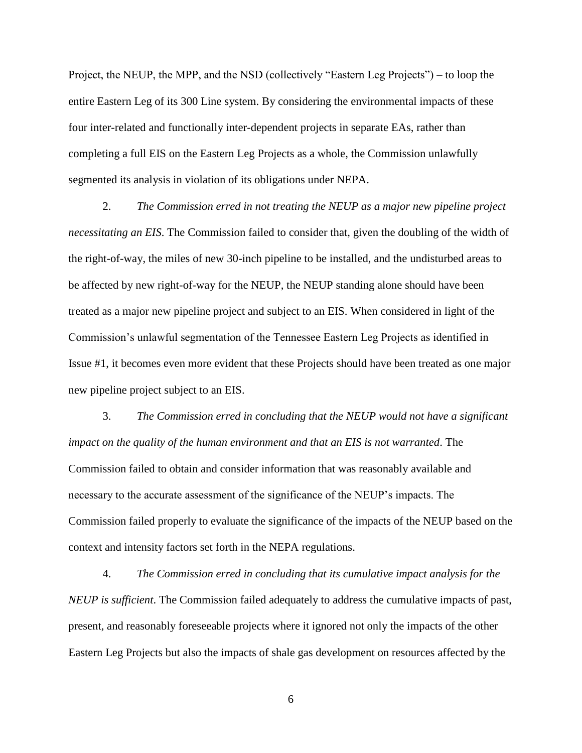Project, the NEUP, the MPP, and the NSD (collectively "Eastern Leg Projects") – to loop the entire Eastern Leg of its 300 Line system. By considering the environmental impacts of these four inter-related and functionally inter-dependent projects in separate EAs, rather than completing a full EIS on the Eastern Leg Projects as a whole, the Commission unlawfully segmented its analysis in violation of its obligations under NEPA.

2. *The Commission erred in not treating the NEUP as a major new pipeline project necessitating an EIS*. The Commission failed to consider that, given the doubling of the width of the right-of-way, the miles of new 30-inch pipeline to be installed, and the undisturbed areas to be affected by new right-of-way for the NEUP, the NEUP standing alone should have been treated as a major new pipeline project and subject to an EIS. When considered in light of the Commission's unlawful segmentation of the Tennessee Eastern Leg Projects as identified in Issue #1, it becomes even more evident that these Projects should have been treated as one major new pipeline project subject to an EIS.

3. *The Commission erred in concluding that the NEUP would not have a significant impact on the quality of the human environment and that an EIS is not warranted*. The Commission failed to obtain and consider information that was reasonably available and necessary to the accurate assessment of the significance of the NEUP's impacts. The Commission failed properly to evaluate the significance of the impacts of the NEUP based on the context and intensity factors set forth in the NEPA regulations.

4. *The Commission erred in concluding that its cumulative impact analysis for the NEUP is sufficient*. The Commission failed adequately to address the cumulative impacts of past, present, and reasonably foreseeable projects where it ignored not only the impacts of the other Eastern Leg Projects but also the impacts of shale gas development on resources affected by the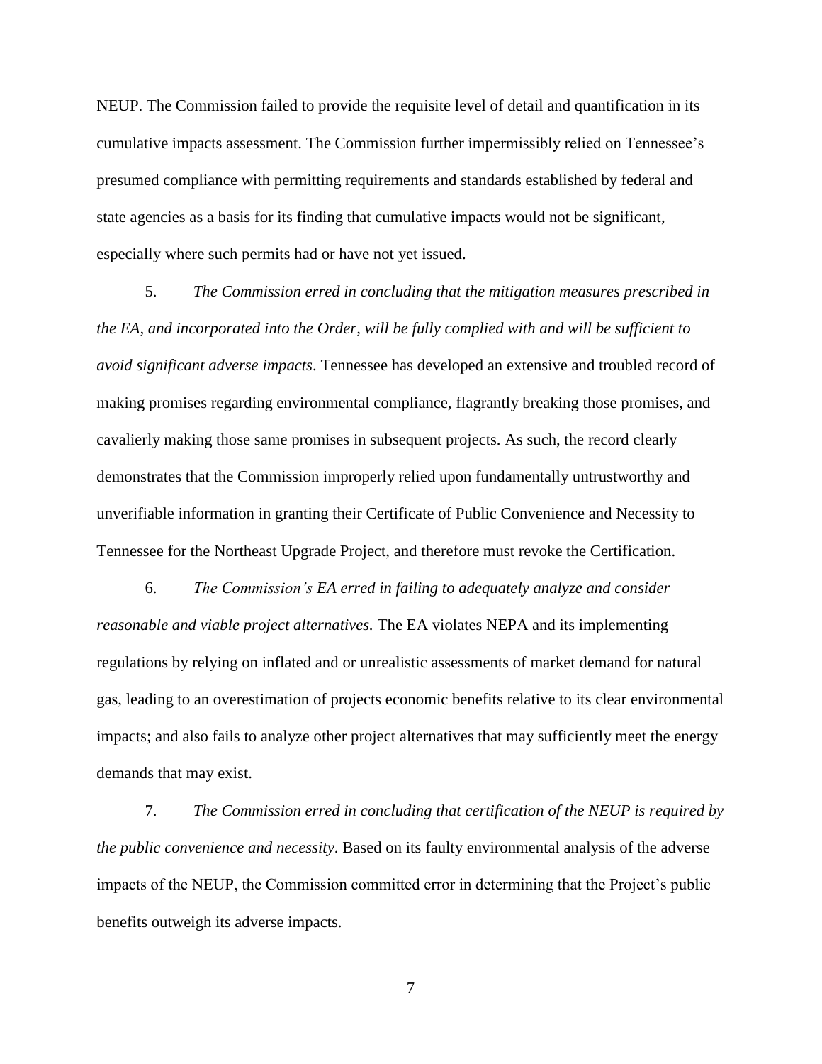NEUP. The Commission failed to provide the requisite level of detail and quantification in its cumulative impacts assessment. The Commission further impermissibly relied on Tennessee's presumed compliance with permitting requirements and standards established by federal and state agencies as a basis for its finding that cumulative impacts would not be significant, especially where such permits had or have not yet issued.

5. *The Commission erred in concluding that the mitigation measures prescribed in the EA, and incorporated into the Order, will be fully complied with and will be sufficient to avoid significant adverse impacts*. Tennessee has developed an extensive and troubled record of making promises regarding environmental compliance, flagrantly breaking those promises, and cavalierly making those same promises in subsequent projects. As such, the record clearly demonstrates that the Commission improperly relied upon fundamentally untrustworthy and unverifiable information in granting their Certificate of Public Convenience and Necessity to Tennessee for the Northeast Upgrade Project, and therefore must revoke the Certification.

6. *The Commission's EA erred in failing to adequately analyze and consider reasonable and viable project alternatives.* The EA violates NEPA and its implementing regulations by relying on inflated and or unrealistic assessments of market demand for natural gas, leading to an overestimation of projects economic benefits relative to its clear environmental impacts; and also fails to analyze other project alternatives that may sufficiently meet the energy demands that may exist.

7. *The Commission erred in concluding that certification of the NEUP is required by the public convenience and necessity*. Based on its faulty environmental analysis of the adverse impacts of the NEUP, the Commission committed error in determining that the Project's public benefits outweigh its adverse impacts.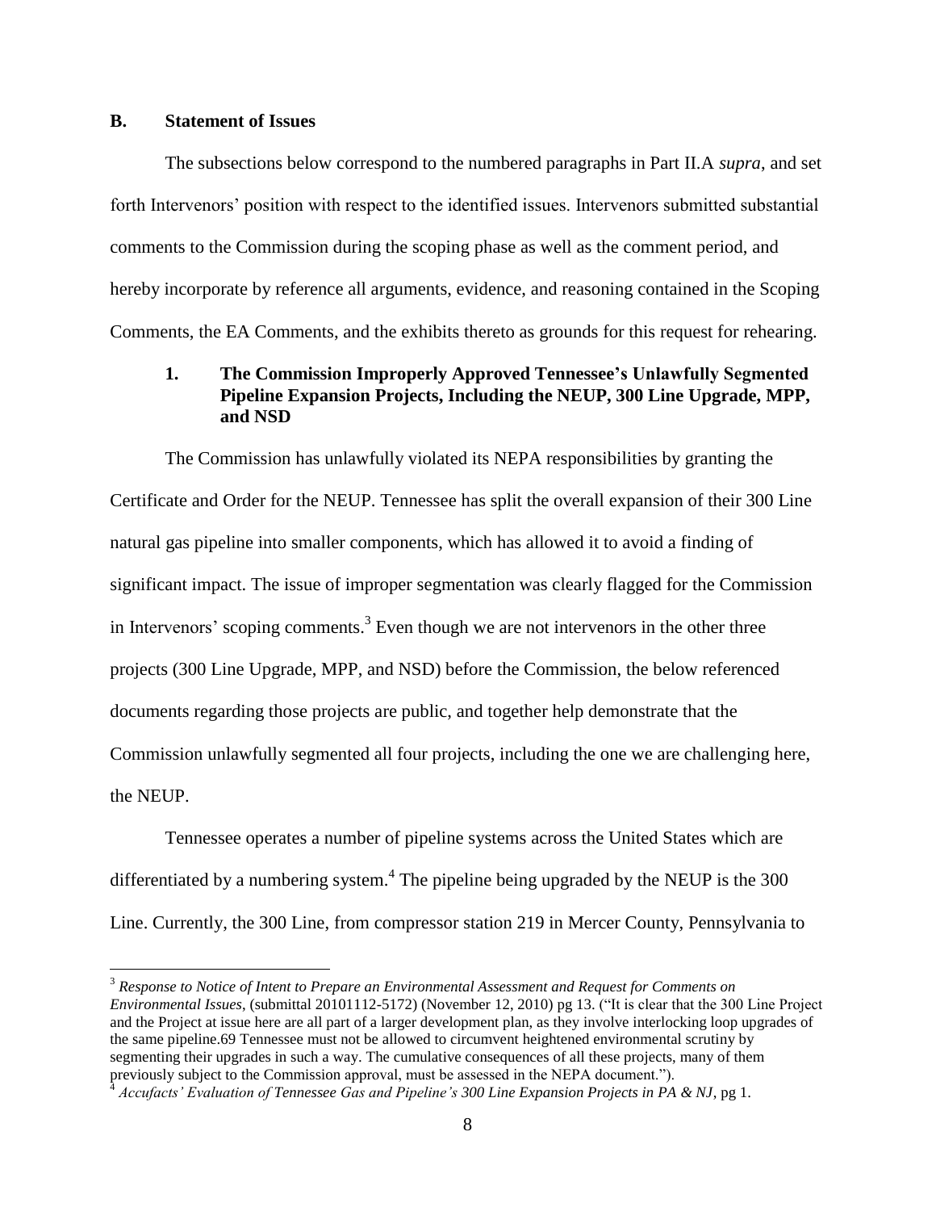## B. Statement of Issues

The subsections below correspond to the numbered paragraphs in Part II.A *supra*, and set forth Intervenors' position with respect to the identified issues. Intervenors submitted substantial comments to the Commission during the scoping phase as well as the comment period, and hereby incorporate by reference all arguments, evidence, and reasoning contained in the Scoping Comments, the EA Comments, and the exhibits thereto as grounds for this request for rehearing.

### 1. The Commission Improperly Approved Tennessee's Unlawfully Segmented Pipeline Expansion Projects, Including the NEUP, 300 Line Upgrade, MPP, and NSD

The Commission has unlawfully violated its NEPA responsibilities by granting the Certificate and Order for the NEUP. Tennessee has split the overall expansion of their 300 Line natural gas pipeline into smaller components, which has allowed it to avoid a finding of significant impact. The issue of improper segmentation was clearly flagged for the Commission in Intervenors' scoping comments.[3] Even though we are not intervenors in the other three projects (300 Line Upgrade, MPP, and NSD) before the Commission, the below referenced documents regarding those projects are public, and together help demonstrate that the Commission unlawfully segmented all four projects, including the one we are challenging here, the NEUP.

Tennessee operates a number of pipeline systems across the United States which are differentiated by a numbering system.[4] The pipeline being upgraded by the NEUP is the 300 Line. Currently, the 300 Line, from compressor station 219 in Mercer County, Pennsylvania to

---

[3] *Response to Notice of Intent to Prepare an Environmental Assessment and Request for Comments on Environmental Issues*, (submittal 20101112-5172) (November 12, 2010) pg 13. ("It is clear that the 300 Line Project and the Project at issue here are all part of a larger development plan, as they involve interlocking loop upgrades of the same pipeline.69 Tennessee must not be allowed to circumvent heightened environmental scrutiny by segmenting their upgrades in such a way. The cumulative consequences of all these projects, many of them previously subject to the Commission approval, must be assessed in the NEPA document.").

[4] *Accufacts' Evaluation of Tennessee Gas and Pipeline's 300 Line Expansion Projects in PA & NJ*, pg 1.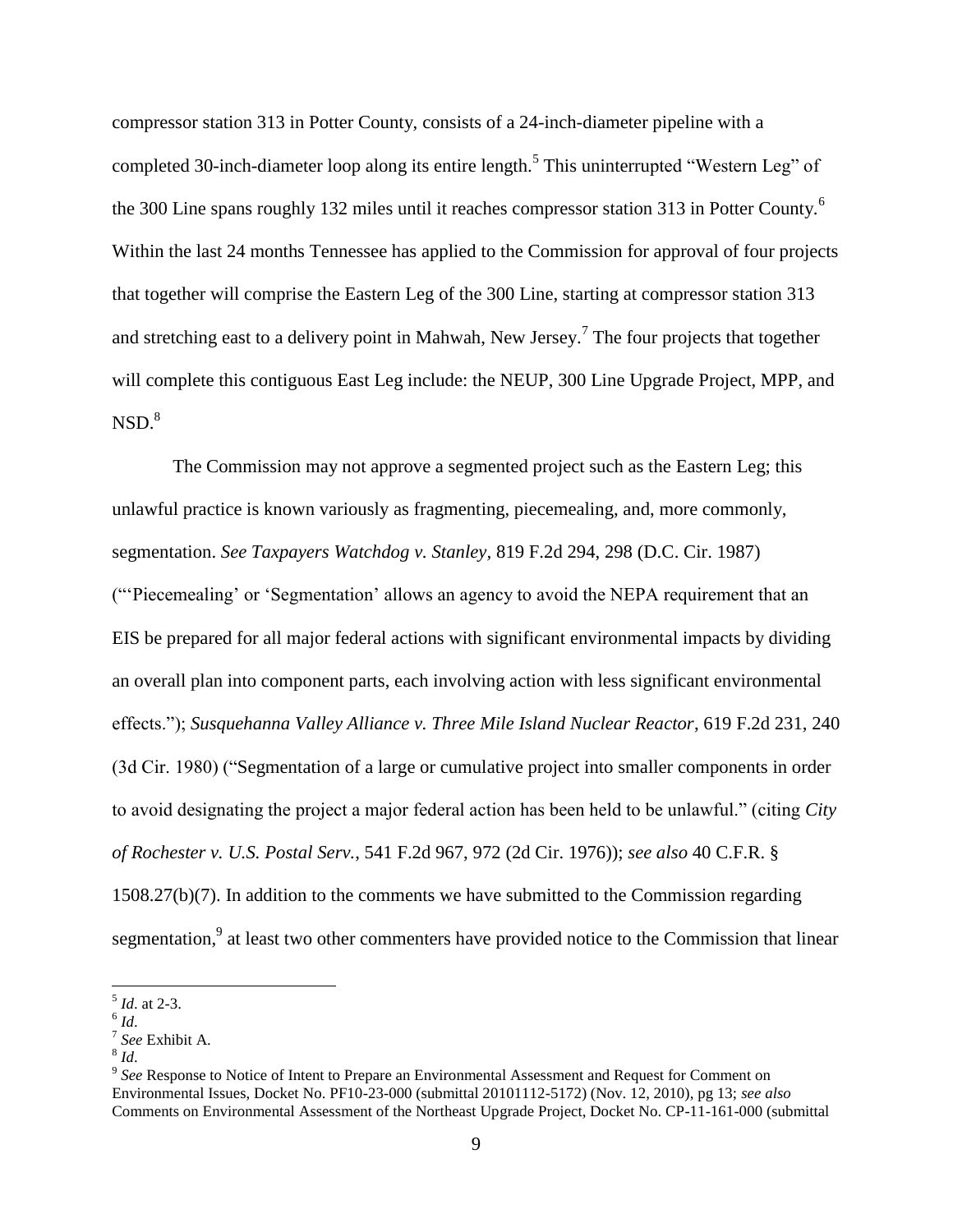compressor station 313 in Potter County, consists of a 24-inch-diameter pipeline with a completed 30-inch-diameter loop along its entire length.[5] This uninterrupted "Western Leg" of the 300 Line spans roughly 132 miles until it reaches compressor station 313 in Potter County.[6] Within the last 24 months Tennessee has applied to the Commission for approval of four projects that together will comprise the Eastern Leg of the 300 Line, starting at compressor station 313 and stretching east to a delivery point in Mahwah, New Jersey.[7] The four projects that together will complete this contiguous East Leg include: the NEUP, 300 Line Upgrade Project, MPP, and NSD.[8]

The Commission may not approve a segmented project such as the Eastern Leg; this unlawful practice is known variously as fragmenting, piecemealing, and, more commonly, segmentation. *See Taxpayers Watchdog v. Stanley*, 819 F.2d 294, 298 (D.C. Cir. 1987) ("'Piecemealing' or 'Segmentation' allows an agency to avoid the NEPA requirement that an EIS be prepared for all major federal actions with significant environmental impacts by dividing an overall plan into component parts, each involving action with less significant environmental effects."); *Susquehanna Valley Alliance v. Three Mile Island Nuclear Reactor*, 619 F.2d 231, 240 (3d Cir. 1980) ("Segmentation of a large or cumulative project into smaller components in order to avoid designating the project a major federal action has been held to be unlawful." (citing *City of Rochester v. U.S. Postal Serv.*, 541 F.2d 967, 972 (2d Cir. 1976)); *see also* 40 C.F.R. § 1508.27(b)(7). In addition to the comments we have submitted to the Commission regarding segmentation,[9] at least two other commenters have provided notice to the Commission that linear

---

[5] *Id*. at 2-3.

[6] *Id*.

[7] *See* Exhibit A.

[8] *Id*.

[9] *See* Response to Notice of Intent to Prepare an Environmental Assessment and Request for Comment on Environmental Issues, Docket No. PF10-23-000 (submittal 20101112-5172) (Nov. 12, 2010), pg 13; *see also* Comments on Environmental Assessment of the Northeast Upgrade Project, Docket No. CP-11-161-000 (submittal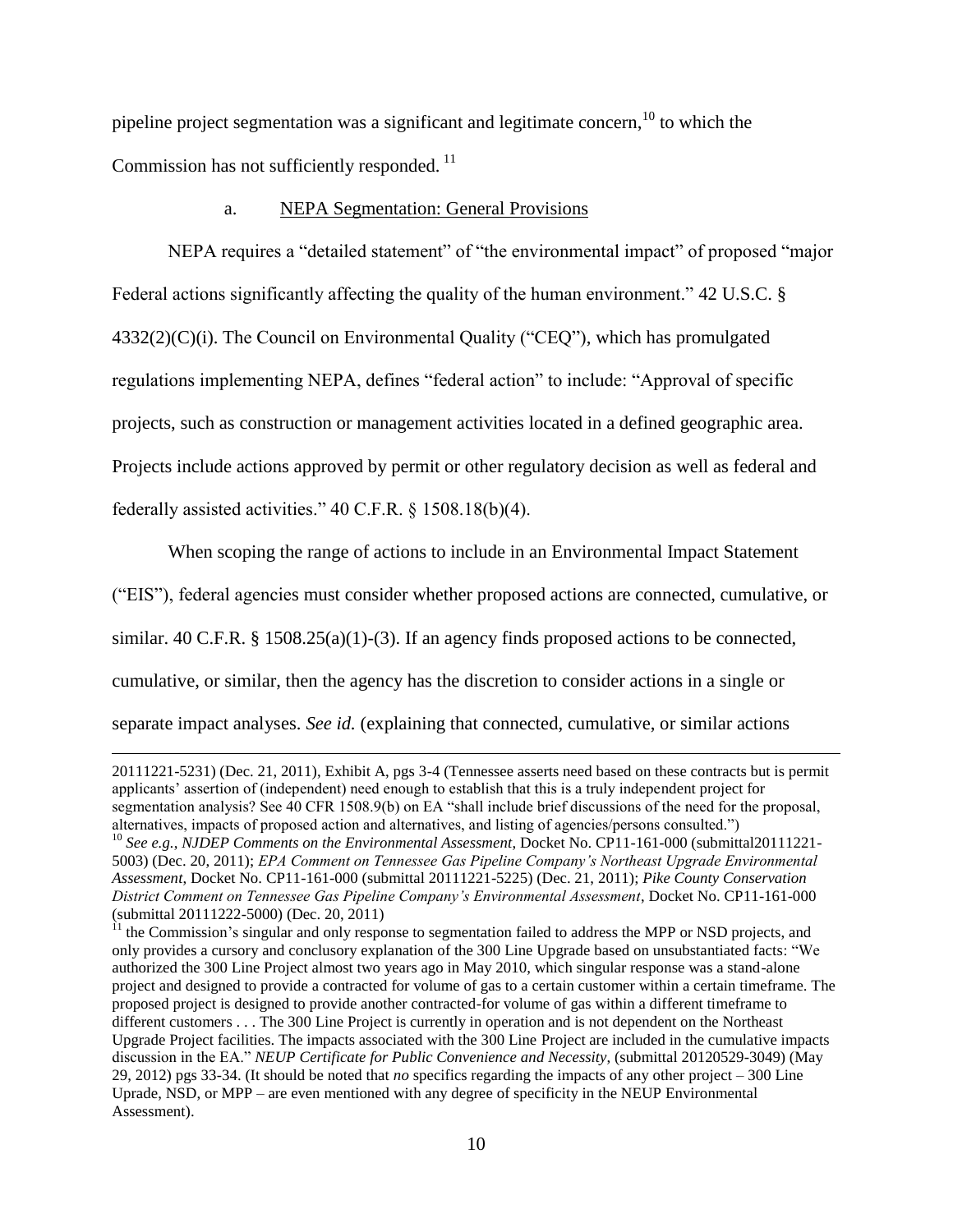pipeline project segmentation was a significant and legitimate concern,[10] to which the Commission has not sufficiently responded. [11]

a. NEPA Segmentation: General Provisions

NEPA requires a "detailed statement" of "the environmental impact" of proposed "major Federal actions significantly affecting the quality of the human environment." 42 U.S.C. § 4332(2)(C)(i). The Council on Environmental Quality ("CEQ"), which has promulgated regulations implementing NEPA, defines "federal action" to include: "Approval of specific projects, such as construction or management activities located in a defined geographic area. Projects include actions approved by permit or other regulatory decision as well as federal and federally assisted activities." 40 C.F.R. § 1508.18(b)(4).

When scoping the range of actions to include in an Environmental Impact Statement ("EIS"), federal agencies must consider whether proposed actions are connected, cumulative, or similar. 40 C.F.R. § 1508.25(a)(1)-(3). If an agency finds proposed actions to be connected, cumulative, or similar, then the agency has the discretion to consider actions in a single or separate impact analyses. *See id.* (explaining that connected, cumulative, or similar actions

---

20111221-5231) (Dec. 21, 2011), Exhibit A, pgs 3-4 (Tennessee asserts need based on these contracts but is permit applicants' assertion of (independent) need enough to establish that this is a truly independent project for segmentation analysis? See 40 CFR 1508.9(b) on EA "shall include brief discussions of the need for the proposal, alternatives, impacts of proposed action and alternatives, and listing of agencies/persons consulted.")

[10] *See e.g.*, *NJDEP Comments on the Environmental Assessment*, Docket No. CP11-161-000 (submittal20111221-5003) (Dec. 20, 2011); *EPA Comment on Tennessee Gas Pipeline Company's Northeast Upgrade Environmental Assessment*, Docket No. CP11-161-000 (submittal 20111221-5225) (Dec. 21, 2011); *Pike County Conservation District Comment on Tennessee Gas Pipeline Company's Environmental Assessment*, Docket No. CP11-161-000 (submittal 20111222-5000) (Dec. 20, 2011)

[11] the Commission's singular and only response to segmentation failed to address the MPP or NSD projects, and only provides a cursory and conclusory explanation of the 300 Line Upgrade based on unsubstantiated facts: "We authorized the 300 Line Project almost two years ago in May 2010, which singular response was a stand-alone project and designed to provide a contracted for volume of gas to a certain customer within a certain timeframe. The proposed project is designed to provide another contracted-for volume of gas within a different timeframe to different customers . . . The 300 Line Project is currently in operation and is not dependent on the Northeast Upgrade Project facilities. The impacts associated with the 300 Line Project are included in the cumulative impacts discussion in the EA." *NEUP Certificate for Public Convenience and Necessity*, (submittal 20120529-3049) (May 29, 2012) pgs 33-34. (It should be noted that *no* specifics regarding the impacts of any other project – 300 Line Uprade, NSD, or MPP – are even mentioned with any degree of specificity in the NEUP Environmental Assessment).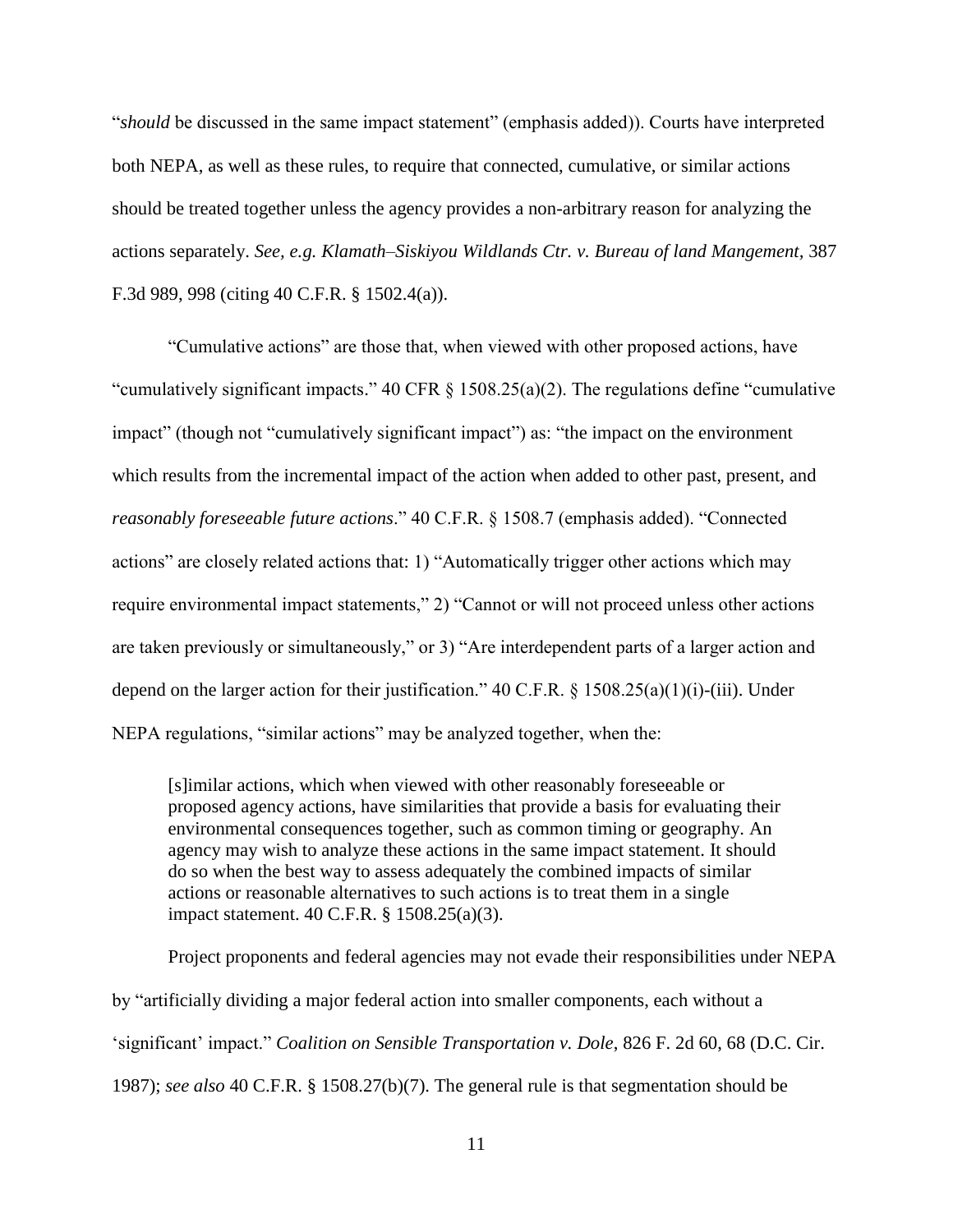"*should* be discussed in the same impact statement" (emphasis added)). Courts have interpreted both NEPA, as well as these rules, to require that connected, cumulative, or similar actions should be treated together unless the agency provides a non-arbitrary reason for analyzing the actions separately. *See, e.g. Klamath–Siskiyou Wildlands Ctr. v. Bureau of land Mangement,* 387 F.3d 989, 998 (citing 40 C.F.R. § 1502.4(a)).

"Cumulative actions" are those that, when viewed with other proposed actions, have "cumulatively significant impacts." 40 CFR § 1508.25(a)(2). The regulations define "cumulative impact" (though not "cumulatively significant impact") as: "the impact on the environment which results from the incremental impact of the action when added to other past, present, and *reasonably foreseeable future actions*." 40 C.F.R. § 1508.7 (emphasis added). "Connected actions" are closely related actions that: 1) "Automatically trigger other actions which may require environmental impact statements," 2) "Cannot or will not proceed unless other actions are taken previously or simultaneously," or 3) "Are interdependent parts of a larger action and depend on the larger action for their justification." 40 C.F.R. § 1508.25(a)(1)(i)-(iii). Under NEPA regulations, "similar actions" may be analyzed together, when the:

> [s]imilar actions, which when viewed with other reasonably foreseeable or proposed agency actions, have similarities that provide a basis for evaluating their environmental consequences together, such as common timing or geography. An agency may wish to analyze these actions in the same impact statement. It should do so when the best way to assess adequately the combined impacts of similar actions or reasonable alternatives to such actions is to treat them in a single impact statement. 40 C.F.R. § 1508.25(a)(3).

Project proponents and federal agencies may not evade their responsibilities under NEPA by "artificially dividing a major federal action into smaller components, each without a 'significant' impact." *Coalition on Sensible Transportation v. Dole*, 826 F. 2d 60, 68 (D.C. Cir. 1987); *see also* 40 C.F.R. § 1508.27(b)(7). The general rule is that segmentation should be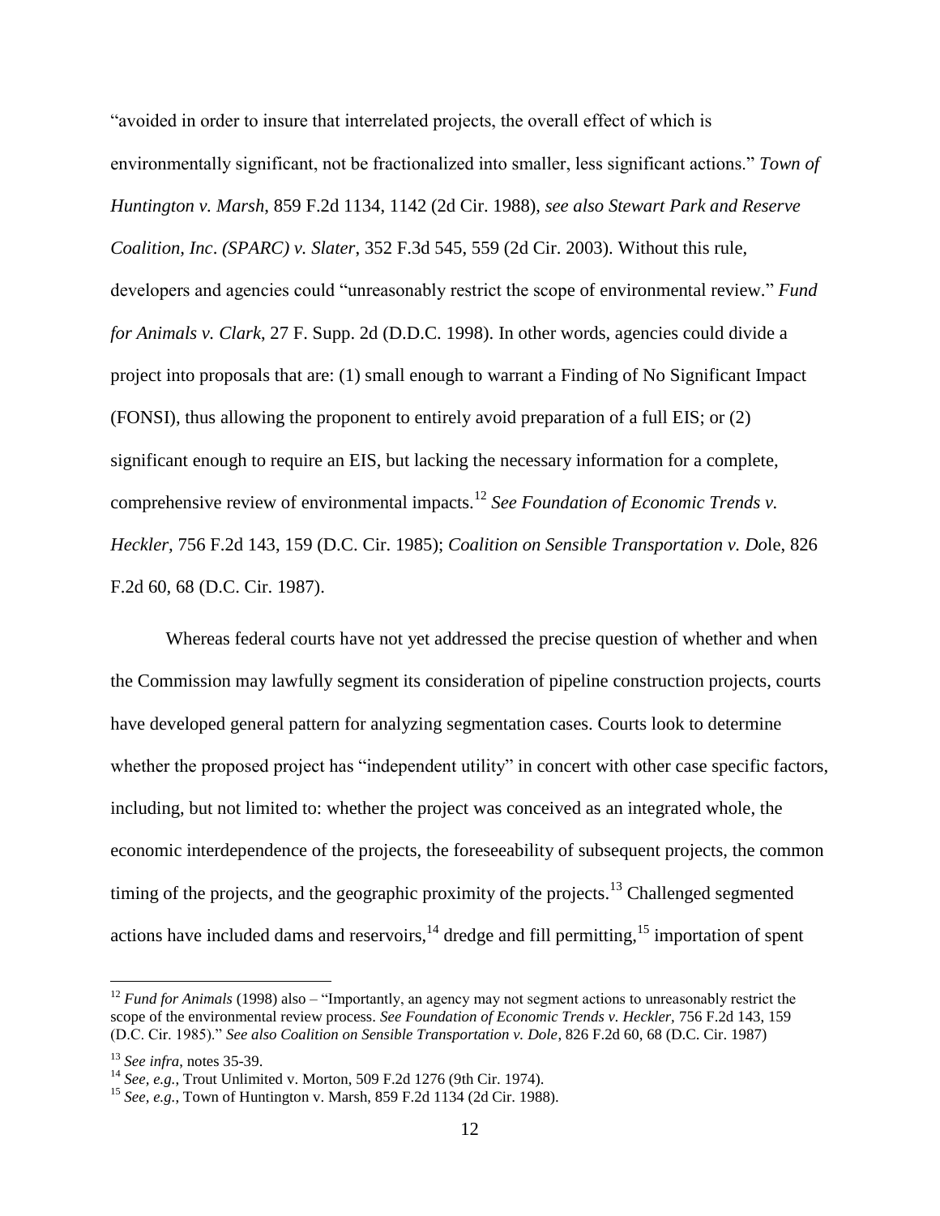"avoided in order to insure that interrelated projects, the overall effect of which is environmentally significant, not be fractionalized into smaller, less significant actions." *Town of Huntington v. Marsh*, 859 F.2d 1134, 1142 (2d Cir. 1988), *see also Stewart Park and Reserve Coalition, Inc. (SPARC) v. Slater*, 352 F.3d 545, 559 (2d Cir. 2003). Without this rule, developers and agencies could "unreasonably restrict the scope of environmental review." *Fund for Animals v. Clark*, 27 F. Supp. 2d (D.D.C. 1998). In other words, agencies could divide a project into proposals that are: (1) small enough to warrant a Finding of No Significant Impact (FONSI), thus allowing the proponent to entirely avoid preparation of a full EIS; or (2) significant enough to require an EIS, but lacking the necessary information for a complete, comprehensive review of environmental impacts.[12] *See Foundation of Economic Trends v. Heckler*, 756 F.2d 143, 159 (D.C. Cir. 1985); *Coalition on Sensible Transportation v. Do*le, 826 F.2d 60, 68 (D.C. Cir. 1987).

Whereas federal courts have not yet addressed the precise question of whether and when the Commission may lawfully segment its consideration of pipeline construction projects, courts have developed general pattern for analyzing segmentation cases. Courts look to determine whether the proposed project has "independent utility" in concert with other case specific factors, including, but not limited to: whether the project was conceived as an integrated whole, the economic interdependence of the projects, the foreseeability of subsequent projects, the common timing of the projects, and the geographic proximity of the projects.[13] Challenged segmented actions have included dams and reservoirs,[14] dredge and fill permitting,[15] importation of spent

---

[12] *Fund for Animals* (1998) also – "Importantly, an agency may not segment actions to unreasonably restrict the scope of the environmental review process. *See Foundation of Economic Trends v. Heckler*, 756 F.2d 143, 159 (D.C. Cir. 1985)." *See also Coalition on Sensible Transportation v. Dole*, 826 F.2d 60, 68 (D.C. Cir. 1987)

[13] *See infra*, notes 35-39.

[14] *See, e.g.,* Trout Unlimited v. Morton, 509 F.2d 1276 (9th Cir. 1974).

[15] *See, e.g.*, Town of Huntington v. Marsh, 859 F.2d 1134 (2d Cir. 1988).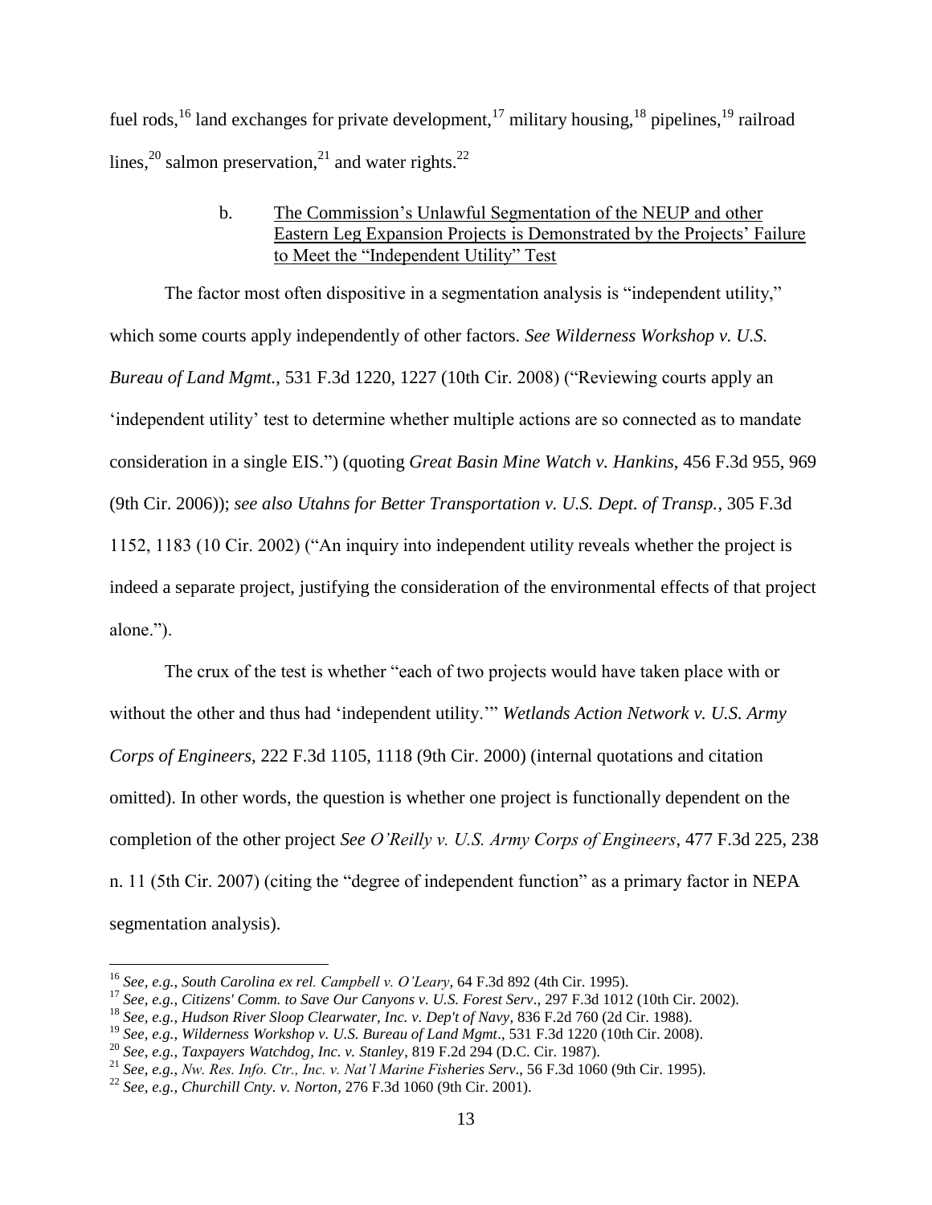fuel rods,[16] land exchanges for private development,[17] military housing,[18] pipelines,[19] railroad lines,[20] salmon preservation,[21] and water rights.[22]

b. <u>The Commission's Unlawful Segmentation of the NEUP and other Eastern Leg Expansion Projects is Demonstrated by the Projects' Failure to Meet the "Independent Utility" Test</u>

The factor most often dispositive in a segmentation analysis is "independent utility," which some courts apply independently of other factors. *See Wilderness Workshop v. U.S. Bureau of Land Mgmt.*, 531 F.3d 1220, 1227 (10th Cir. 2008) ("Reviewing courts apply an 'independent utility' test to determine whether multiple actions are so connected as to mandate consideration in a single EIS.") (quoting *Great Basin Mine Watch v. Hankins*, 456 F.3d 955, 969 (9th Cir. 2006)); *see also Utahns for Better Transportation v. U.S. Dept. of Transp.*, 305 F.3d 1152, 1183 (10 Cir. 2002) ("An inquiry into independent utility reveals whether the project is indeed a separate project, justifying the consideration of the environmental effects of that project alone.").

The crux of the test is whether "each of two projects would have taken place with or without the other and thus had 'independent utility.'" *Wetlands Action Network v. U.S. Army Corps of Engineers*, 222 F.3d 1105, 1118 (9th Cir. 2000) (internal quotations and citation omitted). In other words, the question is whether one project is functionally dependent on the completion of the other project *See O'Reilly v. U.S. Army Corps of Engineers*, 477 F.3d 225, 238 n. 11 (5th Cir. 2007) (citing the "degree of independent function" as a primary factor in NEPA segmentation analysis).

---

[16] *See, e.g., South Carolina ex rel. Campbell v. O'Leary*, 64 F.3d 892 (4th Cir. 1995).

[17] *See, e.g., Citizens' Comm. to Save Our Canyons v. U.S. Forest Serv*., 297 F.3d 1012 (10th Cir. 2002).

[18] *See, e.g., Hudson River Sloop Clearwater, Inc. v. Dep't of Navy*, 836 F.2d 760 (2d Cir. 1988).

[19] *See, e.g., Wilderness Workshop v. U.S. Bureau of Land Mgmt*., 531 F.3d 1220 (10th Cir. 2008).

[20] *See, e.g., Taxpayers Watchdog, Inc. v. Stanley*, 819 F.2d 294 (D.C. Cir. 1987).

[21] *See, e.g., Nw. Res. Info. Ctr., Inc. v. Nat'l Marine Fisheries Serv*., 56 F.3d 1060 (9th Cir. 1995).

[22] *See, e.g., Churchill Cnty. v. Norton*, 276 F.3d 1060 (9th Cir. 2001).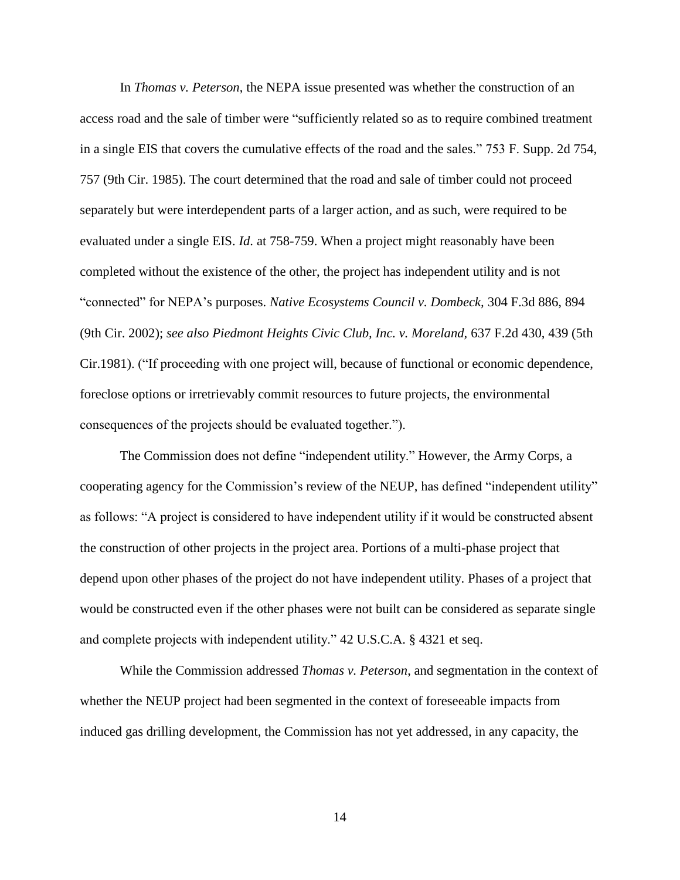In *Thomas v. Peterson*, the NEPA issue presented was whether the construction of an access road and the sale of timber were "sufficiently related so as to require combined treatment in a single EIS that covers the cumulative effects of the road and the sales." 753 F. Supp. 2d 754, 757 (9th Cir. 1985). The court determined that the road and sale of timber could not proceed separately but were interdependent parts of a larger action, and as such, were required to be evaluated under a single EIS. *Id*. at 758-759. When a project might reasonably have been completed without the existence of the other, the project has independent utility and is not "connected" for NEPA's purposes. *Native Ecosystems Council v. Dombeck,* 304 F.3d 886, 894 (9th Cir. 2002); *see also Piedmont Heights Civic Club, Inc. v. Moreland*, 637 F.2d 430, 439 (5th Cir.1981). ("If proceeding with one project will, because of functional or economic dependence, foreclose options or irretrievably commit resources to future projects, the environmental consequences of the projects should be evaluated together.").

The Commission does not define "independent utility." However, the Army Corps, a cooperating agency for the Commission's review of the NEUP, has defined "independent utility" as follows: "A project is considered to have independent utility if it would be constructed absent the construction of other projects in the project area. Portions of a multi-phase project that depend upon other phases of the project do not have independent utility. Phases of a project that would be constructed even if the other phases were not built can be considered as separate single and complete projects with independent utility." 42 U.S.C.A. § 4321 et seq.

While the Commission addressed *Thomas v. Peterson*, and segmentation in the context of whether the NEUP project had been segmented in the context of foreseeable impacts from induced gas drilling development, the Commission has not yet addressed, in any capacity, the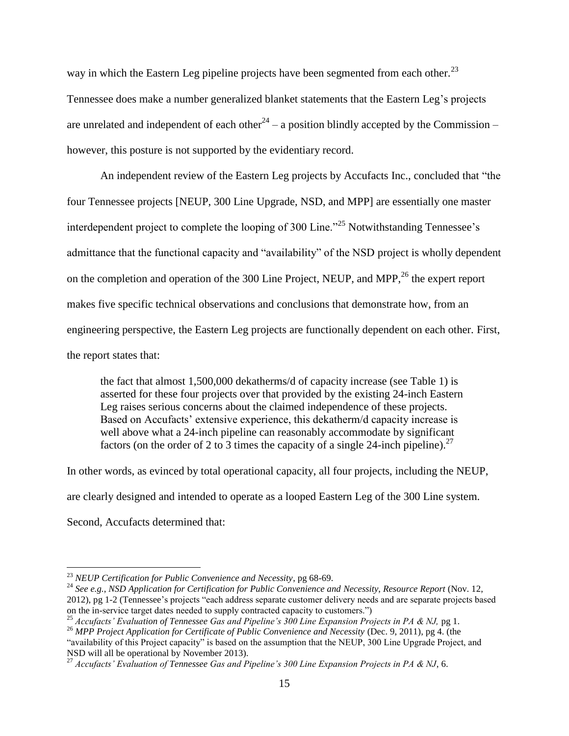way in which the Eastern Leg pipeline projects have been segmented from each other.[23] Tennessee does make a number generalized blanket statements that the Eastern Leg's projects are unrelated and independent of each other[24] – a position blindly accepted by the Commission – however, this posture is not supported by the evidentiary record.

An independent review of the Eastern Leg projects by Accufacts Inc., concluded that "the four Tennessee projects [NEUP, 300 Line Upgrade, NSD, and MPP] are essentially one master interdependent project to complete the looping of 300 Line."[25] Notwithstanding Tennessee's admittance that the functional capacity and "availability" of the NSD project is wholly dependent on the completion and operation of the 300 Line Project, NEUP, and MPP,[26] the expert report makes five specific technical observations and conclusions that demonstrate how, from an engineering perspective, the Eastern Leg projects are functionally dependent on each other. First, the report states that:

> the fact that almost 1,500,000 dekatherms/d of capacity increase (see Table 1) is asserted for these four projects over that provided by the existing 24-inch Eastern Leg raises serious concerns about the claimed independence of these projects. Based on Accufacts' extensive experience, this dekatherm/d capacity increase is well above what a 24-inch pipeline can reasonably accommodate by significant factors (on the order of 2 to 3 times the capacity of a single 24-inch pipeline).[27]

In other words, as evinced by total operational capacity, all four projects, including the NEUP, are clearly designed and intended to operate as a looped Eastern Leg of the 300 Line system. Second, Accufacts determined that:

---

[23] *NEUP Certification for Public Convenience and Necessity*, pg 68-69.

[24] *See e.g., NSD Application for Certification for Public Convenience and Necessity, Resource Report* (Nov. 12, 2012), pg 1-2 (Tennessee's projects "each address separate customer delivery needs and are separate projects based on the in-service target dates needed to supply contracted capacity to customers.")

[25] *Accufacts' Evaluation of Tennessee Gas and Pipeline's 300 Line Expansion Projects in PA & NJ,* pg 1.

[26] *MPP Project Application for Certificate of Public Convenience and Necessity* (Dec. 9, 2011), pg 4. (the "availability of this Project capacity" is based on the assumption that the NEUP, 300 Line Upgrade Project, and NSD will all be operational by November 2013).

[27] *Accufacts' Evaluation of Tennessee Gas and Pipeline's 300 Line Expansion Projects in PA & NJ*, 6.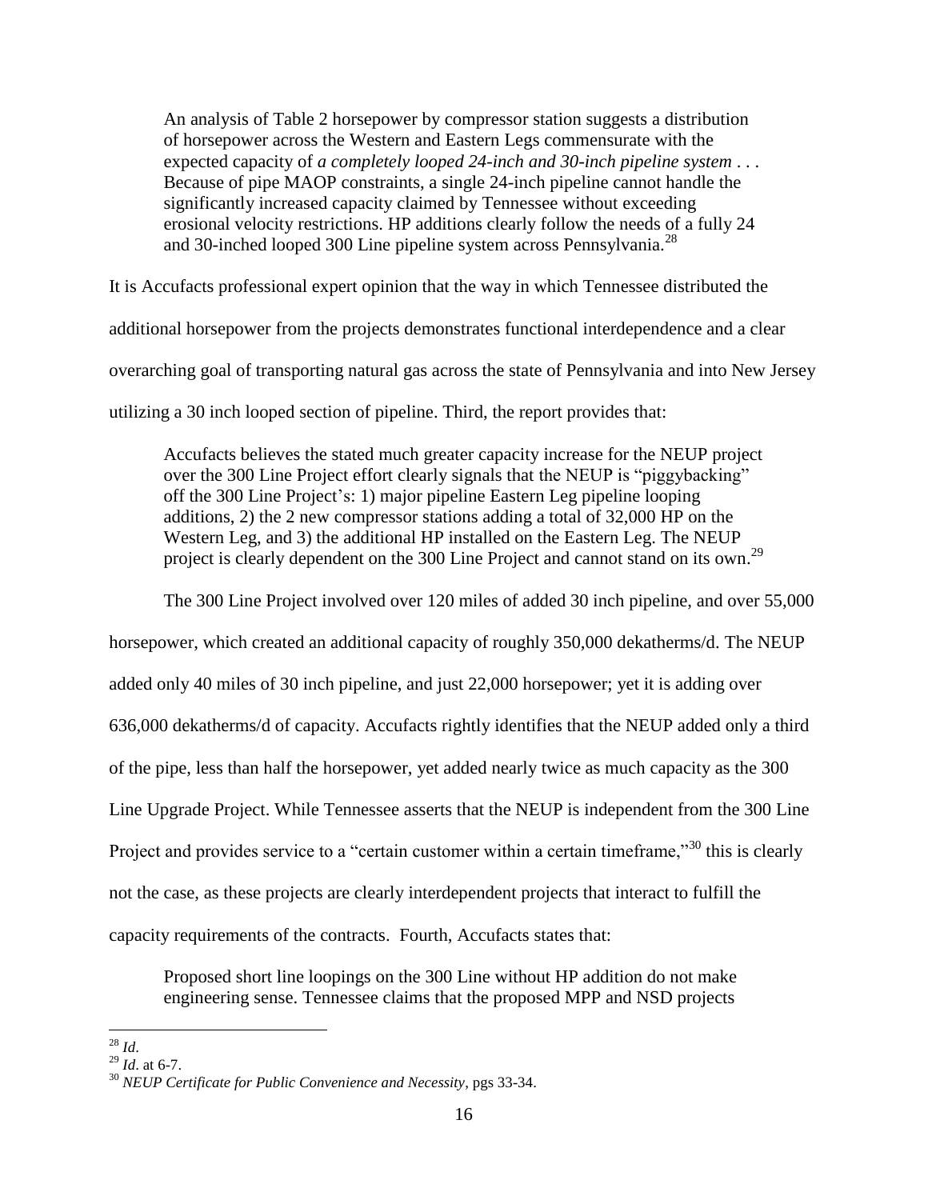> An analysis of Table 2 horsepower by compressor station suggests a distribution of horsepower across the Western and Eastern Legs commensurate with the expected capacity of *a completely looped 24-inch and 30-inch pipeline system* . . . Because of pipe MAOP constraints, a single 24-inch pipeline cannot handle the significantly increased capacity claimed by Tennessee without exceeding erosional velocity restrictions. HP additions clearly follow the needs of a fully 24 and 30-inched looped 300 Line pipeline system across Pennsylvania.[28]

It is Accufacts professional expert opinion that the way in which Tennessee distributed the additional horsepower from the projects demonstrates functional interdependence and a clear overarching goal of transporting natural gas across the state of Pennsylvania and into New Jersey utilizing a 30 inch looped section of pipeline. Third, the report provides that:

> Accufacts believes the stated much greater capacity increase for the NEUP project over the 300 Line Project effort clearly signals that the NEUP is "piggybacking" off the 300 Line Project's: 1) major pipeline Eastern Leg pipeline looping additions, 2) the 2 new compressor stations adding a total of 32,000 HP on the Western Leg, and 3) the additional HP installed on the Eastern Leg. The NEUP project is clearly dependent on the 300 Line Project and cannot stand on its own.[29]

The 300 Line Project involved over 120 miles of added 30 inch pipeline, and over 55,000 horsepower, which created an additional capacity of roughly 350,000 dekatherms/d. The NEUP added only 40 miles of 30 inch pipeline, and just 22,000 horsepower; yet it is adding over 636,000 dekatherms/d of capacity. Accufacts rightly identifies that the NEUP added only a third of the pipe, less than half the horsepower, yet added nearly twice as much capacity as the 300 Line Upgrade Project. While Tennessee asserts that the NEUP is independent from the 300 Line Project and provides service to a "certain customer within a certain timeframe,"[30] this is clearly not the case, as these projects are clearly interdependent projects that interact to fulfill the capacity requirements of the contracts. Fourth, Accufacts states that:

> Proposed short line loopings on the 300 Line without HP addition do not make engineering sense. Tennessee claims that the proposed MPP and NSD projects

---

[28] *Id*.

[29] *Id*. at 6-7.

[30] *NEUP Certificate for Public Convenience and Necessity*, pgs 33-34.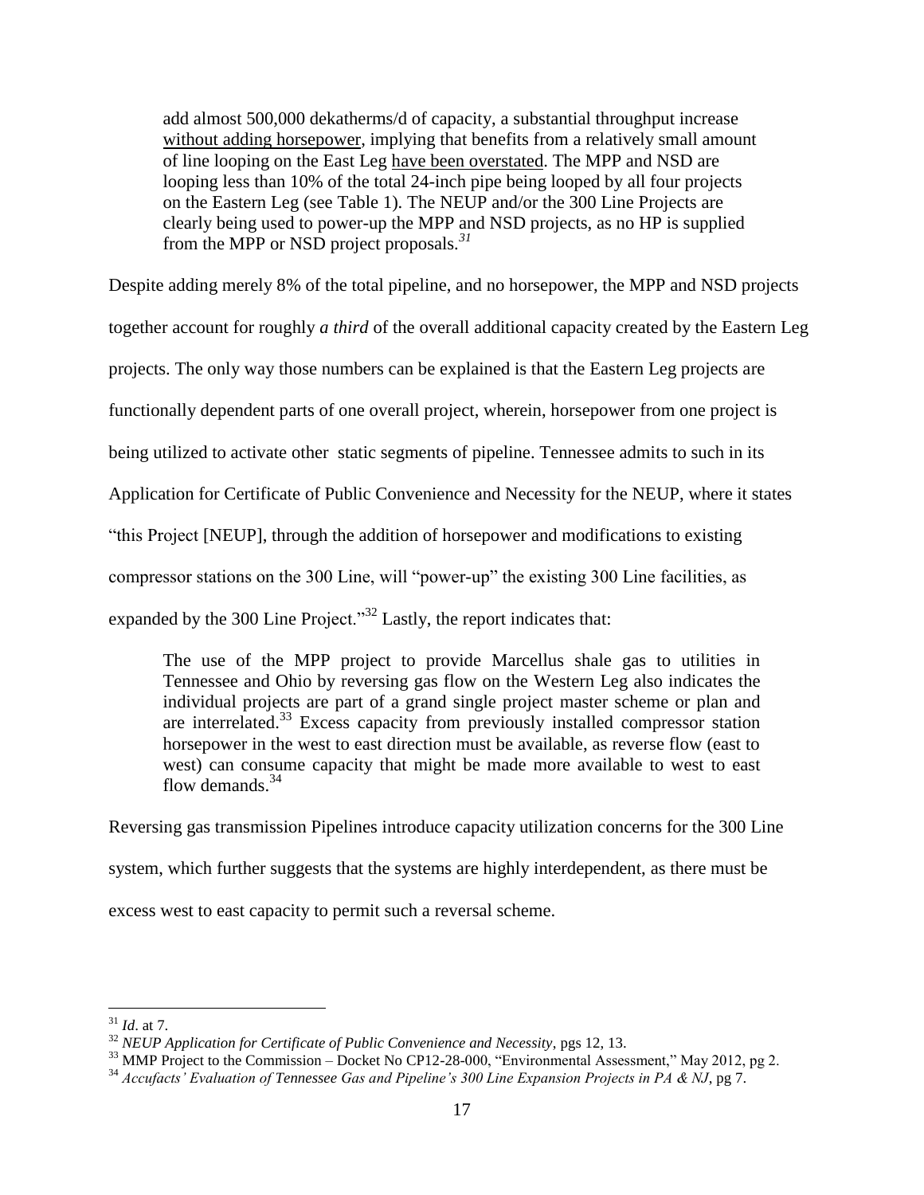> add almost 500,000 dekatherms/d of capacity, a substantial throughput increase without adding horsepower, implying that benefits from a relatively small amount of line looping on the East Leg have been overstated. The MPP and NSD are looping less than 10% of the total 24-inch pipe being looped by all four projects on the Eastern Leg (see Table 1). The NEUP and/or the 300 Line Projects are clearly being used to power-up the MPP and NSD projects, as no HP is supplied from the MPP or NSD project proposals.[31]

Despite adding merely 8% of the total pipeline, and no horsepower, the MPP and NSD projects together account for roughly *a third* of the overall additional capacity created by the Eastern Leg projects. The only way those numbers can be explained is that the Eastern Leg projects are functionally dependent parts of one overall project, wherein, horsepower from one project is being utilized to activate other static segments of pipeline. Tennessee admits to such in its Application for Certificate of Public Convenience and Necessity for the NEUP, where it states "this Project [NEUP], through the addition of horsepower and modifications to existing compressor stations on the 300 Line, will "power-up" the existing 300 Line facilities, as expanded by the 300 Line Project."[32] Lastly, the report indicates that:

> The use of the MPP project to provide Marcellus shale gas to utilities in Tennessee and Ohio by reversing gas flow on the Western Leg also indicates the individual projects are part of a grand single project master scheme or plan and are interrelated.[33] Excess capacity from previously installed compressor station horsepower in the west to east direction must be available, as reverse flow (east to west) can consume capacity that might be made more available to west to east flow demands.[34]

Reversing gas transmission Pipelines introduce capacity utilization concerns for the 300 Line system, which further suggests that the systems are highly interdependent, as there must be excess west to east capacity to permit such a reversal scheme.

---

[31] *Id*. at 7.

[32] *NEUP Application for Certificate of Public Convenience and Necessity*, pgs 12, 13.

[33] MMP Project to the Commission – Docket No CP12-28-000, "Environmental Assessment," May 2012, pg 2.

[34] *Accufacts' Evaluation of Tennessee Gas and Pipeline's 300 Line Expansion Projects in PA & NJ*, pg 7.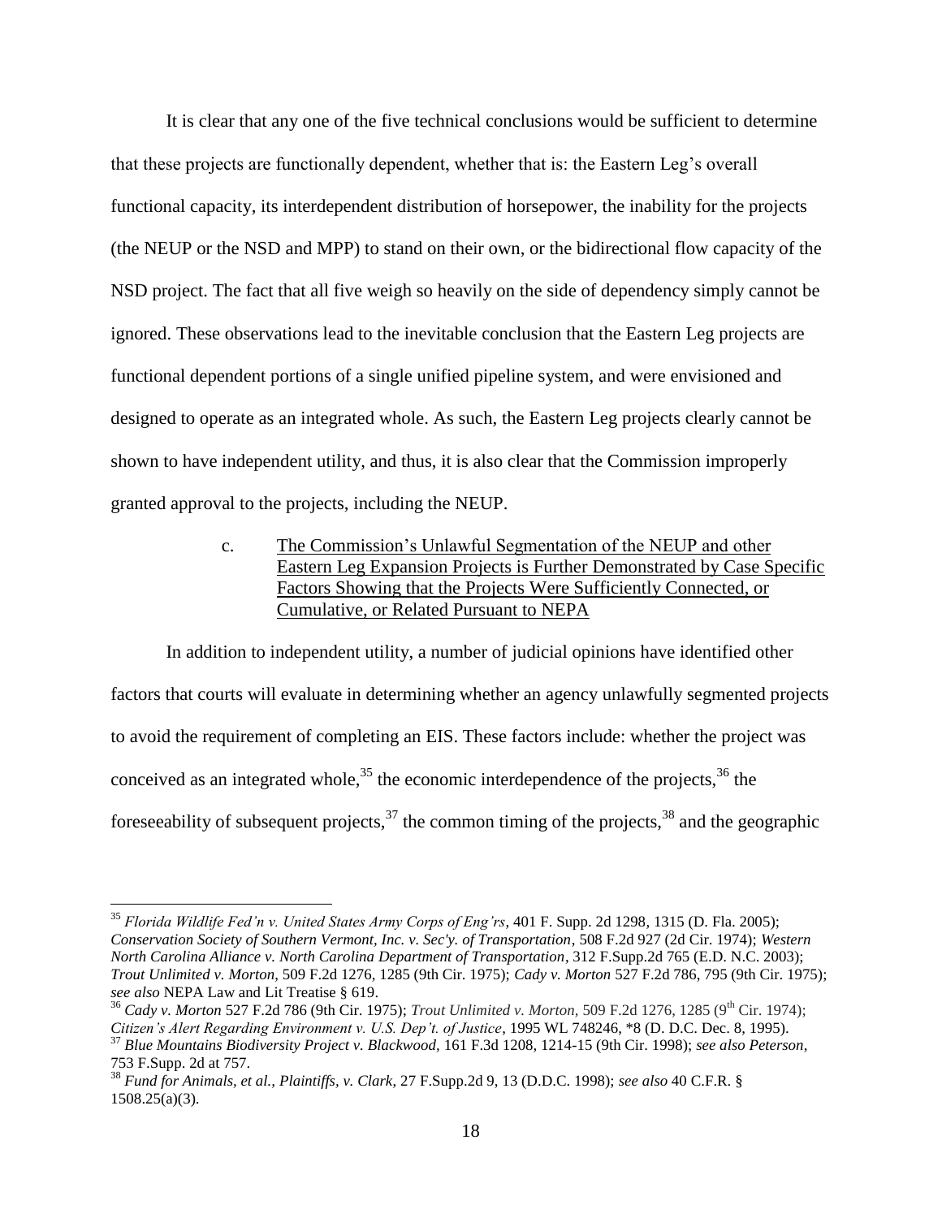It is clear that any one of the five technical conclusions would be sufficient to determine that these projects are functionally dependent, whether that is: the Eastern Leg's overall functional capacity, its interdependent distribution of horsepower, the inability for the projects (the NEUP or the NSD and MPP) to stand on their own, or the bidirectional flow capacity of the NSD project. The fact that all five weigh so heavily on the side of dependency simply cannot be ignored. These observations lead to the inevitable conclusion that the Eastern Leg projects are functional dependent portions of a single unified pipeline system, and were envisioned and designed to operate as an integrated whole. As such, the Eastern Leg projects clearly cannot be shown to have independent utility, and thus, it is also clear that the Commission improperly granted approval to the projects, including the NEUP.

c. The Commission's Unlawful Segmentation of the NEUP and other Eastern Leg Expansion Projects is Further Demonstrated by Case Specific Factors Showing that the Projects Were Sufficiently Connected, or Cumulative, or Related Pursuant to NEPA

In addition to independent utility, a number of judicial opinions have identified other factors that courts will evaluate in determining whether an agency unlawfully segmented projects to avoid the requirement of completing an EIS. These factors include: whether the project was conceived as an integrated whole,[35] the economic interdependence of the projects,[36] the foreseeability of subsequent projects,[37] the common timing of the projects,[38] and the geographic

---

[35] *Florida Wildlife Fed'n v. United States Army Corps of Eng'rs*, 401 F. Supp. 2d 1298, 1315 (D. Fla. 2005); *Conservation Society of Southern Vermont, Inc. v. Sec'y. of Transportation*, 508 F.2d 927 (2d Cir. 1974); *Western North Carolina Alliance v. North Carolina Department of Transportation*, 312 F.Supp.2d 765 (E.D. N.C. 2003); *Trout Unlimited v. Morton*, 509 F.2d 1276, 1285 (9th Cir. 1975); *Cady v. Morton* 527 F.2d 786, 795 (9th Cir. 1975); *see also* NEPA Law and Lit Treatise § 619.

[36] *Cady v. Morton* 527 F.2d 786 (9th Cir. 1975); *Trout Unlimited v. Morton,* 509 F.2d 1276, 1285 (9th Cir. 1974); *Citizen's Alert Regarding Environment v. U.S. Dep't. of Justice*, 1995 WL 748246, *8 (D. D.C. Dec. 8, 1995).

[37] *Blue Mountains Biodiversity Project v. Blackwood,* 161 F.3d 1208, 1214-15 (9th Cir. 1998); *see also Peterson*, 753 F.Supp. 2d at 757.

[38] *Fund for Animals, et al., Plaintiffs, v. Clark,* 27 F.Supp.2d 9, 13 (D.D.C. 1998); *see also* 40 C.F.R. § 1508.25(a)(3).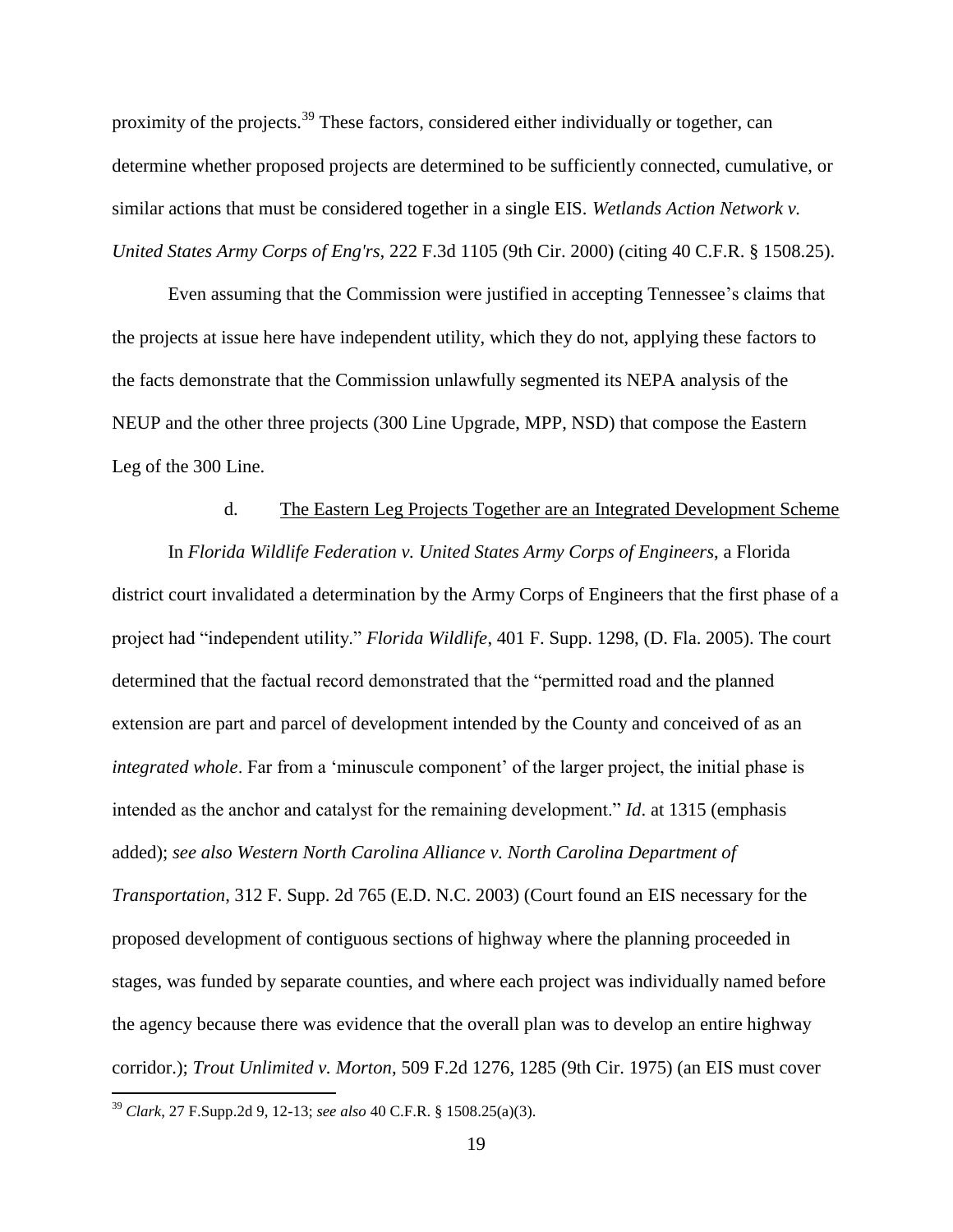proximity of the projects.[39] These factors, considered either individually or together, can determine whether proposed projects are determined to be sufficiently connected, cumulative, or similar actions that must be considered together in a single EIS. *Wetlands Action Network v. United States Army Corps of Eng'rs*, 222 F.3d 1105 (9th Cir. 2000) (citing 40 C.F.R. § 1508.25).

Even assuming that the Commission were justified in accepting Tennessee's claims that the projects at issue here have independent utility, which they do not, applying these factors to the facts demonstrate that the Commission unlawfully segmented its NEPA analysis of the NEUP and the other three projects (300 Line Upgrade, MPP, NSD) that compose the Eastern Leg of the 300 Line.

d. The Eastern Leg Projects Together are an Integrated Development Scheme

In *Florida Wildlife Federation v. United States Army Corps of Engineers*, a Florida district court invalidated a determination by the Army Corps of Engineers that the first phase of a project had "independent utility." *Florida Wildlife*, 401 F. Supp. 1298, (D. Fla. 2005). The court determined that the factual record demonstrated that the "permitted road and the planned extension are part and parcel of development intended by the County and conceived of as an *integrated whole*. Far from a 'minuscule component' of the larger project, the initial phase is intended as the anchor and catalyst for the remaining development." *Id*. at 1315 (emphasis added); *see also Western North Carolina Alliance v. North Carolina Department of Transportation*, 312 F. Supp. 2d 765 (E.D. N.C. 2003) (Court found an EIS necessary for the proposed development of contiguous sections of highway where the planning proceeded in stages, was funded by separate counties, and where each project was individually named before the agency because there was evidence that the overall plan was to develop an entire highway corridor.); *Trout Unlimited v. Morton*, 509 F.2d 1276, 1285 (9th Cir. 1975) (an EIS must cover

[39] *Clark*, 27 F.Supp.2d 9, 12-13; *see also* 40 C.F.R. § 1508.25(a)(3).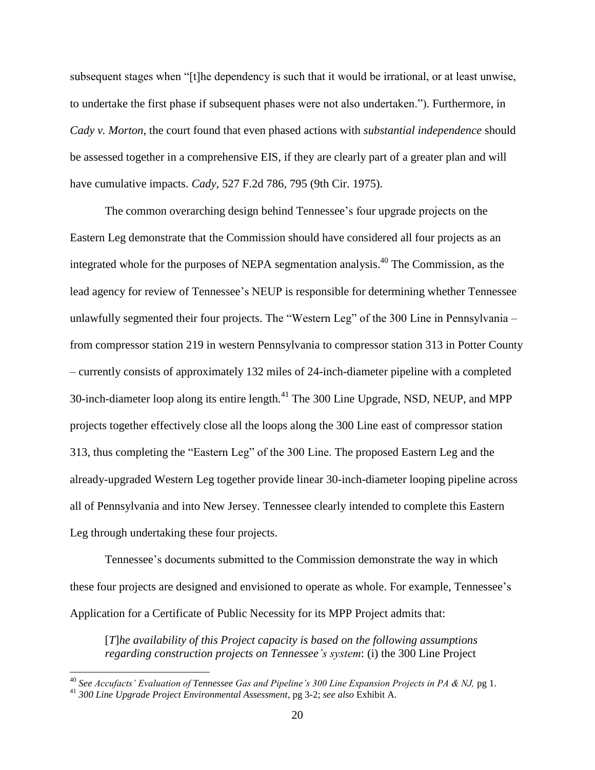subsequent stages when "[t]he dependency is such that it would be irrational, or at least unwise, to undertake the first phase if subsequent phases were not also undertaken."). Furthermore, in *Cady v. Morton*, the court found that even phased actions with *substantial independence* should be assessed together in a comprehensive EIS, if they are clearly part of a greater plan and will have cumulative impacts. *Cady*, 527 F.2d 786, 795 (9th Cir. 1975).

The common overarching design behind Tennessee's four upgrade projects on the Eastern Leg demonstrate that the Commission should have considered all four projects as an integrated whole for the purposes of NEPA segmentation analysis.[40] The Commission, as the lead agency for review of Tennessee's NEUP is responsible for determining whether Tennessee unlawfully segmented their four projects. The "Western Leg" of the 300 Line in Pennsylvania – from compressor station 219 in western Pennsylvania to compressor station 313 in Potter County – currently consists of approximately 132 miles of 24-inch-diameter pipeline with a completed 30-inch-diameter loop along its entire length.[41] The 300 Line Upgrade, NSD, NEUP, and MPP projects together effectively close all the loops along the 300 Line east of compressor station 313, thus completing the "Eastern Leg" of the 300 Line. The proposed Eastern Leg and the already-upgraded Western Leg together provide linear 30-inch-diameter looping pipeline across all of Pennsylvania and into New Jersey. Tennessee clearly intended to complete this Eastern Leg through undertaking these four projects.

Tennessee's documents submitted to the Commission demonstrate the way in which these four projects are designed and envisioned to operate as whole. For example, Tennessee's Application for a Certificate of Public Necessity for its MPP Project admits that:

> [*T*]*he availability of this Project capacity is based on the following assumptions regarding construction projects on Tennessee's system*: (i) the 300 Line Project

---

[40] *See Accufacts' Evaluation of Tennessee Gas and Pipeline's 300 Line Expansion Projects in PA & NJ,* pg 1.

[41] *300 Line Upgrade Project Environmental Assessment*, pg 3-2; *see also* Exhibit A.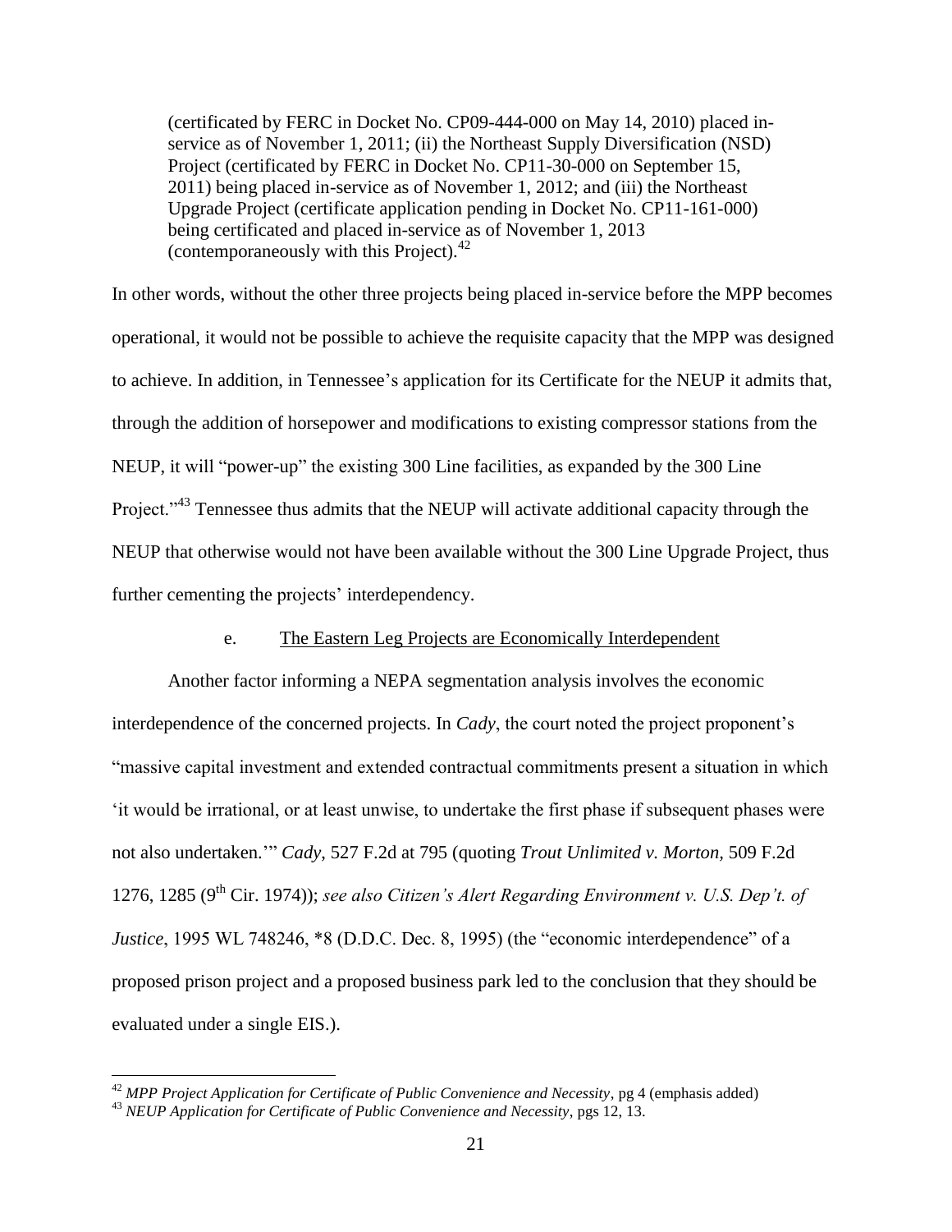> (certificated by FERC in Docket No. CP09-444-000 on May 14, 2010) placed in-service as of November 1, 2011; (ii) the Northeast Supply Diversification (NSD) Project (certificated by FERC in Docket No. CP11-30-000 on September 15, 2011) being placed in-service as of November 1, 2012; and (iii) the Northeast Upgrade Project (certificate application pending in Docket No. CP11-161-000) being certificated and placed in-service as of November 1, 2013 (contemporaneously with this Project).[42]

In other words, without the other three projects being placed in-service before the MPP becomes operational, it would not be possible to achieve the requisite capacity that the MPP was designed to achieve. In addition, in Tennessee's application for its Certificate for the NEUP it admits that, through the addition of horsepower and modifications to existing compressor stations from the NEUP, it will "power-up" the existing 300 Line facilities, as expanded by the 300 Line Project."[43] Tennessee thus admits that the NEUP will activate additional capacity through the NEUP that otherwise would not have been available without the 300 Line Upgrade Project, thus further cementing the projects' interdependency.

e. The Eastern Leg Projects are Economically Interdependent

Another factor informing a NEPA segmentation analysis involves the economic interdependence of the concerned projects. In *Cady*, the court noted the project proponent's "massive capital investment and extended contractual commitments present a situation in which 'it would be irrational, or at least unwise, to undertake the first phase if subsequent phases were not also undertaken.'" *Cady*, 527 F.2d at 795 (quoting *Trout Unlimited v. Morton*, 509 F.2d 1276, 1285 (9th Cir. 1974)); *see also Citizen's Alert Regarding Environment v. U.S. Dep't. of Justice*, 1995 WL 748246, \*8 (D.D.C. Dec. 8, 1995) (the "economic interdependence" of a proposed prison project and a proposed business park led to the conclusion that they should be evaluated under a single EIS.).

---

[42] *MPP Project Application for Certificate of Public Convenience and Necessity*, pg 4 (emphasis added)

[43] *NEUP Application for Certificate of Public Convenience and Necessity*, pgs 12, 13.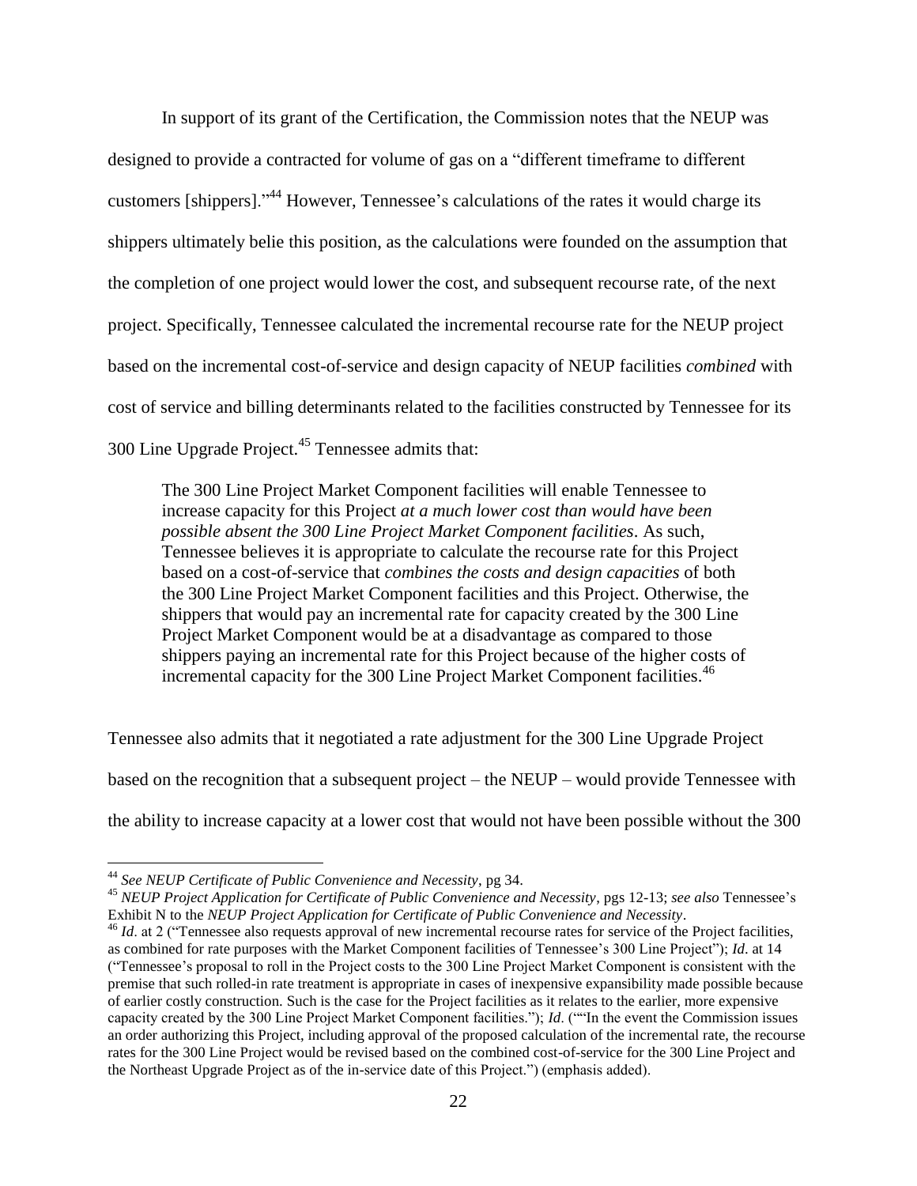In support of its grant of the Certification, the Commission notes that the NEUP was designed to provide a contracted for volume of gas on a "different timeframe to different customers [shippers]."[44] However, Tennessee's calculations of the rates it would charge its shippers ultimately belie this position, as the calculations were founded on the assumption that the completion of one project would lower the cost, and subsequent recourse rate, of the next project. Specifically, Tennessee calculated the incremental recourse rate for the NEUP project based on the incremental cost-of-service and design capacity of NEUP facilities *combined* with cost of service and billing determinants related to the facilities constructed by Tennessee for its 300 Line Upgrade Project.[45] Tennessee admits that:

> The 300 Line Project Market Component facilities will enable Tennessee to increase capacity for this Project *at a much lower cost than would have been possible absent the 300 Line Project Market Component facilities*. As such, Tennessee believes it is appropriate to calculate the recourse rate for this Project based on a cost-of-service that *combines the costs and design capacities* of both the 300 Line Project Market Component facilities and this Project. Otherwise, the shippers that would pay an incremental rate for capacity created by the 300 Line Project Market Component would be at a disadvantage as compared to those shippers paying an incremental rate for this Project because of the higher costs of incremental capacity for the 300 Line Project Market Component facilities.[46]

Tennessee also admits that it negotiated a rate adjustment for the 300 Line Upgrade Project based on the recognition that a subsequent project – the NEUP – would provide Tennessee with the ability to increase capacity at a lower cost that would not have been possible without the 300

---

[44] *See NEUP Certificate of Public Convenience and Necessity*, pg 34.

[45] *NEUP Project Application for Certificate of Public Convenience and Necessity*, pgs 12-13; *see also* Tennessee's Exhibit N to the *NEUP Project Application for Certificate of Public Convenience and Necessity*.

[46] *Id*. at 2 ("Tennessee also requests approval of new incremental recourse rates for service of the Project facilities, as combined for rate purposes with the Market Component facilities of Tennessee's 300 Line Project"); *Id*. at 14 ("Tennessee's proposal to roll in the Project costs to the 300 Line Project Market Component is consistent with the premise that such rolled-in rate treatment is appropriate in cases of inexpensive expansibility made possible because of earlier costly construction. Such is the case for the Project facilities as it relates to the earlier, more expensive capacity created by the 300 Line Project Market Component facilities."); *Id*. (""In the event the Commission issues an order authorizing this Project, including approval of the proposed calculation of the incremental rate, the recourse rates for the 300 Line Project would be revised based on the combined cost-of-service for the 300 Line Project and the Northeast Upgrade Project as of the in-service date of this Project.") (emphasis added).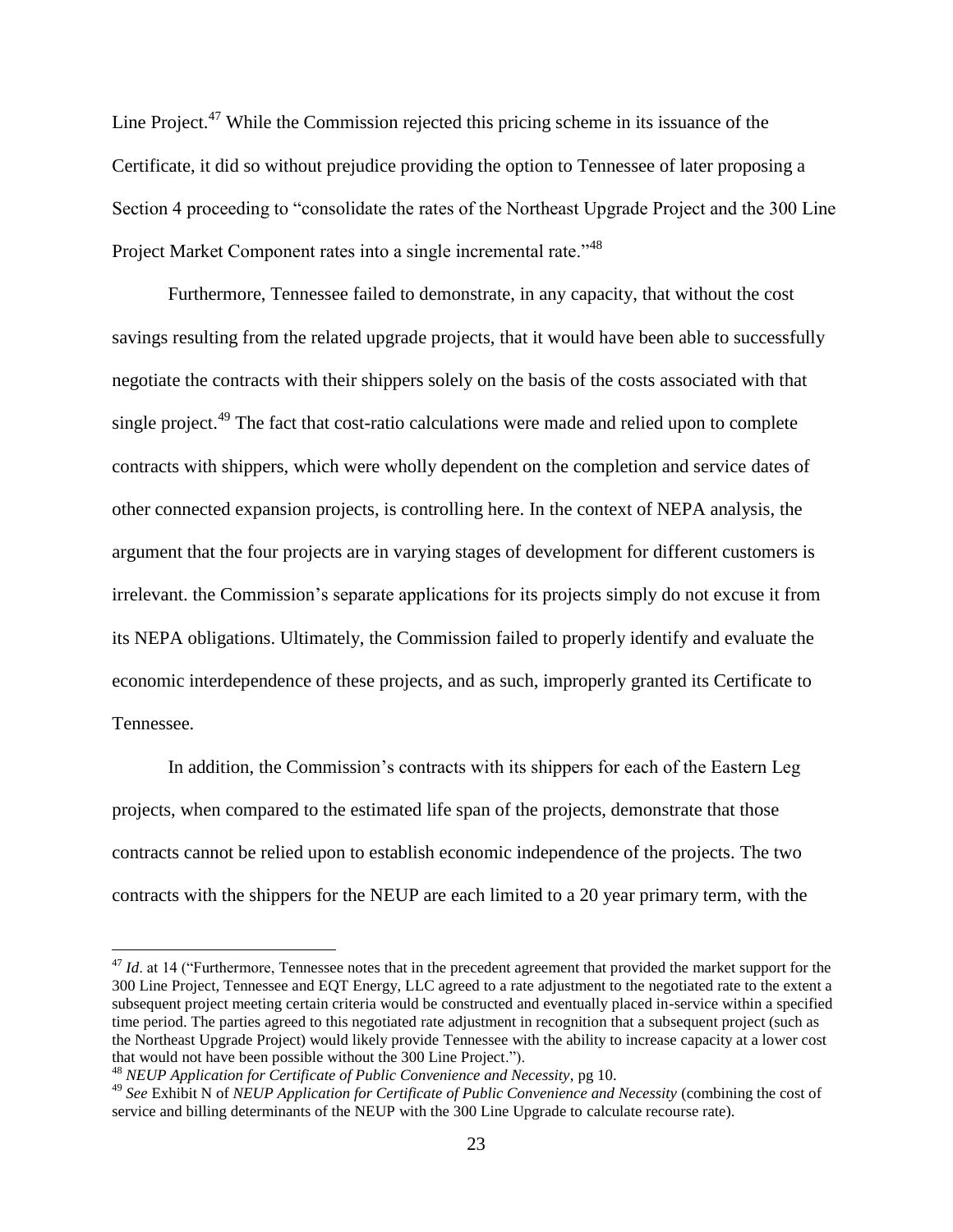Line Project.[47] While the Commission rejected this pricing scheme in its issuance of the Certificate, it did so without prejudice providing the option to Tennessee of later proposing a Section 4 proceeding to "consolidate the rates of the Northeast Upgrade Project and the 300 Line Project Market Component rates into a single incremental rate."[48]

Furthermore, Tennessee failed to demonstrate, in any capacity, that without the cost savings resulting from the related upgrade projects, that it would have been able to successfully negotiate the contracts with their shippers solely on the basis of the costs associated with that single project.[49] The fact that cost-ratio calculations were made and relied upon to complete contracts with shippers, which were wholly dependent on the completion and service dates of other connected expansion projects, is controlling here. In the context of NEPA analysis, the argument that the four projects are in varying stages of development for different customers is irrelevant. the Commission's separate applications for its projects simply do not excuse it from its NEPA obligations. Ultimately, the Commission failed to properly identify and evaluate the economic interdependence of these projects, and as such, improperly granted its Certificate to Tennessee.

In addition, the Commission's contracts with its shippers for each of the Eastern Leg projects, when compared to the estimated life span of the projects, demonstrate that those contracts cannot be relied upon to establish economic independence of the projects. The two contracts with the shippers for the NEUP are each limited to a 20 year primary term, with the

---

[47] *Id*. at 14 ("Furthermore, Tennessee notes that in the precedent agreement that provided the market support for the 300 Line Project, Tennessee and EQT Energy, LLC agreed to a rate adjustment to the negotiated rate to the extent a subsequent project meeting certain criteria would be constructed and eventually placed in-service within a specified time period. The parties agreed to this negotiated rate adjustment in recognition that a subsequent project (such as the Northeast Upgrade Project) would likely provide Tennessee with the ability to increase capacity at a lower cost that would not have been possible without the 300 Line Project.").

[48] *NEUP Application for Certificate of Public Convenience and Necessity*, pg 10.

[49] *See* Exhibit N of *NEUP Application for Certificate of Public Convenience and Necessity* (combining the cost of service and billing determinants of the NEUP with the 300 Line Upgrade to calculate recourse rate).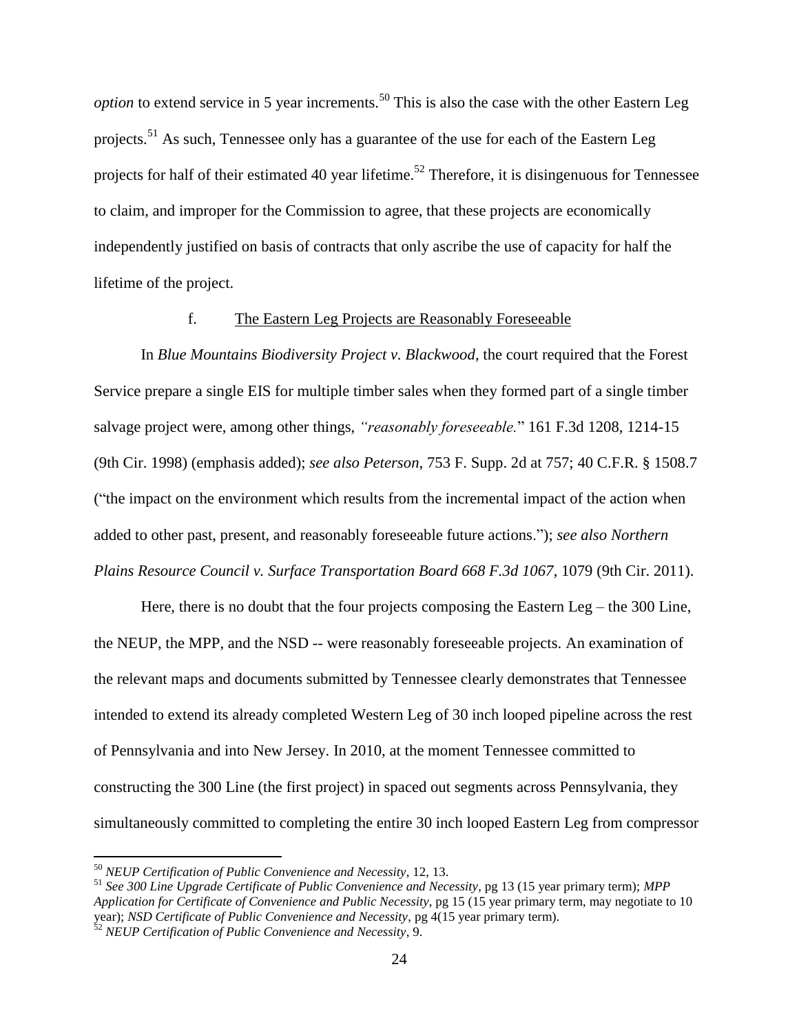*option* to extend service in 5 year increments.[50] This is also the case with the other Eastern Leg projects.[51] As such, Tennessee only has a guarantee of the use for each of the Eastern Leg projects for half of their estimated 40 year lifetime.[52] Therefore, it is disingenuous for Tennessee to claim, and improper for the Commission to agree, that these projects are economically independently justified on basis of contracts that only ascribe the use of capacity for half the lifetime of the project.

f. <u>The Eastern Leg Projects are Reasonably Foreseeable</u>

In *Blue Mountains Biodiversity Project v. Blackwood*, the court required that the Forest Service prepare a single EIS for multiple timber sales when they formed part of a single timber salvage project were, among other things, *"reasonably foreseeable."* 161 F.3d 1208, 1214-15 (9th Cir. 1998) (emphasis added); *see also Peterson*, 753 F. Supp. 2d at 757; 40 C.F.R. § 1508.7 ("the impact on the environment which results from the incremental impact of the action when added to other past, present, and reasonably foreseeable future actions."); *see also Northern Plains Resource Council v. Surface Transportation Board 668 F.3d 1067*, 1079 (9th Cir. 2011).

Here, there is no doubt that the four projects composing the Eastern Leg – the 300 Line, the NEUP, the MPP, and the NSD -- were reasonably foreseeable projects. An examination of the relevant maps and documents submitted by Tennessee clearly demonstrates that Tennessee intended to extend its already completed Western Leg of 30 inch looped pipeline across the rest of Pennsylvania and into New Jersey. In 2010, at the moment Tennessee committed to constructing the 300 Line (the first project) in spaced out segments across Pennsylvania, they simultaneously committed to completing the entire 30 inch looped Eastern Leg from compressor

---

[50] *NEUP Certification of Public Convenience and Necessity*, 12, 13.

[51] *See 300 Line Upgrade Certificate of Public Convenience and Necessity*, pg 13 (15 year primary term); *MPP Application for Certificate of Convenience and Public Necessity*, pg 15 (15 year primary term, may negotiate to 10 year); *NSD Certificate of Public Convenience and Necessity*, pg 4(15 year primary term).

[52] *NEUP Certification of Public Convenience and Necessity*, 9.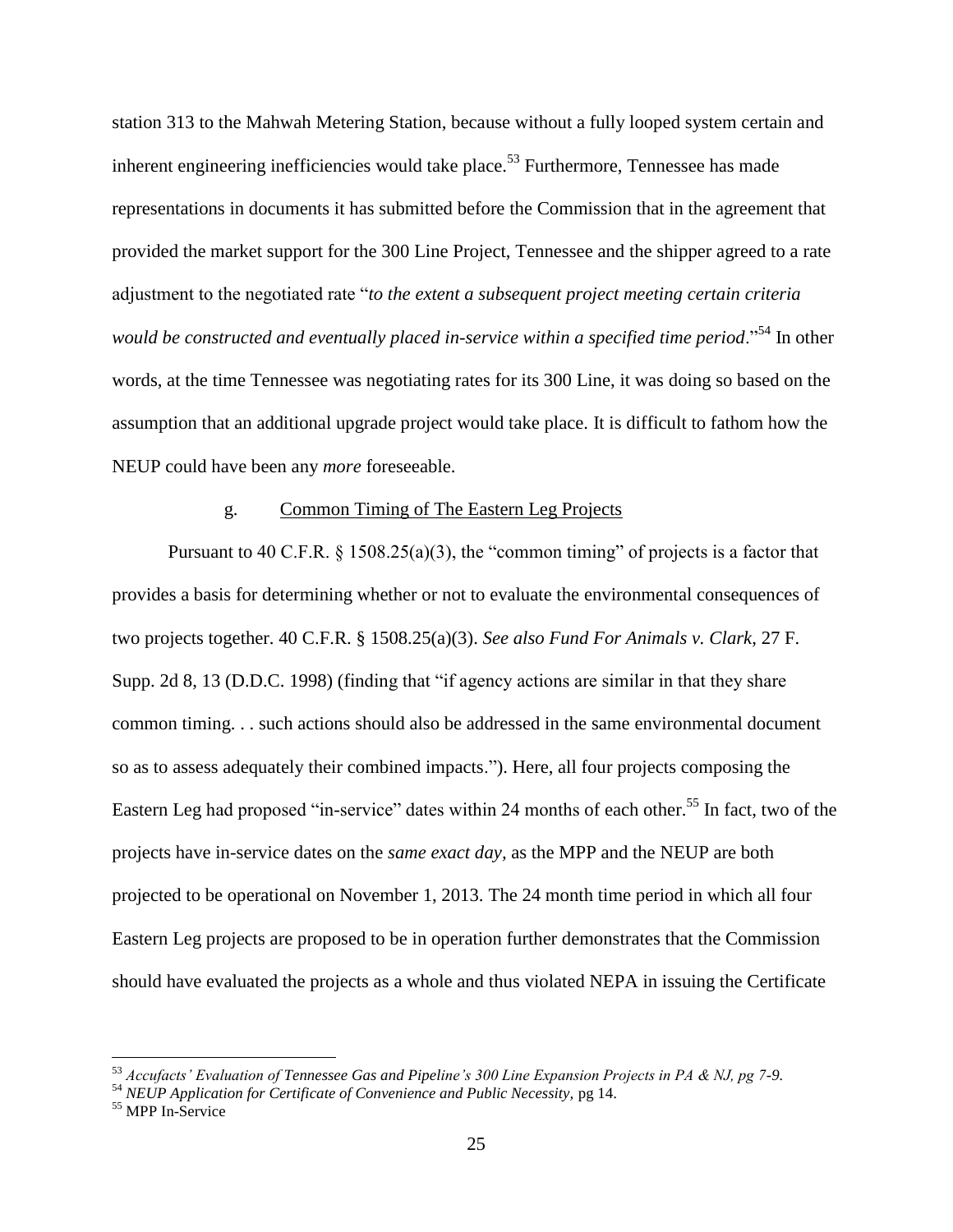station 313 to the Mahwah Metering Station, because without a fully looped system certain and inherent engineering inefficiencies would take place.[53] Furthermore, Tennessee has made representations in documents it has submitted before the Commission that in the agreement that provided the market support for the 300 Line Project, Tennessee and the shipper agreed to a rate adjustment to the negotiated rate "*to the extent a subsequent project meeting certain criteria would be constructed and eventually placed in-service within a specified time period*."[54] In other words, at the time Tennessee was negotiating rates for its 300 Line, it was doing so based on the assumption that an additional upgrade project would take place. It is difficult to fathom how the NEUP could have been any *more* foreseeable.

g. Common Timing of The Eastern Leg Projects

Pursuant to 40 C.F.R. § 1508.25(a)(3), the "common timing" of projects is a factor that provides a basis for determining whether or not to evaluate the environmental consequences of two projects together. 40 C.F.R. § 1508.25(a)(3). *See also Fund For Animals v. Clark,* 27 F. Supp. 2d 8, 13 (D.D.C. 1998) (finding that "if agency actions are similar in that they share common timing. . . such actions should also be addressed in the same environmental document so as to assess adequately their combined impacts."). Here, all four projects composing the Eastern Leg had proposed "in-service" dates within 24 months of each other.[55] In fact, two of the projects have in-service dates on the *same exact day,* as the MPP and the NEUP are both projected to be operational on November 1, 2013. The 24 month time period in which all four Eastern Leg projects are proposed to be in operation further demonstrates that the Commission should have evaluated the projects as a whole and thus violated NEPA in issuing the Certificate

---

[53] *Accufacts' Evaluation of Tennessee Gas and Pipeline's 300 Line Expansion Projects in PA & NJ, pg 7-9.*

[54] *NEUP Application for Certificate of Convenience and Public Necessity,* pg 14.

[55] MPP In-Service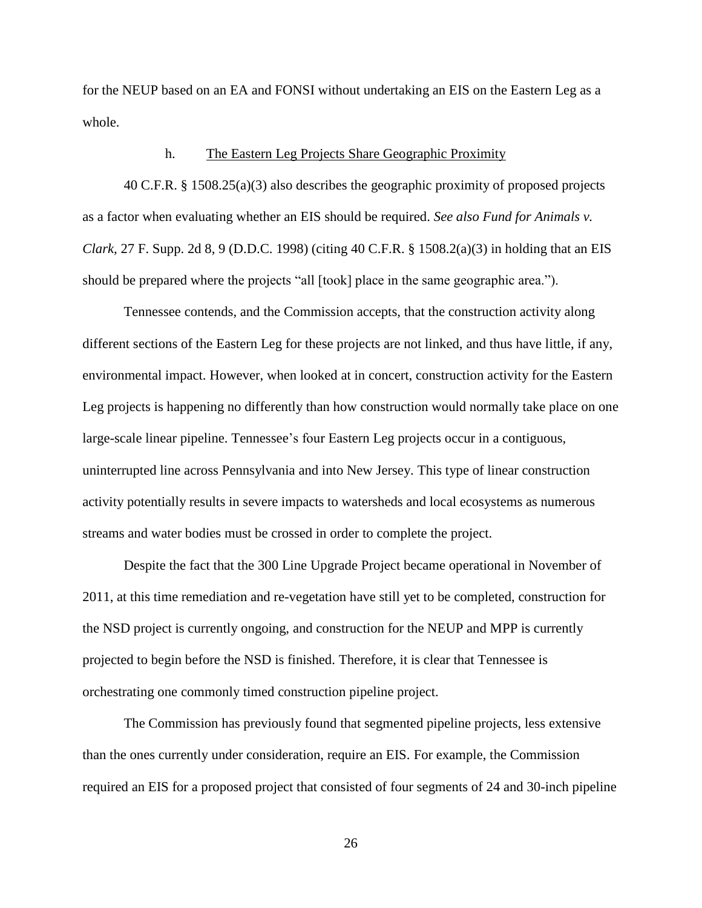for the NEUP based on an EA and FONSI without undertaking an EIS on the Eastern Leg as a whole.

h. The Eastern Leg Projects Share Geographic Proximity

40 C.F.R. § 1508.25(a)(3) also describes the geographic proximity of proposed projects as a factor when evaluating whether an EIS should be required. *See also Fund for Animals v. Clark*, 27 F. Supp. 2d 8, 9 (D.D.C. 1998) (citing 40 C.F.R. § 1508.2(a)(3) in holding that an EIS should be prepared where the projects "all [took] place in the same geographic area.").

Tennessee contends, and the Commission accepts, that the construction activity along different sections of the Eastern Leg for these projects are not linked, and thus have little, if any, environmental impact. However, when looked at in concert, construction activity for the Eastern Leg projects is happening no differently than how construction would normally take place on one large-scale linear pipeline. Tennessee's four Eastern Leg projects occur in a contiguous, uninterrupted line across Pennsylvania and into New Jersey. This type of linear construction activity potentially results in severe impacts to watersheds and local ecosystems as numerous streams and water bodies must be crossed in order to complete the project.

Despite the fact that the 300 Line Upgrade Project became operational in November of 2011, at this time remediation and re-vegetation have still yet to be completed, construction for the NSD project is currently ongoing, and construction for the NEUP and MPP is currently projected to begin before the NSD is finished. Therefore, it is clear that Tennessee is orchestrating one commonly timed construction pipeline project.

The Commission has previously found that segmented pipeline projects, less extensive than the ones currently under consideration, require an EIS. For example, the Commission required an EIS for a proposed project that consisted of four segments of 24 and 30-inch pipeline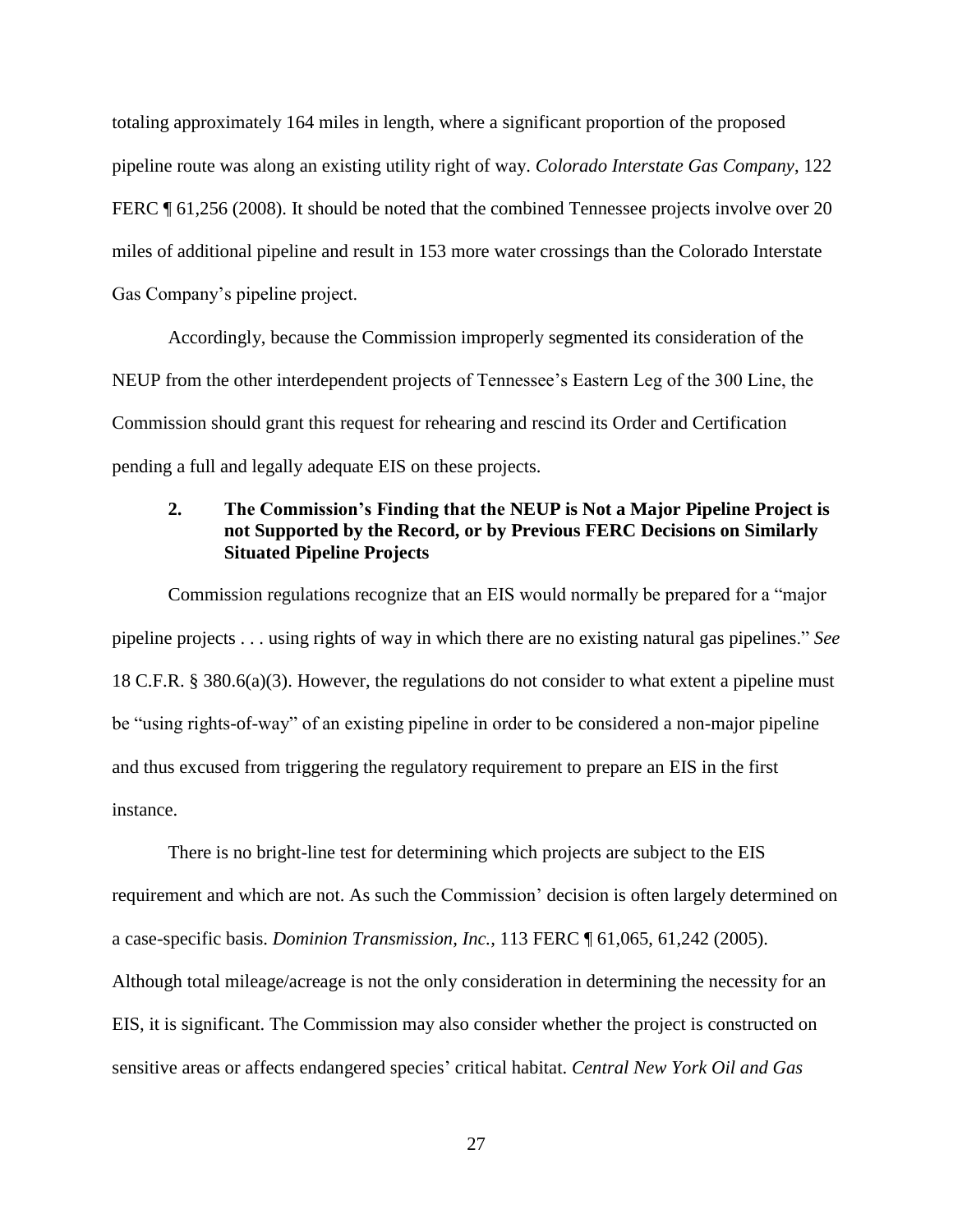totaling approximately 164 miles in length, where a significant proportion of the proposed pipeline route was along an existing utility right of way. *Colorado Interstate Gas Company*, 122 FERC ¶ 61,256 (2008). It should be noted that the combined Tennessee projects involve over 20 miles of additional pipeline and result in 153 more water crossings than the Colorado Interstate Gas Company's pipeline project.

Accordingly, because the Commission improperly segmented its consideration of the NEUP from the other interdependent projects of Tennessee's Eastern Leg of the 300 Line, the Commission should grant this request for rehearing and rescind its Order and Certification pending a full and legally adequate EIS on these projects.

### 2. The Commission's Finding that the NEUP is Not a Major Pipeline Project is not Supported by the Record, or by Previous FERC Decisions on Similarly Situated Pipeline Projects

Commission regulations recognize that an EIS would normally be prepared for a "major pipeline projects . . . using rights of way in which there are no existing natural gas pipelines." *See* 18 C.F.R. § 380.6(a)(3). However, the regulations do not consider to what extent a pipeline must be "using rights-of-way" of an existing pipeline in order to be considered a non-major pipeline and thus excused from triggering the regulatory requirement to prepare an EIS in the first instance.

There is no bright-line test for determining which projects are subject to the EIS requirement and which are not. As such the Commission' decision is often largely determined on a case-specific basis. *Dominion Transmission, Inc.*, 113 FERC ¶ 61,065, 61,242 (2005). Although total mileage/acreage is not the only consideration in determining the necessity for an EIS, it is significant. The Commission may also consider whether the project is constructed on sensitive areas or affects endangered species' critical habitat. *Central New York Oil and Gas*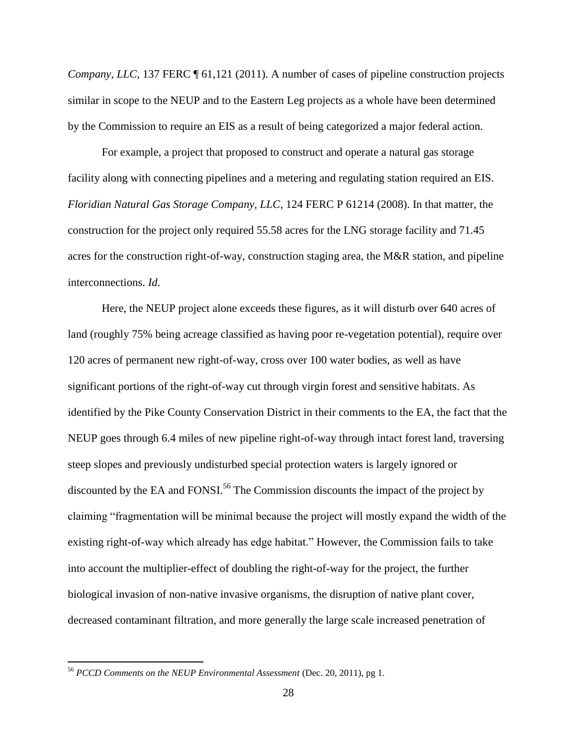*Company, LLC*, 137 FERC ¶ 61,121 (2011). A number of cases of pipeline construction projects similar in scope to the NEUP and to the Eastern Leg projects as a whole have been determined by the Commission to require an EIS as a result of being categorized a major federal action.

For example, a project that proposed to construct and operate a natural gas storage facility along with connecting pipelines and a metering and regulating station required an EIS. *Floridian Natural Gas Storage Company, LLC*, 124 FERC P 61214 (2008). In that matter, the construction for the project only required 55.58 acres for the LNG storage facility and 71.45 acres for the construction right-of-way, construction staging area, the M&R station, and pipeline interconnections. *Id*.

Here, the NEUP project alone exceeds these figures, as it will disturb over 640 acres of land (roughly 75% being acreage classified as having poor re-vegetation potential), require over 120 acres of permanent new right-of-way, cross over 100 water bodies, as well as have significant portions of the right-of-way cut through virgin forest and sensitive habitats. As identified by the Pike County Conservation District in their comments to the EA, the fact that the NEUP goes through 6.4 miles of new pipeline right-of-way through intact forest land, traversing steep slopes and previously undisturbed special protection waters is largely ignored or discounted by the EA and FONSI.[56] The Commission discounts the impact of the project by claiming "fragmentation will be minimal because the project will mostly expand the width of the existing right-of-way which already has edge habitat." However, the Commission fails to take into account the multiplier-effect of doubling the right-of-way for the project, the further biological invasion of non-native invasive organisms, the disruption of native plant cover, decreased contaminant filtration, and more generally the large scale increased penetration of

[56] *PCCD Comments on the NEUP Environmental Assessment* (Dec. 20, 2011), pg 1.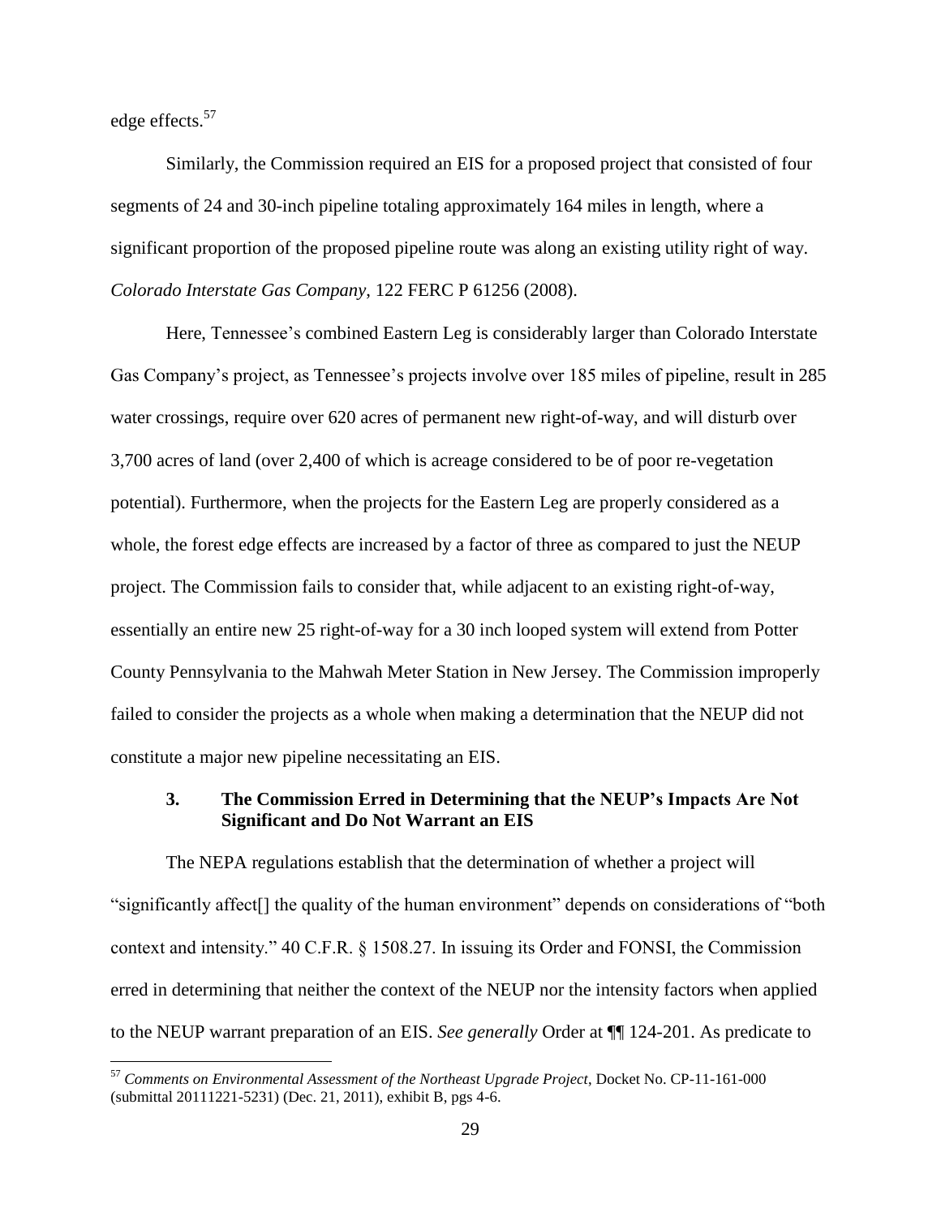edge effects.[57]

Similarly, the Commission required an EIS for a proposed project that consisted of four segments of 24 and 30-inch pipeline totaling approximately 164 miles in length, where a significant proportion of the proposed pipeline route was along an existing utility right of way. *Colorado Interstate Gas Company*, 122 FERC P 61256 (2008).

Here, Tennessee's combined Eastern Leg is considerably larger than Colorado Interstate Gas Company's project, as Tennessee's projects involve over 185 miles of pipeline, result in 285 water crossings, require over 620 acres of permanent new right-of-way, and will disturb over 3,700 acres of land (over 2,400 of which is acreage considered to be of poor re-vegetation potential). Furthermore, when the projects for the Eastern Leg are properly considered as a whole, the forest edge effects are increased by a factor of three as compared to just the NEUP project. The Commission fails to consider that, while adjacent to an existing right-of-way, essentially an entire new 25 right-of-way for a 30 inch looped system will extend from Potter County Pennsylvania to the Mahwah Meter Station in New Jersey. The Commission improperly failed to consider the projects as a whole when making a determination that the NEUP did not constitute a major new pipeline necessitating an EIS.

### 3. The Commission Erred in Determining that the NEUP's Impacts Are Not Significant and Do Not Warrant an EIS

The NEPA regulations establish that the determination of whether a project will "significantly affect[] the quality of the human environment" depends on considerations of "both context and intensity." 40 C.F.R. § 1508.27. In issuing its Order and FONSI, the Commission erred in determining that neither the context of the NEUP nor the intensity factors when applied to the NEUP warrant preparation of an EIS. *See generally* Order at ¶¶ 124-201. As predicate to

---

[57] *Comments on Environmental Assessment of the Northeast Upgrade Project*, Docket No. CP-11-161-000 (submittal 20111221-5231) (Dec. 21, 2011), exhibit B, pgs 4-6.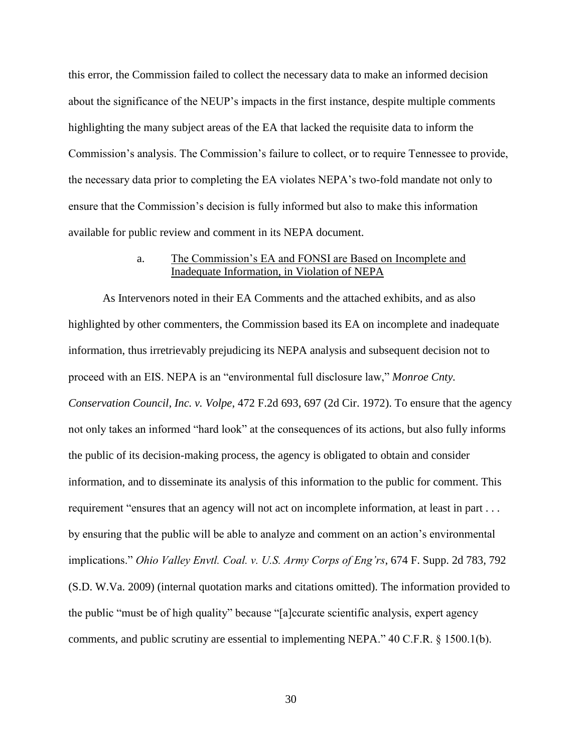this error, the Commission failed to collect the necessary data to make an informed decision about the significance of the NEUP's impacts in the first instance, despite multiple comments highlighting the many subject areas of the EA that lacked the requisite data to inform the Commission's analysis. The Commission's failure to collect, or to require Tennessee to provide, the necessary data prior to completing the EA violates NEPA's two-fold mandate not only to ensure that the Commission's decision is fully informed but also to make this information available for public review and comment in its NEPA document.

#### a. The Commission's EA and FONSI are Based on Incomplete and Inadequate Information, in Violation of NEPA

As Intervenors noted in their EA Comments and the attached exhibits, and as also highlighted by other commenters, the Commission based its EA on incomplete and inadequate information, thus irretrievably prejudicing its NEPA analysis and subsequent decision not to proceed with an EIS. NEPA is an "environmental full disclosure law," *Monroe Cnty. Conservation Council, Inc. v. Volpe*, 472 F.2d 693, 697 (2d Cir. 1972). To ensure that the agency not only takes an informed "hard look" at the consequences of its actions, but also fully informs the public of its decision-making process, the agency is obligated to obtain and consider information, and to disseminate its analysis of this information to the public for comment. This requirement "ensures that an agency will not act on incomplete information, at least in part . . . by ensuring that the public will be able to analyze and comment on an action's environmental implications." *Ohio Valley Envtl. Coal. v. U.S. Army Corps of Eng'rs*, 674 F. Supp. 2d 783, 792 (S.D. W.Va. 2009) (internal quotation marks and citations omitted). The information provided to the public "must be of high quality" because "[a]ccurate scientific analysis, expert agency comments, and public scrutiny are essential to implementing NEPA." 40 C.F.R. § 1500.1(b).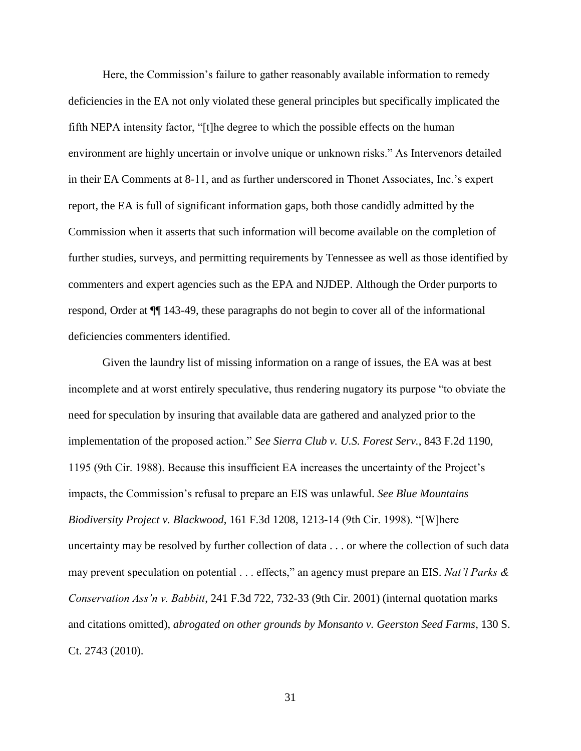Here, the Commission's failure to gather reasonably available information to remedy deficiencies in the EA not only violated these general principles but specifically implicated the fifth NEPA intensity factor, "[t]he degree to which the possible effects on the human environment are highly uncertain or involve unique or unknown risks." As Intervenors detailed in their EA Comments at 8-11, and as further underscored in Thonet Associates, Inc.'s expert report, the EA is full of significant information gaps, both those candidly admitted by the Commission when it asserts that such information will become available on the completion of further studies, surveys, and permitting requirements by Tennessee as well as those identified by commenters and expert agencies such as the EPA and NJDEP. Although the Order purports to respond, Order at ¶¶ 143-49, these paragraphs do not begin to cover all of the informational deficiencies commenters identified.

Given the laundry list of missing information on a range of issues, the EA was at best incomplete and at worst entirely speculative, thus rendering nugatory its purpose "to obviate the need for speculation by insuring that available data are gathered and analyzed prior to the implementation of the proposed action." *See Sierra Club v. U.S. Forest Serv.*, 843 F.2d 1190, 1195 (9th Cir. 1988). Because this insufficient EA increases the uncertainty of the Project's impacts, the Commission's refusal to prepare an EIS was unlawful. *See Blue Mountains Biodiversity Project v. Blackwood*, 161 F.3d 1208, 1213-14 (9th Cir. 1998). "[W]here uncertainty may be resolved by further collection of data . . . or where the collection of such data may prevent speculation on potential . . . effects," an agency must prepare an EIS. *Nat'l Parks & Conservation Ass'n v. Babbitt*, 241 F.3d 722, 732-33 (9th Cir. 2001) (internal quotation marks and citations omitted), *abrogated on other grounds by Monsanto v. Geerston Seed Farms*, 130 S. Ct. 2743 (2010).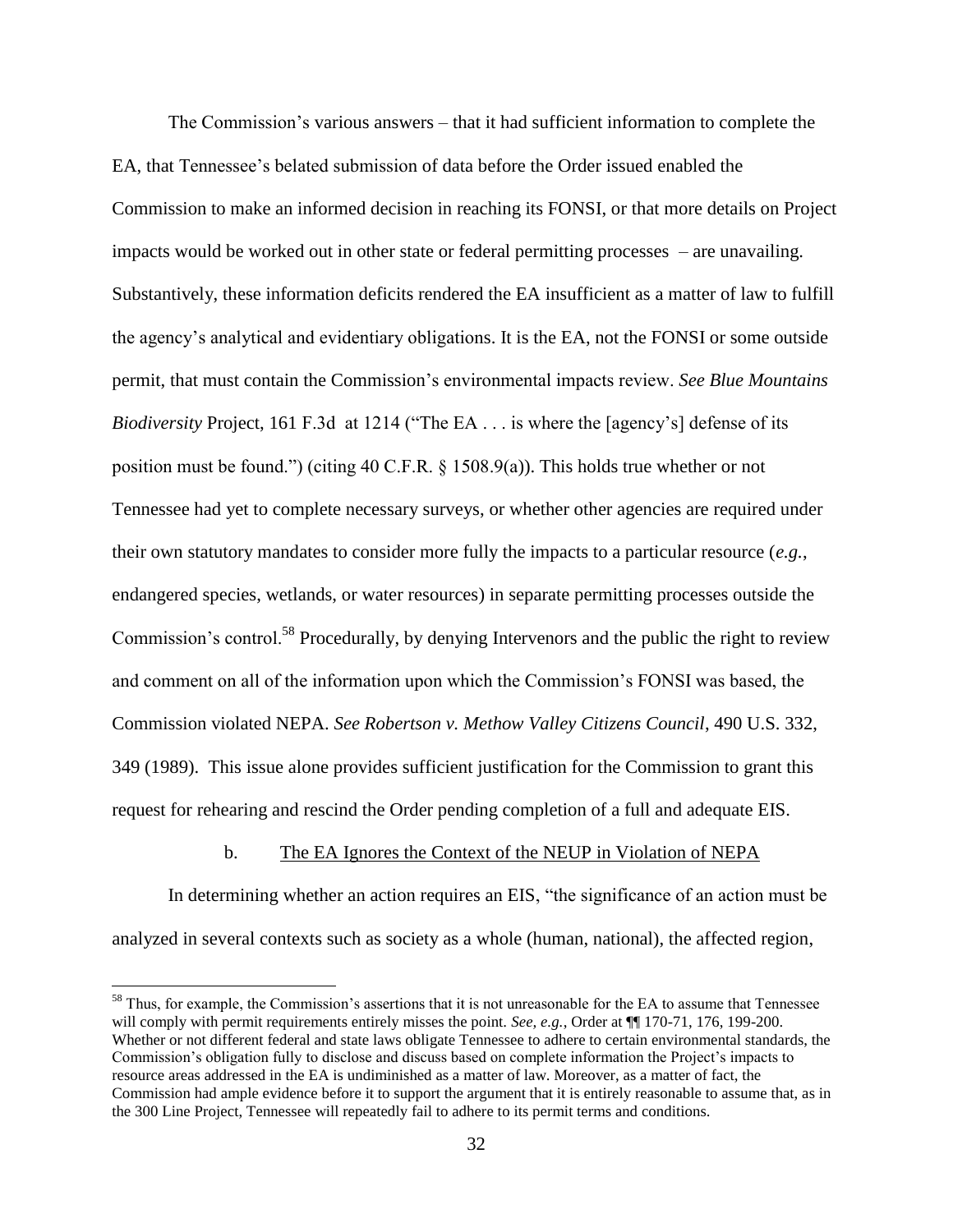The Commission's various answers – that it had sufficient information to complete the EA, that Tennessee's belated submission of data before the Order issued enabled the Commission to make an informed decision in reaching its FONSI, or that more details on Project impacts would be worked out in other state or federal permitting processes – are unavailing. Substantively, these information deficits rendered the EA insufficient as a matter of law to fulfill the agency's analytical and evidentiary obligations. It is the EA, not the FONSI or some outside permit, that must contain the Commission's environmental impacts review. *See Blue Mountains Biodiversity* Project, 161 F.3d at 1214 ("The EA . . . is where the [agency's] defense of its position must be found.") (citing 40 C.F.R. § 1508.9(a)). This holds true whether or not Tennessee had yet to complete necessary surveys, or whether other agencies are required under their own statutory mandates to consider more fully the impacts to a particular resource (*e.g.*, endangered species, wetlands, or water resources) in separate permitting processes outside the Commission's control.[58] Procedurally, by denying Intervenors and the public the right to review and comment on all of the information upon which the Commission's FONSI was based, the Commission violated NEPA. *See Robertson v. Methow Valley Citizens Council*, 490 U.S. 332, 349 (1989). This issue alone provides sufficient justification for the Commission to grant this request for rehearing and rescind the Order pending completion of a full and adequate EIS.

b. The EA Ignores the Context of the NEUP in Violation of NEPA

In determining whether an action requires an EIS, "the significance of an action must be analyzed in several contexts such as society as a whole (human, national), the affected region,

---

[58] Thus, for example, the Commission's assertions that it is not unreasonable for the EA to assume that Tennessee will comply with permit requirements entirely misses the point. *See, e.g.*, Order at ¶¶ 170-71, 176, 199-200. Whether or not different federal and state laws obligate Tennessee to adhere to certain environmental standards, the Commission's obligation fully to disclose and discuss based on complete information the Project's impacts to resource areas addressed in the EA is undiminished as a matter of law. Moreover, as a matter of fact, the Commission had ample evidence before it to support the argument that it is entirely reasonable to assume that, as in the 300 Line Project, Tennessee will repeatedly fail to adhere to its permit terms and conditions.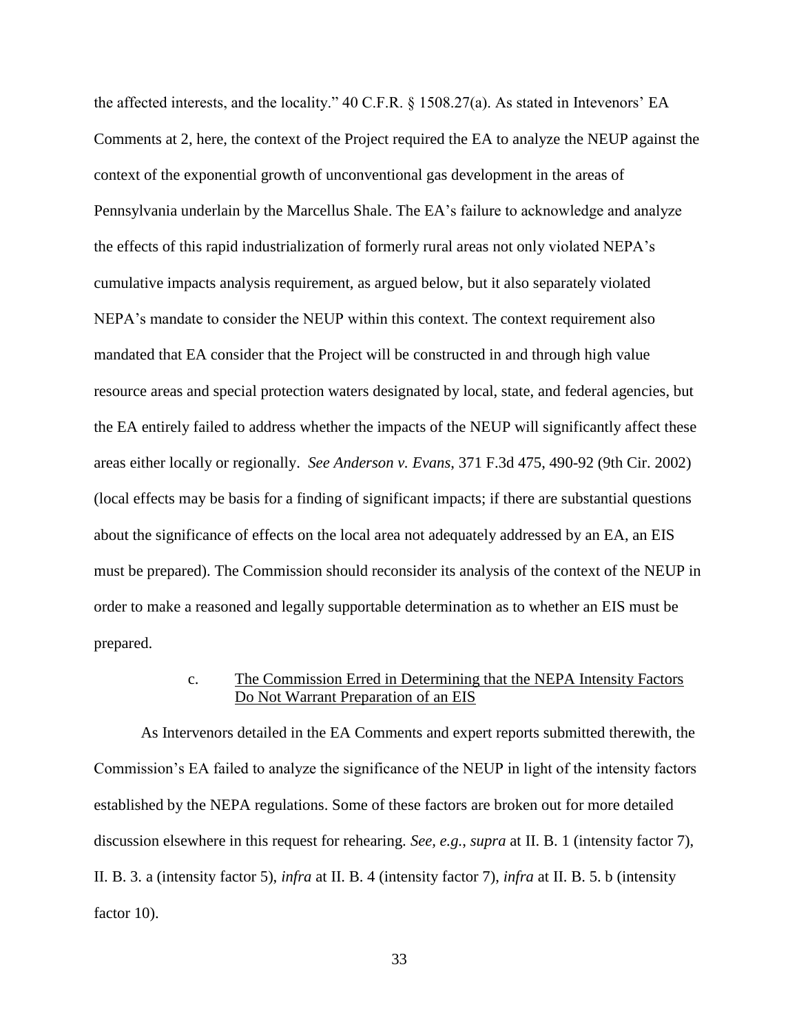the affected interests, and the locality." 40 C.F.R. § 1508.27(a). As stated in Intevenors' EA Comments at 2, here, the context of the Project required the EA to analyze the NEUP against the context of the exponential growth of unconventional gas development in the areas of Pennsylvania underlain by the Marcellus Shale. The EA's failure to acknowledge and analyze the effects of this rapid industrialization of formerly rural areas not only violated NEPA's cumulative impacts analysis requirement, as argued below, but it also separately violated NEPA's mandate to consider the NEUP within this context. The context requirement also mandated that EA consider that the Project will be constructed in and through high value resource areas and special protection waters designated by local, state, and federal agencies, but the EA entirely failed to address whether the impacts of the NEUP will significantly affect these areas either locally or regionally. *See Anderson v. Evans*, 371 F.3d 475, 490-92 (9th Cir. 2002) (local effects may be basis for a finding of significant impacts; if there are substantial questions about the significance of effects on the local area not adequately addressed by an EA, an EIS must be prepared). The Commission should reconsider its analysis of the context of the NEUP in order to make a reasoned and legally supportable determination as to whether an EIS must be prepared.

c. <u>The Commission Erred in Determining that the NEPA Intensity Factors Do Not Warrant Preparation of an EIS</u>

As Intervenors detailed in the EA Comments and expert reports submitted therewith, the Commission's EA failed to analyze the significance of the NEUP in light of the intensity factors established by the NEPA regulations. Some of these factors are broken out for more detailed discussion elsewhere in this request for rehearing. *See, e.g.*, *supra* at II. B. 1 (intensity factor 7), II. B. 3. a (intensity factor 5), *infra* at II. B. 4 (intensity factor 7), *infra* at II. B. 5. b (intensity factor 10).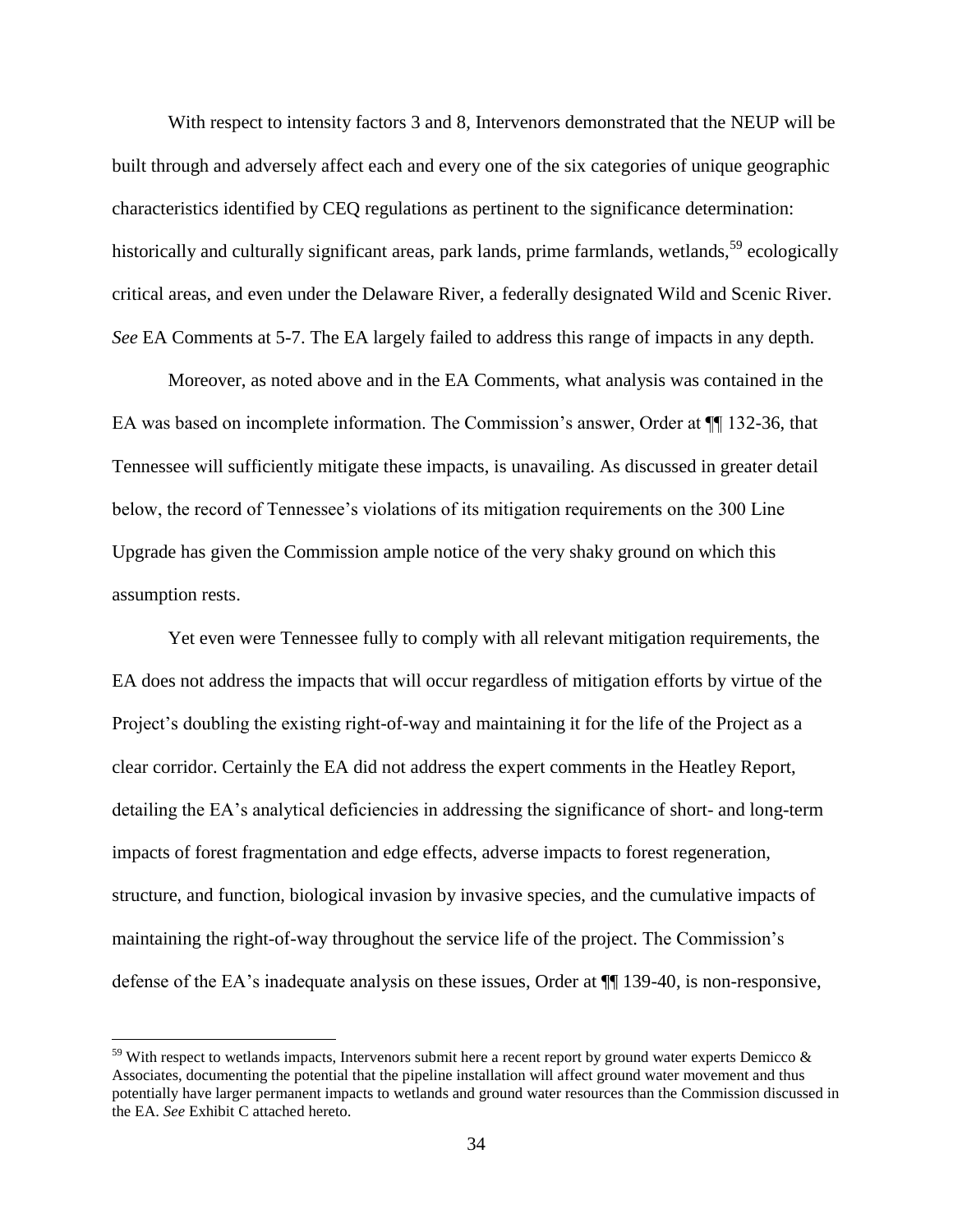With respect to intensity factors 3 and 8, Intervenors demonstrated that the NEUP will be built through and adversely affect each and every one of the six categories of unique geographic characteristics identified by CEQ regulations as pertinent to the significance determination: historically and culturally significant areas, park lands, prime farmlands, wetlands,[59] ecologically critical areas, and even under the Delaware River, a federally designated Wild and Scenic River. *See* EA Comments at 5-7. The EA largely failed to address this range of impacts in any depth.

Moreover, as noted above and in the EA Comments, what analysis was contained in the EA was based on incomplete information. The Commission's answer, Order at ¶¶ 132-36, that Tennessee will sufficiently mitigate these impacts, is unavailing. As discussed in greater detail below, the record of Tennessee's violations of its mitigation requirements on the 300 Line Upgrade has given the Commission ample notice of the very shaky ground on which this assumption rests.

Yet even were Tennessee fully to comply with all relevant mitigation requirements, the EA does not address the impacts that will occur regardless of mitigation efforts by virtue of the Project's doubling the existing right-of-way and maintaining it for the life of the Project as a clear corridor. Certainly the EA did not address the expert comments in the Heatley Report, detailing the EA's analytical deficiencies in addressing the significance of short- and long-term impacts of forest fragmentation and edge effects, adverse impacts to forest regeneration, structure, and function, biological invasion by invasive species, and the cumulative impacts of maintaining the right-of-way throughout the service life of the project. The Commission's defense of the EA's inadequate analysis on these issues, Order at ¶¶ 139-40, is non-responsive,

[59] With respect to wetlands impacts, Intervenors submit here a recent report by ground water experts Demicco & Associates, documenting the potential that the pipeline installation will affect ground water movement and thus potentially have larger permanent impacts to wetlands and ground water resources than the Commission discussed in the EA. *See* Exhibit C attached hereto.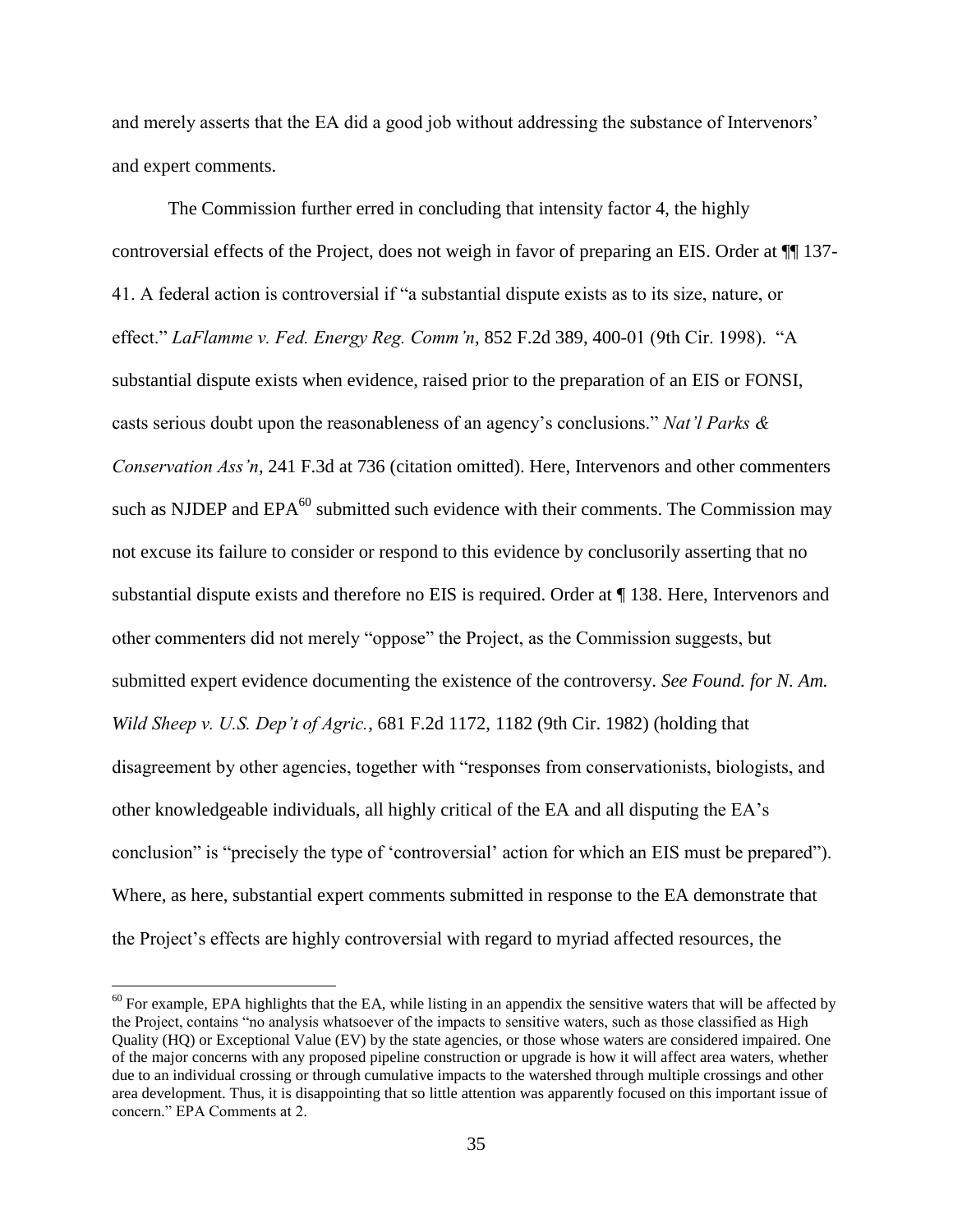and merely asserts that the EA did a good job without addressing the substance of Intervenors' and expert comments.

The Commission further erred in concluding that intensity factor 4, the highly controversial effects of the Project, does not weigh in favor of preparing an EIS. Order at ¶¶ 137-41. A federal action is controversial if "a substantial dispute exists as to its size, nature, or effect." *LaFlamme v. Fed. Energy Reg. Comm'n*, 852 F.2d 389, 400-01 (9th Cir. 1998). "A substantial dispute exists when evidence, raised prior to the preparation of an EIS or FONSI, casts serious doubt upon the reasonableness of an agency's conclusions." *Nat'l Parks & Conservation Ass'n*, 241 F.3d at 736 (citation omitted). Here, Intervenors and other commenters such as NJDEP and EPA[60] submitted such evidence with their comments. The Commission may not excuse its failure to consider or respond to this evidence by conclusorily asserting that no substantial dispute exists and therefore no EIS is required. Order at ¶ 138. Here, Intervenors and other commenters did not merely "oppose" the Project, as the Commission suggests, but submitted expert evidence documenting the existence of the controversy. *See Found. for N. Am. Wild Sheep v. U.S. Dep't of Agric.*, 681 F.2d 1172, 1182 (9th Cir. 1982) (holding that disagreement by other agencies, together with "responses from conservationists, biologists, and other knowledgeable individuals, all highly critical of the EA and all disputing the EA's conclusion" is "precisely the type of 'controversial' action for which an EIS must be prepared"). Where, as here, substantial expert comments submitted in response to the EA demonstrate that the Project's effects are highly controversial with regard to myriad affected resources, the

---

[60] For example, EPA highlights that the EA, while listing in an appendix the sensitive waters that will be affected by the Project, contains "no analysis whatsoever of the impacts to sensitive waters, such as those classified as High Quality (HQ) or Exceptional Value (EV) by the state agencies, or those whose waters are considered impaired. One of the major concerns with any proposed pipeline construction or upgrade is how it will affect area waters, whether due to an individual crossing or through cumulative impacts to the watershed through multiple crossings and other area development. Thus, it is disappointing that so little attention was apparently focused on this important issue of concern." EPA Comments at 2.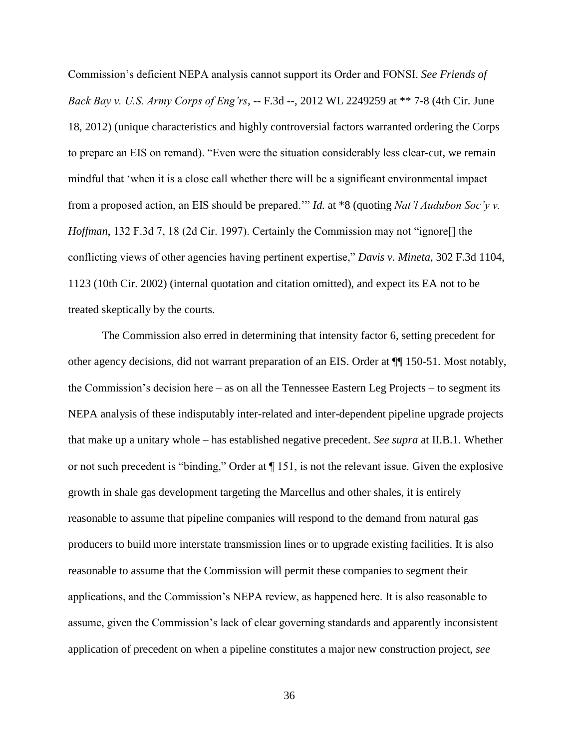Commission's deficient NEPA analysis cannot support its Order and FONSI. *See Friends of Back Bay v. U.S. Army Corps of Eng'rs*, -- F.3d --, 2012 WL 2249259 at ** 7-8 (4th Cir. June 18, 2012) (unique characteristics and highly controversial factors warranted ordering the Corps to prepare an EIS on remand). "Even were the situation considerably less clear-cut, we remain mindful that 'when it is a close call whether there will be a significant environmental impact from a proposed action, an EIS should be prepared.'" *Id.* at *8 (quoting *Nat'l Audubon Soc'y v. Hoffman*, 132 F.3d 7, 18 (2d Cir. 1997). Certainly the Commission may not "ignore[] the conflicting views of other agencies having pertinent expertise," *Davis v. Mineta*, 302 F.3d 1104, 1123 (10th Cir. 2002) (internal quotation and citation omitted), and expect its EA not to be treated skeptically by the courts.

The Commission also erred in determining that intensity factor 6, setting precedent for other agency decisions, did not warrant preparation of an EIS. Order at ¶¶ 150-51. Most notably, the Commission's decision here – as on all the Tennessee Eastern Leg Projects – to segment its NEPA analysis of these indisputably inter-related and inter-dependent pipeline upgrade projects that make up a unitary whole – has established negative precedent. *See supra* at II.B.1. Whether or not such precedent is "binding," Order at ¶ 151, is not the relevant issue. Given the explosive growth in shale gas development targeting the Marcellus and other shales, it is entirely reasonable to assume that pipeline companies will respond to the demand from natural gas producers to build more interstate transmission lines or to upgrade existing facilities. It is also reasonable to assume that the Commission will permit these companies to segment their applications, and the Commission's NEPA review, as happened here. It is also reasonable to assume, given the Commission's lack of clear governing standards and apparently inconsistent application of precedent on when a pipeline constitutes a major new construction project, *see*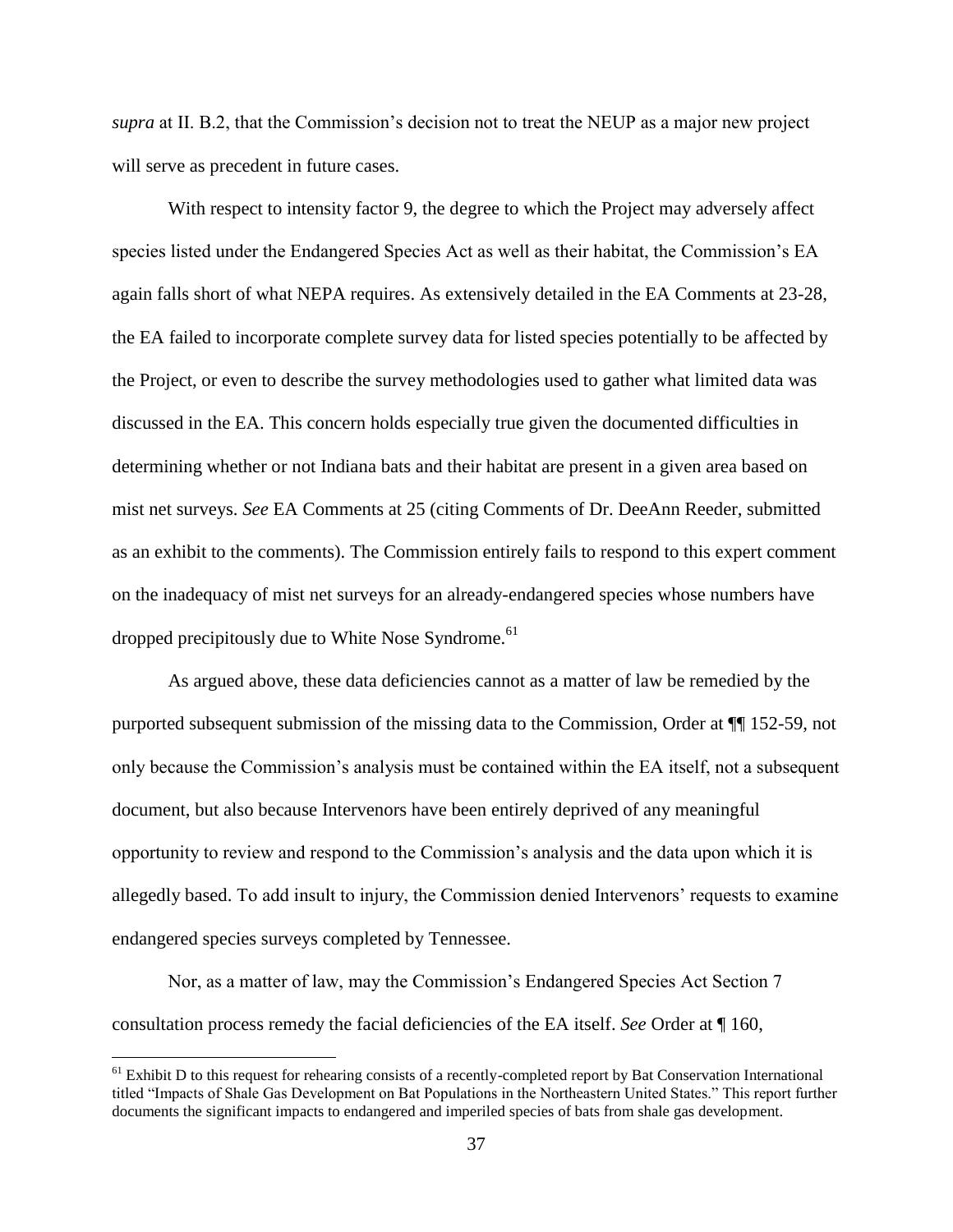*supra* at II. B.2, that the Commission's decision not to treat the NEUP as a major new project will serve as precedent in future cases.

With respect to intensity factor 9, the degree to which the Project may adversely affect species listed under the Endangered Species Act as well as their habitat, the Commission's EA again falls short of what NEPA requires. As extensively detailed in the EA Comments at 23-28, the EA failed to incorporate complete survey data for listed species potentially to be affected by the Project, or even to describe the survey methodologies used to gather what limited data was discussed in the EA. This concern holds especially true given the documented difficulties in determining whether or not Indiana bats and their habitat are present in a given area based on mist net surveys. *See* EA Comments at 25 (citing Comments of Dr. DeeAnn Reeder, submitted as an exhibit to the comments). The Commission entirely fails to respond to this expert comment on the inadequacy of mist net surveys for an already-endangered species whose numbers have dropped precipitously due to White Nose Syndrome.[61]

As argued above, these data deficiencies cannot as a matter of law be remedied by the purported subsequent submission of the missing data to the Commission, Order at ¶¶ 152-59, not only because the Commission's analysis must be contained within the EA itself, not a subsequent document, but also because Intervenors have been entirely deprived of any meaningful opportunity to review and respond to the Commission's analysis and the data upon which it is allegedly based. To add insult to injury, the Commission denied Intervenors' requests to examine endangered species surveys completed by Tennessee.

Nor, as a matter of law, may the Commission's Endangered Species Act Section 7 consultation process remedy the facial deficiencies of the EA itself. *See* Order at ¶ 160,

[61] Exhibit D to this request for rehearing consists of a recently-completed report by Bat Conservation International titled "Impacts of Shale Gas Development on Bat Populations in the Northeastern United States." This report further documents the significant impacts to endangered and imperiled species of bats from shale gas development.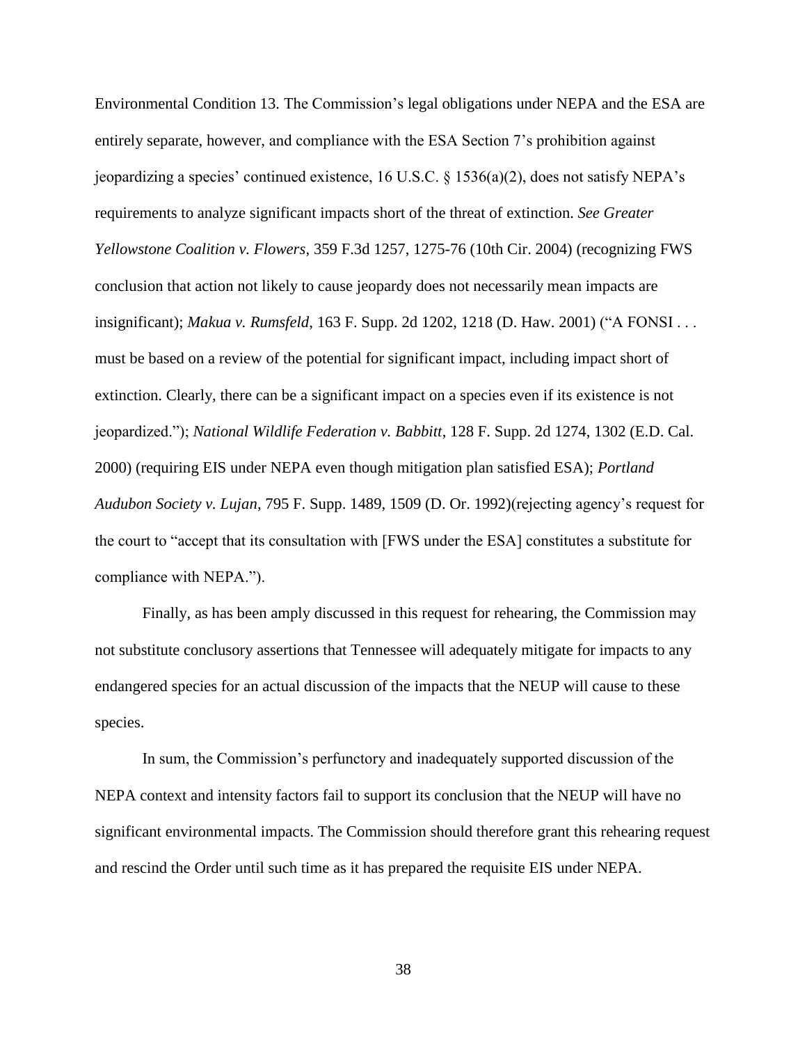Environmental Condition 13. The Commission's legal obligations under NEPA and the ESA are entirely separate, however, and compliance with the ESA Section 7's prohibition against jeopardizing a species' continued existence, 16 U.S.C. § 1536(a)(2), does not satisfy NEPA's requirements to analyze significant impacts short of the threat of extinction. *See Greater Yellowstone Coalition v. Flowers*, 359 F.3d 1257, 1275-76 (10th Cir. 2004) (recognizing FWS conclusion that action not likely to cause jeopardy does not necessarily mean impacts are insignificant); *Makua v. Rumsfeld*, 163 F. Supp. 2d 1202, 1218 (D. Haw. 2001) ("A FONSI . . . must be based on a review of the potential for significant impact, including impact short of extinction. Clearly, there can be a significant impact on a species even if its existence is not jeopardized."); *National Wildlife Federation v. Babbitt*, 128 F. Supp. 2d 1274, 1302 (E.D. Cal. 2000) (requiring EIS under NEPA even though mitigation plan satisfied ESA); *Portland Audubon Society v. Lujan*, 795 F. Supp. 1489, 1509 (D. Or. 1992)(rejecting agency's request for the court to "accept that its consultation with [FWS under the ESA] constitutes a substitute for compliance with NEPA.").

Finally, as has been amply discussed in this request for rehearing, the Commission may not substitute conclusory assertions that Tennessee will adequately mitigate for impacts to any endangered species for an actual discussion of the impacts that the NEUP will cause to these species.

In sum, the Commission's perfunctory and inadequately supported discussion of the NEPA context and intensity factors fail to support its conclusion that the NEUP will have no significant environmental impacts. The Commission should therefore grant this rehearing request and rescind the Order until such time as it has prepared the requisite EIS under NEPA.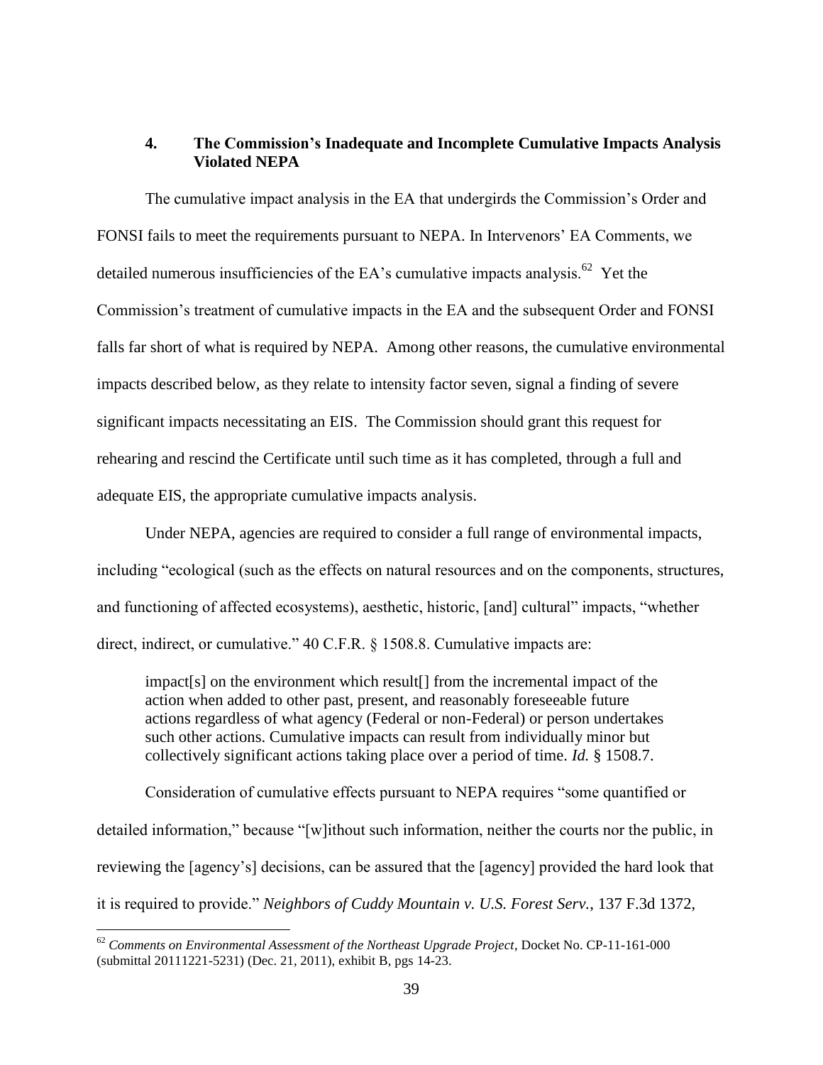### 4. The Commission's Inadequate and Incomplete Cumulative Impacts Analysis Violated NEPA

The cumulative impact analysis in the EA that undergirds the Commission's Order and FONSI fails to meet the requirements pursuant to NEPA. In Intervenors' EA Comments, we detailed numerous insufficiencies of the EA's cumulative impacts analysis.[62] Yet the Commission's treatment of cumulative impacts in the EA and the subsequent Order and FONSI falls far short of what is required by NEPA. Among other reasons, the cumulative environmental impacts described below, as they relate to intensity factor seven, signal a finding of severe significant impacts necessitating an EIS. The Commission should grant this request for rehearing and rescind the Certificate until such time as it has completed, through a full and adequate EIS, the appropriate cumulative impacts analysis.

Under NEPA, agencies are required to consider a full range of environmental impacts, including "ecological (such as the effects on natural resources and on the components, structures, and functioning of affected ecosystems), aesthetic, historic, [and] cultural" impacts, "whether direct, indirect, or cumulative." 40 C.F.R. § 1508.8. Cumulative impacts are:

> impact[s] on the environment which result[] from the incremental impact of the action when added to other past, present, and reasonably foreseeable future actions regardless of what agency (Federal or non-Federal) or person undertakes such other actions. Cumulative impacts can result from individually minor but collectively significant actions taking place over a period of time. *Id.* § 1508.7.

Consideration of cumulative effects pursuant to NEPA requires "some quantified or detailed information," because "[w]ithout such information, neither the courts nor the public, in reviewing the [agency's] decisions, can be assured that the [agency] provided the hard look that it is required to provide." *Neighbors of Cuddy Mountain v. U.S. Forest Serv.*, 137 F.3d 1372,

---

[62] *Comments on Environmental Assessment of the Northeast Upgrade Project*, Docket No. CP-11-161-000 (submittal 20111221-5231) (Dec. 21, 2011), exhibit B, pgs 14-23.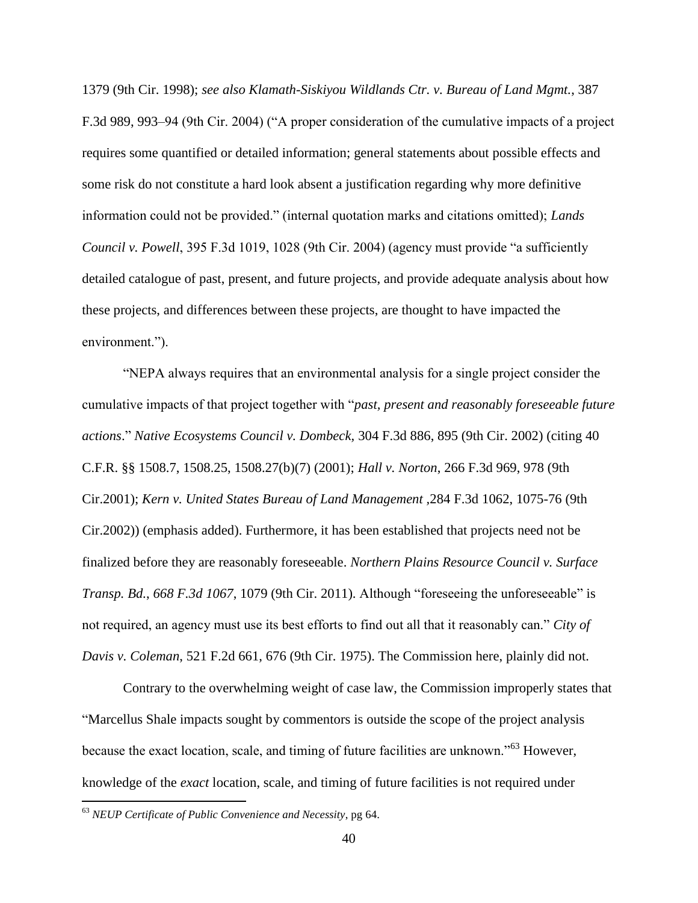1379 (9th Cir. 1998); *see also Klamath-Siskiyou Wildlands Ctr. v. Bureau of Land Mgmt.*, 387 F.3d 989, 993–94 (9th Cir. 2004) ("A proper consideration of the cumulative impacts of a project requires some quantified or detailed information; general statements about possible effects and some risk do not constitute a hard look absent a justification regarding why more definitive information could not be provided." (internal quotation marks and citations omitted); *Lands Council v. Powell*, 395 F.3d 1019, 1028 (9th Cir. 2004) (agency must provide "a sufficiently detailed catalogue of past, present, and future projects, and provide adequate analysis about how these projects, and differences between these projects, are thought to have impacted the environment.").

"NEPA always requires that an environmental analysis for a single project consider the cumulative impacts of that project together with "*past, present and reasonably foreseeable future actions*." *Native Ecosystems Council v. Dombeck*, 304 F.3d 886, 895 (9th Cir. 2002) (citing 40 C.F.R. §§ 1508.7, 1508.25, 1508.27(b)(7) (2001); *Hall v. Norton*, 266 F.3d 969, 978 (9th Cir.2001); *Kern v. United States Bureau of Land Management* ,284 F.3d 1062, 1075-76 (9th Cir.2002)) (emphasis added). Furthermore, it has been established that projects need not be finalized before they are reasonably foreseeable. *Northern Plains Resource Council v. Surface Transp. Bd.*, *668 F.3d 1067*, 1079 (9th Cir. 2011). Although "foreseeing the unforeseeable" is not required, an agency must use its best efforts to find out all that it reasonably can." *City of Davis v. Coleman*, 521 F.2d 661, 676 (9th Cir. 1975). The Commission here, plainly did not.

Contrary to the overwhelming weight of case law, the Commission improperly states that "Marcellus Shale impacts sought by commentors is outside the scope of the project analysis because the exact location, scale, and timing of future facilities are unknown."[63] However, knowledge of the *exact* location, scale, and timing of future facilities is not required under

[63] *NEUP Certificate of Public Convenience and Necessity*, pg 64.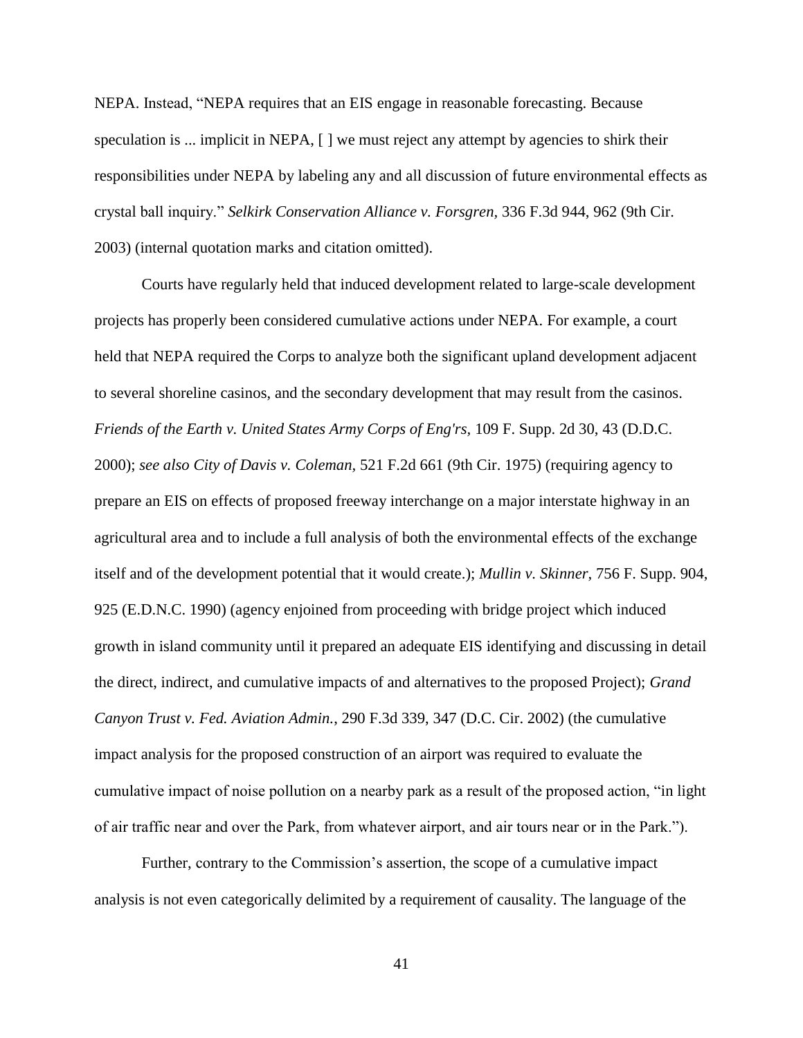NEPA. Instead, "NEPA requires that an EIS engage in reasonable forecasting. Because speculation is ... implicit in NEPA, [ ] we must reject any attempt by agencies to shirk their responsibilities under NEPA by labeling any and all discussion of future environmental effects as crystal ball inquiry." *Selkirk Conservation Alliance v. Forsgren*, 336 F.3d 944, 962 (9th Cir. 2003) (internal quotation marks and citation omitted).

Courts have regularly held that induced development related to large-scale development projects has properly been considered cumulative actions under NEPA. For example, a court held that NEPA required the Corps to analyze both the significant upland development adjacent to several shoreline casinos, and the secondary development that may result from the casinos. *Friends of the Earth v. United States Army Corps of Eng'rs*, 109 F. Supp. 2d 30, 43 (D.D.C. 2000); *see also City of Davis v. Coleman*, 521 F.2d 661 (9th Cir. 1975) (requiring agency to prepare an EIS on effects of proposed freeway interchange on a major interstate highway in an agricultural area and to include a full analysis of both the environmental effects of the exchange itself and of the development potential that it would create.); *Mullin v. Skinner*, 756 F. Supp. 904, 925 (E.D.N.C. 1990) (agency enjoined from proceeding with bridge project which induced growth in island community until it prepared an adequate EIS identifying and discussing in detail the direct, indirect, and cumulative impacts of and alternatives to the proposed Project); *Grand Canyon Trust v. Fed. Aviation Admin.*, 290 F.3d 339, 347 (D.C. Cir. 2002) (the cumulative impact analysis for the proposed construction of an airport was required to evaluate the cumulative impact of noise pollution on a nearby park as a result of the proposed action, "in light of air traffic near and over the Park, from whatever airport, and air tours near or in the Park.").

Further, contrary to the Commission's assertion, the scope of a cumulative impact analysis is not even categorically delimited by a requirement of causality. The language of the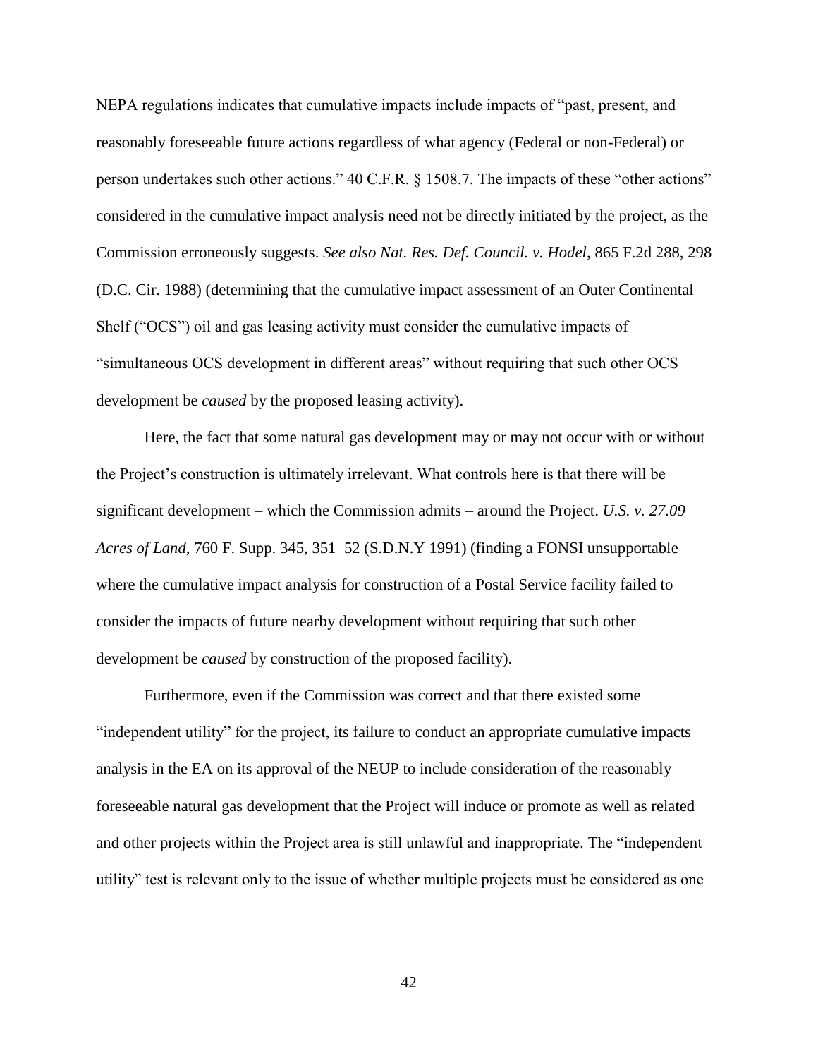NEPA regulations indicates that cumulative impacts include impacts of "past, present, and reasonably foreseeable future actions regardless of what agency (Federal or non-Federal) or person undertakes such other actions." 40 C.F.R. § 1508.7. The impacts of these "other actions" considered in the cumulative impact analysis need not be directly initiated by the project, as the Commission erroneously suggests. *See also Nat. Res. Def. Council. v. Hodel*, 865 F.2d 288, 298 (D.C. Cir. 1988) (determining that the cumulative impact assessment of an Outer Continental Shelf ("OCS") oil and gas leasing activity must consider the cumulative impacts of "simultaneous OCS development in different areas" without requiring that such other OCS development be *caused* by the proposed leasing activity).

Here, the fact that some natural gas development may or may not occur with or without the Project's construction is ultimately irrelevant. What controls here is that there will be significant development – which the Commission admits – around the Project. *U.S. v. 27.09 Acres of Land*, 760 F. Supp. 345, 351–52 (S.D.N.Y 1991) (finding a FONSI unsupportable where the cumulative impact analysis for construction of a Postal Service facility failed to consider the impacts of future nearby development without requiring that such other development be *caused* by construction of the proposed facility).

Furthermore, even if the Commission was correct and that there existed some "independent utility" for the project, its failure to conduct an appropriate cumulative impacts analysis in the EA on its approval of the NEUP to include consideration of the reasonably foreseeable natural gas development that the Project will induce or promote as well as related and other projects within the Project area is still unlawful and inappropriate. The "independent utility" test is relevant only to the issue of whether multiple projects must be considered as one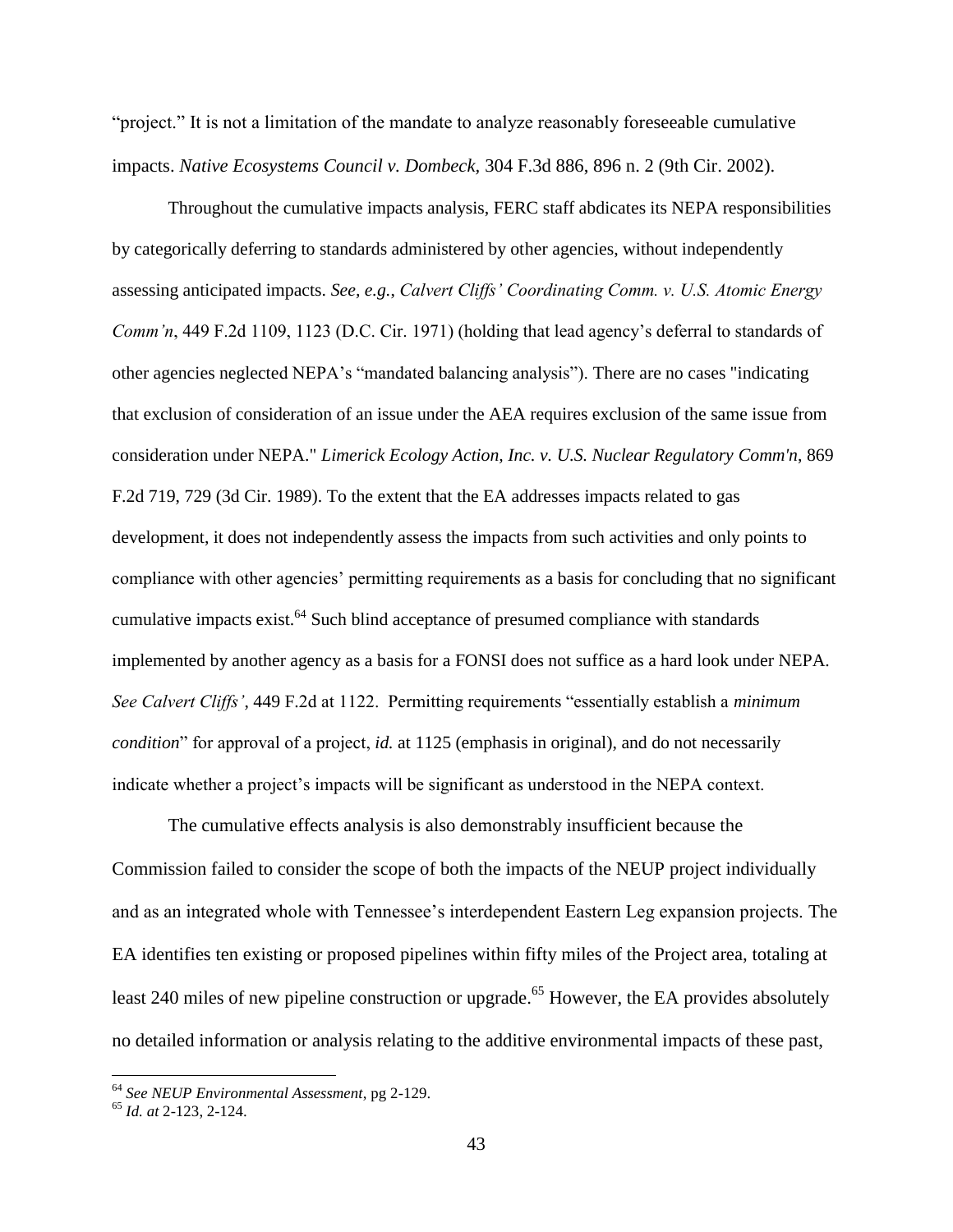"project." It is not a limitation of the mandate to analyze reasonably foreseeable cumulative impacts. *Native Ecosystems Council v. Dombeck*, 304 F.3d 886, 896 n. 2 (9th Cir. 2002).

Throughout the cumulative impacts analysis, FERC staff abdicates its NEPA responsibilities by categorically deferring to standards administered by other agencies, without independently assessing anticipated impacts. *See, e.g.*, *Calvert Cliffs' Coordinating Comm. v. U.S. Atomic Energy Comm'n*, 449 F.2d 1109, 1123 (D.C. Cir. 1971) (holding that lead agency's deferral to standards of other agencies neglected NEPA's "mandated balancing analysis"). There are no cases "indicating that exclusion of consideration of an issue under the AEA requires exclusion of the same issue from consideration under NEPA." *Limerick Ecology Action, Inc. v. U.S. Nuclear Regulatory Comm'n*, 869 F.2d 719, 729 (3d Cir. 1989). To the extent that the EA addresses impacts related to gas development, it does not independently assess the impacts from such activities and only points to compliance with other agencies' permitting requirements as a basis for concluding that no significant cumulative impacts exist.[64] Such blind acceptance of presumed compliance with standards implemented by another agency as a basis for a FONSI does not suffice as a hard look under NEPA. *See Calvert Cliffs'*, 449 F.2d at 1122. Permitting requirements "essentially establish a *minimum condition*" for approval of a project, *id.* at 1125 (emphasis in original), and do not necessarily indicate whether a project's impacts will be significant as understood in the NEPA context.

The cumulative effects analysis is also demonstrably insufficient because the Commission failed to consider the scope of both the impacts of the NEUP project individually and as an integrated whole with Tennessee's interdependent Eastern Leg expansion projects. The EA identifies ten existing or proposed pipelines within fifty miles of the Project area, totaling at least 240 miles of new pipeline construction or upgrade.[65] However, the EA provides absolutely no detailed information or analysis relating to the additive environmental impacts of these past,

---

[64] *See NEUP Environmental Assessment*, pg 2-129.

[65] *Id. at* 2-123, 2-124.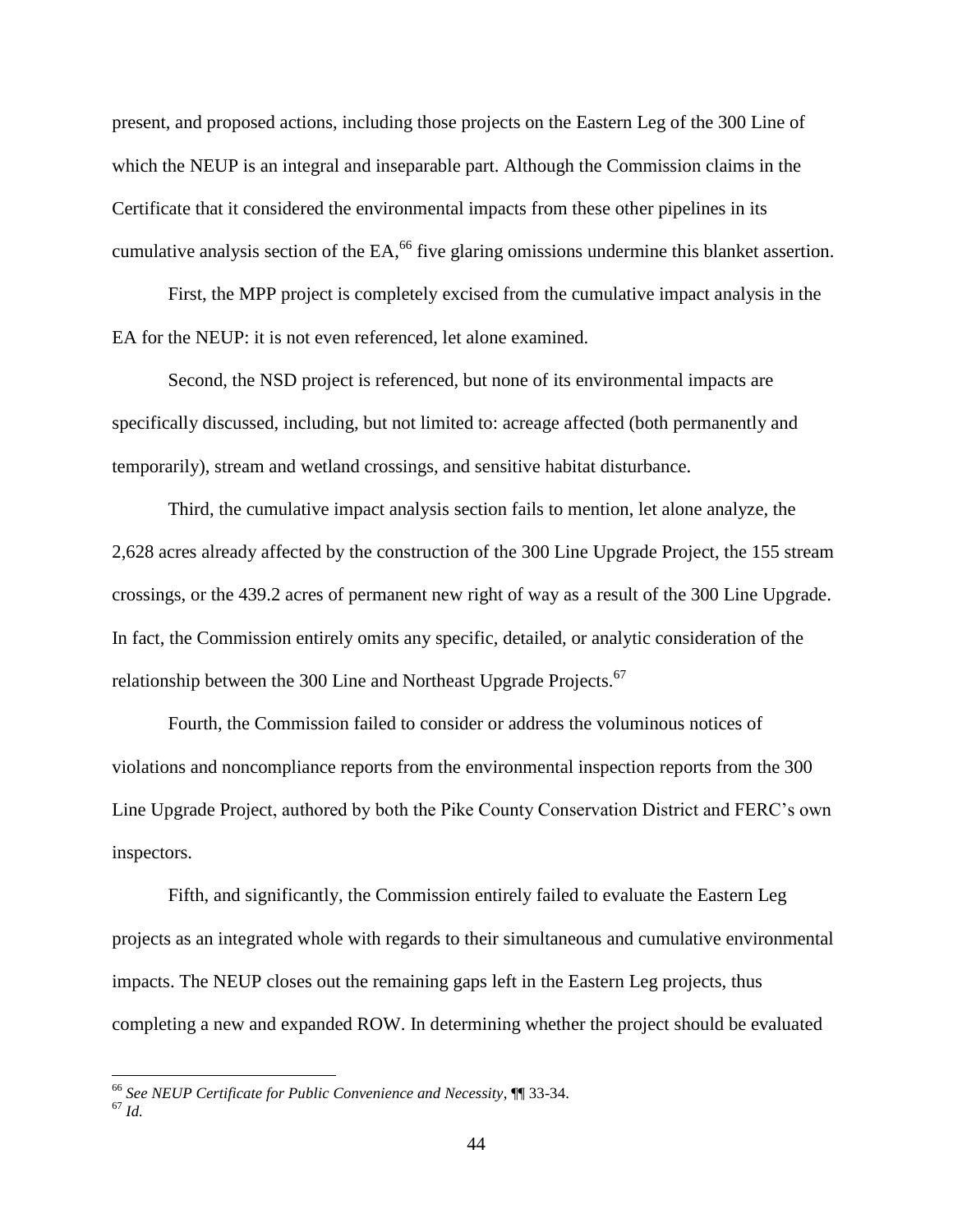present, and proposed actions, including those projects on the Eastern Leg of the 300 Line of which the NEUP is an integral and inseparable part. Although the Commission claims in the Certificate that it considered the environmental impacts from these other pipelines in its cumulative analysis section of the EA,[66] five glaring omissions undermine this blanket assertion.

First, the MPP project is completely excised from the cumulative impact analysis in the EA for the NEUP: it is not even referenced, let alone examined.

Second, the NSD project is referenced, but none of its environmental impacts are specifically discussed, including, but not limited to: acreage affected (both permanently and temporarily), stream and wetland crossings, and sensitive habitat disturbance.

Third, the cumulative impact analysis section fails to mention, let alone analyze, the 2,628 acres already affected by the construction of the 300 Line Upgrade Project, the 155 stream crossings, or the 439.2 acres of permanent new right of way as a result of the 300 Line Upgrade. In fact, the Commission entirely omits any specific, detailed, or analytic consideration of the relationship between the 300 Line and Northeast Upgrade Projects.[67]

Fourth, the Commission failed to consider or address the voluminous notices of violations and noncompliance reports from the environmental inspection reports from the 300 Line Upgrade Project, authored by both the Pike County Conservation District and FERC's own inspectors.

Fifth, and significantly, the Commission entirely failed to evaluate the Eastern Leg projects as an integrated whole with regards to their simultaneous and cumulative environmental impacts. The NEUP closes out the remaining gaps left in the Eastern Leg projects, thus completing a new and expanded ROW. In determining whether the project should be evaluated

---

[66] *See NEUP Certificate for Public Convenience and Necessity*, ¶¶ 33-34.

[67] *Id.*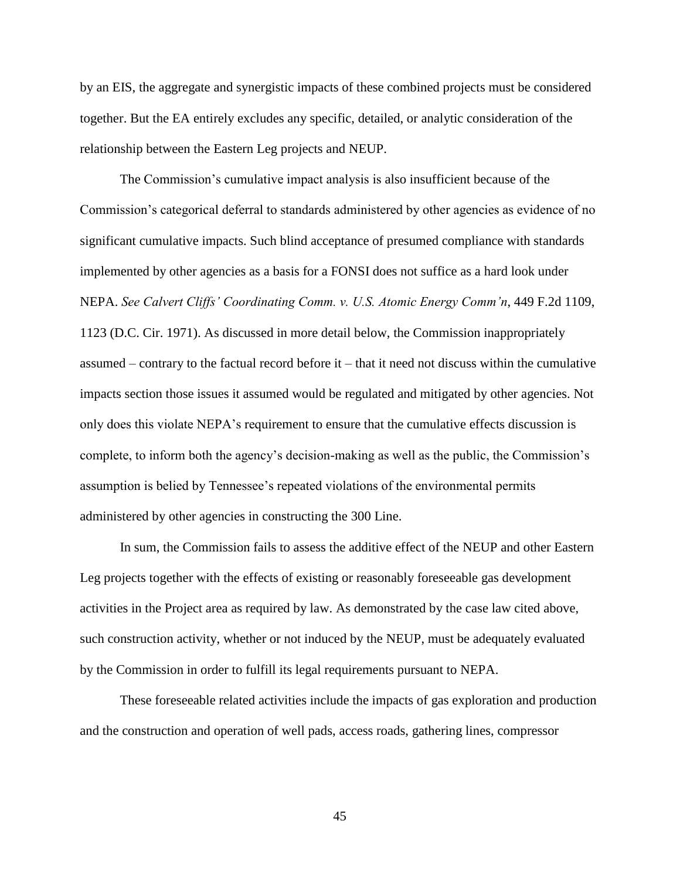by an EIS, the aggregate and synergistic impacts of these combined projects must be considered together. But the EA entirely excludes any specific, detailed, or analytic consideration of the relationship between the Eastern Leg projects and NEUP.

The Commission's cumulative impact analysis is also insufficient because of the Commission's categorical deferral to standards administered by other agencies as evidence of no significant cumulative impacts. Such blind acceptance of presumed compliance with standards implemented by other agencies as a basis for a FONSI does not suffice as a hard look under NEPA. *See Calvert Cliffs' Coordinating Comm. v. U.S. Atomic Energy Comm'n*, 449 F.2d 1109, 1123 (D.C. Cir. 1971). As discussed in more detail below, the Commission inappropriately assumed – contrary to the factual record before it – that it need not discuss within the cumulative impacts section those issues it assumed would be regulated and mitigated by other agencies. Not only does this violate NEPA's requirement to ensure that the cumulative effects discussion is complete, to inform both the agency's decision-making as well as the public, the Commission's assumption is belied by Tennessee's repeated violations of the environmental permits administered by other agencies in constructing the 300 Line.

In sum, the Commission fails to assess the additive effect of the NEUP and other Eastern Leg projects together with the effects of existing or reasonably foreseeable gas development activities in the Project area as required by law. As demonstrated by the case law cited above, such construction activity, whether or not induced by the NEUP, must be adequately evaluated by the Commission in order to fulfill its legal requirements pursuant to NEPA.

These foreseeable related activities include the impacts of gas exploration and production and the construction and operation of well pads, access roads, gathering lines, compressor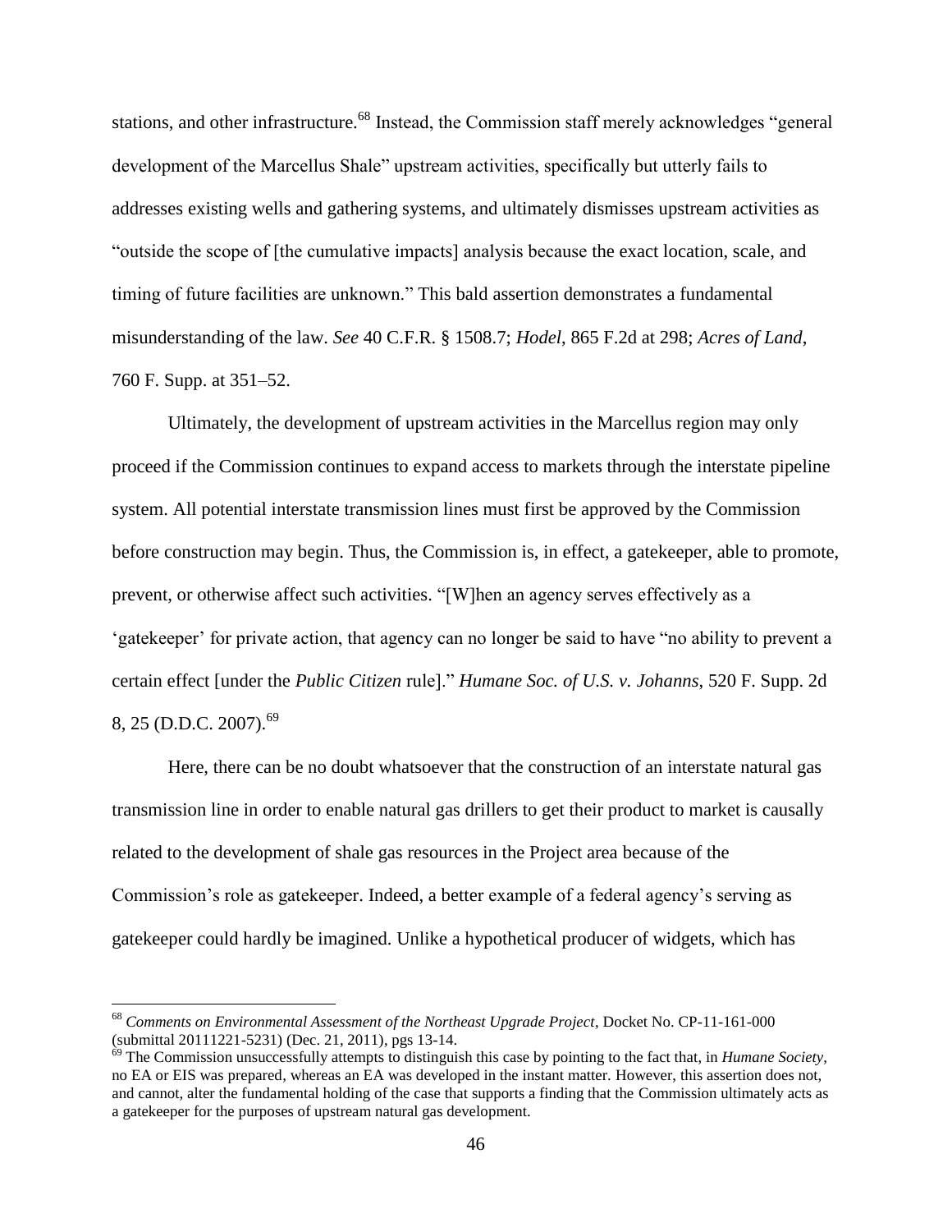stations, and other infrastructure.[68] Instead, the Commission staff merely acknowledges "general development of the Marcellus Shale" upstream activities, specifically but utterly fails to addresses existing wells and gathering systems, and ultimately dismisses upstream activities as "outside the scope of [the cumulative impacts] analysis because the exact location, scale, and timing of future facilities are unknown." This bald assertion demonstrates a fundamental misunderstanding of the law. *See* 40 C.F.R. § 1508.7; *Hodel*, 865 F.2d at 298; *Acres of Land*, 760 F. Supp. at 351–52.

Ultimately, the development of upstream activities in the Marcellus region may only proceed if the Commission continues to expand access to markets through the interstate pipeline system. All potential interstate transmission lines must first be approved by the Commission before construction may begin. Thus, the Commission is, in effect, a gatekeeper, able to promote, prevent, or otherwise affect such activities. "[W]hen an agency serves effectively as a 'gatekeeper' for private action, that agency can no longer be said to have "no ability to prevent a certain effect [under the *Public Citizen* rule]." *Humane Soc. of U.S. v. Johanns*, 520 F. Supp. 2d 8, 25 (D.D.C. 2007).[69]

Here, there can be no doubt whatsoever that the construction of an interstate natural gas transmission line in order to enable natural gas drillers to get their product to market is causally related to the development of shale gas resources in the Project area because of the Commission's role as gatekeeper. Indeed, a better example of a federal agency's serving as gatekeeper could hardly be imagined. Unlike a hypothetical producer of widgets, which has

---

[68] *Comments on Environmental Assessment of the Northeast Upgrade Project*, Docket No. CP-11-161-000 (submittal 20111221-5231) (Dec. 21, 2011), pgs 13-14.

[69] The Commission unsuccessfully attempts to distinguish this case by pointing to the fact that, in *Humane Society*, no EA or EIS was prepared, whereas an EA was developed in the instant matter. However, this assertion does not, and cannot, alter the fundamental holding of the case that supports a finding that the Commission ultimately acts as a gatekeeper for the purposes of upstream natural gas development.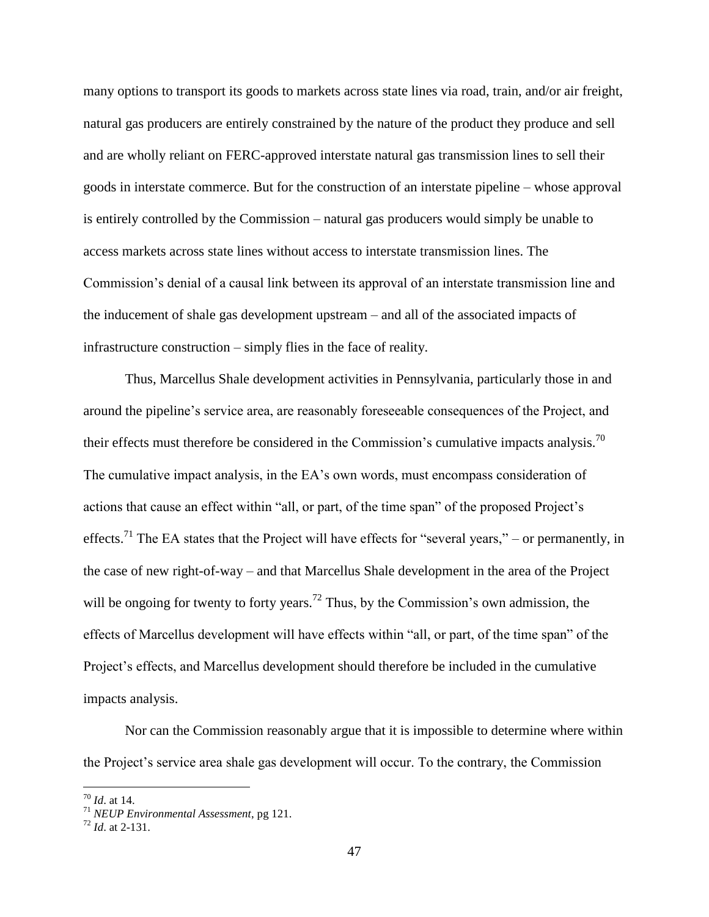many options to transport its goods to markets across state lines via road, train, and/or air freight, natural gas producers are entirely constrained by the nature of the product they produce and sell and are wholly reliant on FERC-approved interstate natural gas transmission lines to sell their goods in interstate commerce. But for the construction of an interstate pipeline – whose approval is entirely controlled by the Commission – natural gas producers would simply be unable to access markets across state lines without access to interstate transmission lines. The Commission's denial of a causal link between its approval of an interstate transmission line and the inducement of shale gas development upstream – and all of the associated impacts of infrastructure construction – simply flies in the face of reality.

Thus, Marcellus Shale development activities in Pennsylvania, particularly those in and around the pipeline's service area, are reasonably foreseeable consequences of the Project, and their effects must therefore be considered in the Commission's cumulative impacts analysis.[70] The cumulative impact analysis, in the EA's own words, must encompass consideration of actions that cause an effect within "all, or part, of the time span" of the proposed Project's effects.[71] The EA states that the Project will have effects for "several years," – or permanently, in the case of new right-of-way – and that Marcellus Shale development in the area of the Project will be ongoing for twenty to forty years.[72] Thus, by the Commission's own admission, the effects of Marcellus development will have effects within "all, or part, of the time span" of the Project's effects, and Marcellus development should therefore be included in the cumulative impacts analysis.

Nor can the Commission reasonably argue that it is impossible to determine where within the Project's service area shale gas development will occur. To the contrary, the Commission

---

[70] *Id*. at 14.

[71] *NEUP Environmental Assessment*, pg 121.

[72] *Id*. at 2-131.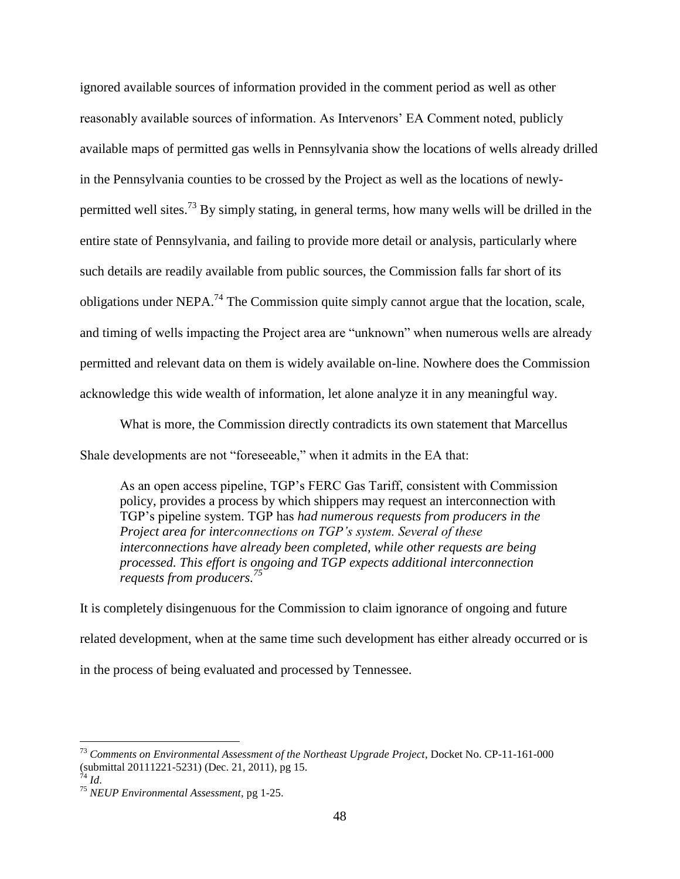ignored available sources of information provided in the comment period as well as other reasonably available sources of information. As Intervenors' EA Comment noted, publicly available maps of permitted gas wells in Pennsylvania show the locations of wells already drilled in the Pennsylvania counties to be crossed by the Project as well as the locations of newly-permitted well sites.[73] By simply stating, in general terms, how many wells will be drilled in the entire state of Pennsylvania, and failing to provide more detail or analysis, particularly where such details are readily available from public sources, the Commission falls far short of its obligations under NEPA.[74] The Commission quite simply cannot argue that the location, scale, and timing of wells impacting the Project area are "unknown" when numerous wells are already permitted and relevant data on them is widely available on-line. Nowhere does the Commission acknowledge this wide wealth of information, let alone analyze it in any meaningful way.

What is more, the Commission directly contradicts its own statement that Marcellus Shale developments are not "foreseeable," when it admits in the EA that:

> As an open access pipeline, TGP's FERC Gas Tariff, consistent with Commission policy, provides a process by which shippers may request an interconnection with TGP's pipeline system. TGP has *had numerous requests from producers in the Project area for interconnections on TGP's system. Several of these interconnections have already been completed, while other requests are being processed. This effort is ongoing and TGP expects additional interconnection requests from producers.*[75]

It is completely disingenuous for the Commission to claim ignorance of ongoing and future related development, when at the same time such development has either already occurred or is in the process of being evaluated and processed by Tennessee.

---

[73] *Comments on Environmental Assessment of the Northeast Upgrade Project*, Docket No. CP-11-161-000 (submittal 20111221-5231) (Dec. 21, 2011), pg 15.

[74] *Id*.

[75] *NEUP Environmental Assessment*, pg 1-25.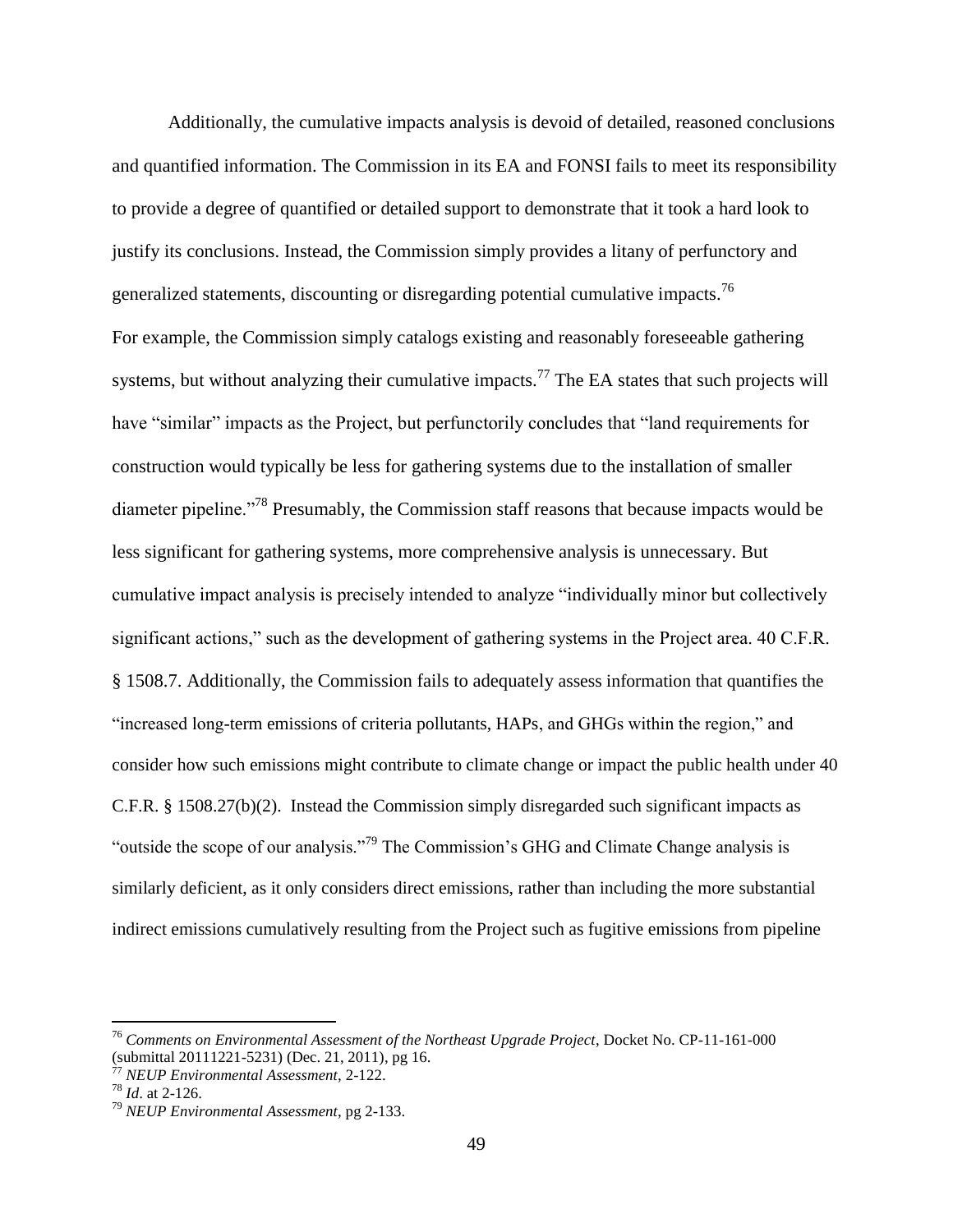Additionally, the cumulative impacts analysis is devoid of detailed, reasoned conclusions and quantified information. The Commission in its EA and FONSI fails to meet its responsibility to provide a degree of quantified or detailed support to demonstrate that it took a hard look to justify its conclusions. Instead, the Commission simply provides a litany of perfunctory and generalized statements, discounting or disregarding potential cumulative impacts.[76]

For example, the Commission simply catalogs existing and reasonably foreseeable gathering systems, but without analyzing their cumulative impacts.[77] The EA states that such projects will have "similar" impacts as the Project, but perfunctorily concludes that "land requirements for construction would typically be less for gathering systems due to the installation of smaller diameter pipeline."[78] Presumably, the Commission staff reasons that because impacts would be less significant for gathering systems, more comprehensive analysis is unnecessary. But cumulative impact analysis is precisely intended to analyze "individually minor but collectively significant actions," such as the development of gathering systems in the Project area. 40 C.F.R. § 1508.7. Additionally, the Commission fails to adequately assess information that quantifies the "increased long-term emissions of criteria pollutants, HAPs, and GHGs within the region," and consider how such emissions might contribute to climate change or impact the public health under 40 C.F.R. § 1508.27(b)(2). Instead the Commission simply disregarded such significant impacts as "outside the scope of our analysis."[79] The Commission's GHG and Climate Change analysis is similarly deficient, as it only considers direct emissions, rather than including the more substantial indirect emissions cumulatively resulting from the Project such as fugitive emissions from pipeline

---

[76] *Comments on Environmental Assessment of the Northeast Upgrade Project*, Docket No. CP-11-161-000 (submittal 20111221-5231) (Dec. 21, 2011), pg 16.

[77] *NEUP Environmental Assessment*, 2-122.

[78] *Id*. at 2-126.

[79] *NEUP Environmental Assessment*, pg 2-133.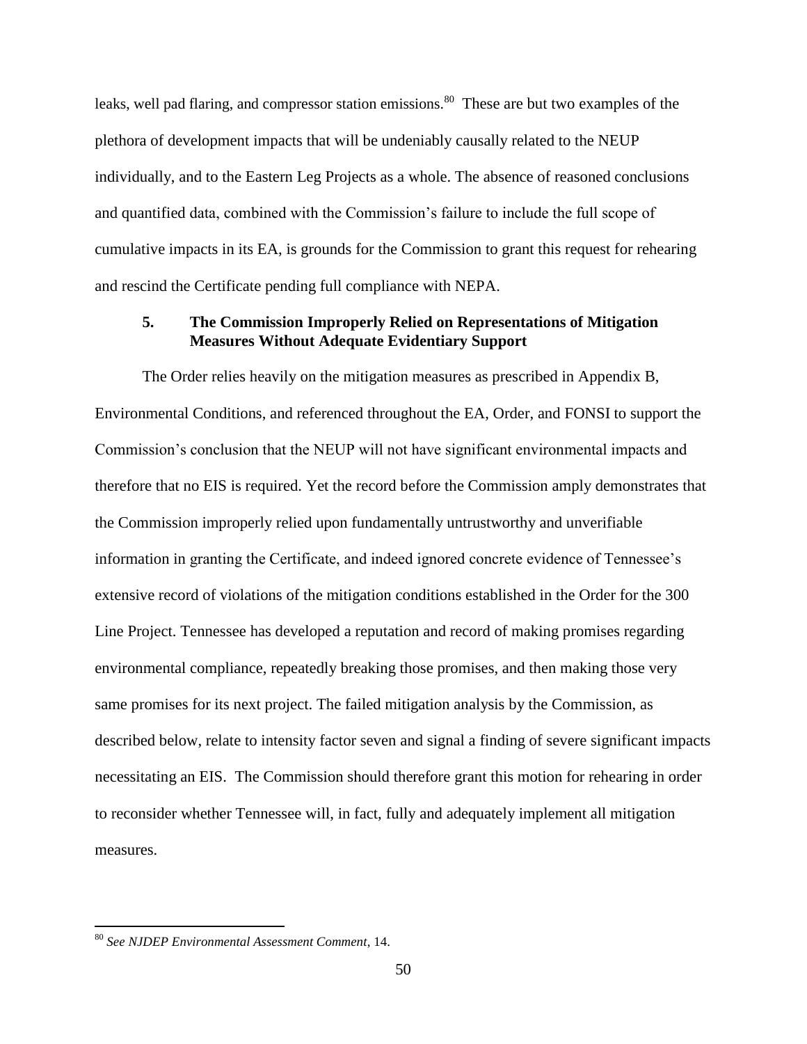leaks, well pad flaring, and compressor station emissions.[80] These are but two examples of the plethora of development impacts that will be undeniably causally related to the NEUP individually, and to the Eastern Leg Projects as a whole. The absence of reasoned conclusions and quantified data, combined with the Commission's failure to include the full scope of cumulative impacts in its EA, is grounds for the Commission to grant this request for rehearing and rescind the Certificate pending full compliance with NEPA.

### 5. The Commission Improperly Relied on Representations of Mitigation Measures Without Adequate Evidentiary Support

The Order relies heavily on the mitigation measures as prescribed in Appendix B, Environmental Conditions, and referenced throughout the EA, Order, and FONSI to support the Commission's conclusion that the NEUP will not have significant environmental impacts and therefore that no EIS is required. Yet the record before the Commission amply demonstrates that the Commission improperly relied upon fundamentally untrustworthy and unverifiable information in granting the Certificate, and indeed ignored concrete evidence of Tennessee's extensive record of violations of the mitigation conditions established in the Order for the 300 Line Project. Tennessee has developed a reputation and record of making promises regarding environmental compliance, repeatedly breaking those promises, and then making those very same promises for its next project. The failed mitigation analysis by the Commission, as described below, relate to intensity factor seven and signal a finding of severe significant impacts necessitating an EIS. The Commission should therefore grant this motion for rehearing in order to reconsider whether Tennessee will, in fact, fully and adequately implement all mitigation measures.

---

[80] *See NJDEP Environmental Assessment Comment*, 14.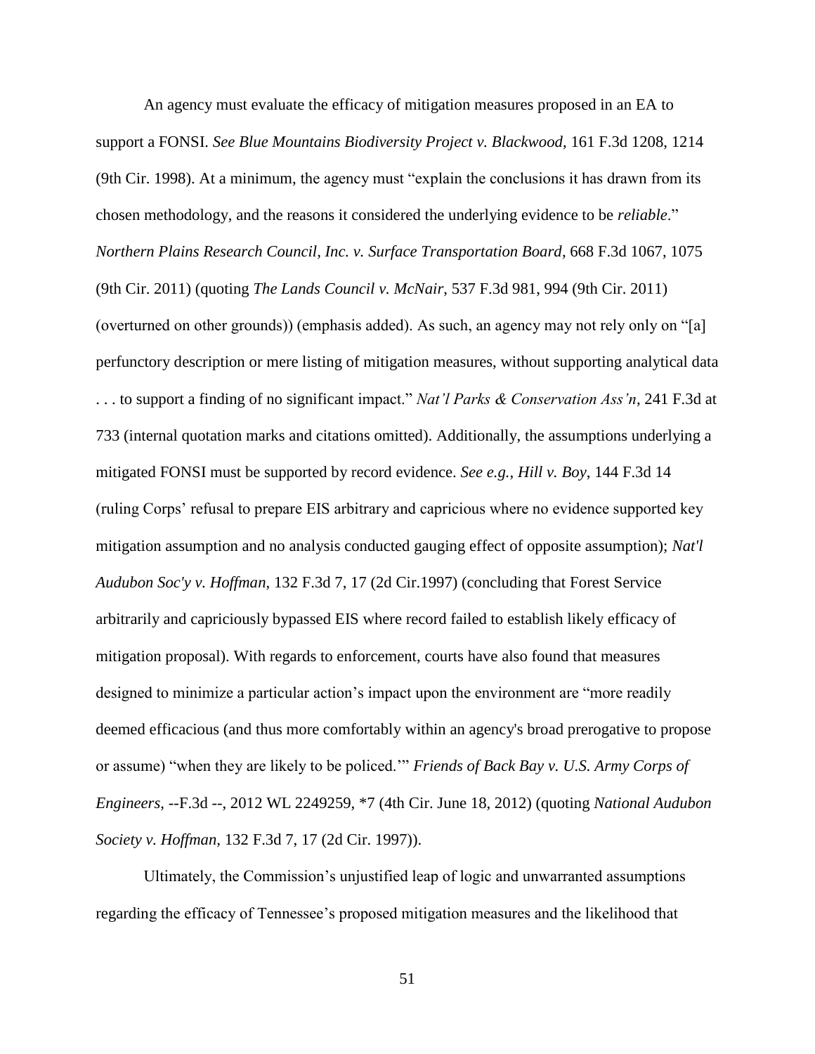An agency must evaluate the efficacy of mitigation measures proposed in an EA to support a FONSI. *See Blue Mountains Biodiversity Project v. Blackwood*, 161 F.3d 1208, 1214 (9th Cir. 1998). At a minimum, the agency must "explain the conclusions it has drawn from its chosen methodology, and the reasons it considered the underlying evidence to be *reliable*." *Northern Plains Research Council, Inc. v. Surface Transportation Board*, 668 F.3d 1067, 1075 (9th Cir. 2011) (quoting *The Lands Council v. McNair*, 537 F.3d 981, 994 (9th Cir. 2011) (overturned on other grounds)) (emphasis added). As such, an agency may not rely only on "[a] perfunctory description or mere listing of mitigation measures, without supporting analytical data . . . to support a finding of no significant impact." *Nat'l Parks & Conservation Ass'n*, 241 F.3d at 733 (internal quotation marks and citations omitted). Additionally, the assumptions underlying a mitigated FONSI must be supported by record evidence. *See e.g., Hill v. Boy*, 144 F.3d 14 (ruling Corps' refusal to prepare EIS arbitrary and capricious where no evidence supported key mitigation assumption and no analysis conducted gauging effect of opposite assumption); *Nat'l Audubon Soc'y v. Hoffman,* 132 F.3d 7, 17 (2d Cir.1997) (concluding that Forest Service arbitrarily and capriciously bypassed EIS where record failed to establish likely efficacy of mitigation proposal). With regards to enforcement, courts have also found that measures designed to minimize a particular action's impact upon the environment are "more readily deemed efficacious (and thus more comfortably within an agency's broad prerogative to propose or assume) "when they are likely to be policed.'" *Friends of Back Bay v. U.S. Army Corps of Engineers*, --F.3d --, 2012 WL 2249259, *7 (4th Cir. June 18, 2012) (quoting *National Audubon Society v. Hoffman*, 132 F.3d 7, 17 (2d Cir. 1997)).

Ultimately, the Commission's unjustified leap of logic and unwarranted assumptions regarding the efficacy of Tennessee's proposed mitigation measures and the likelihood that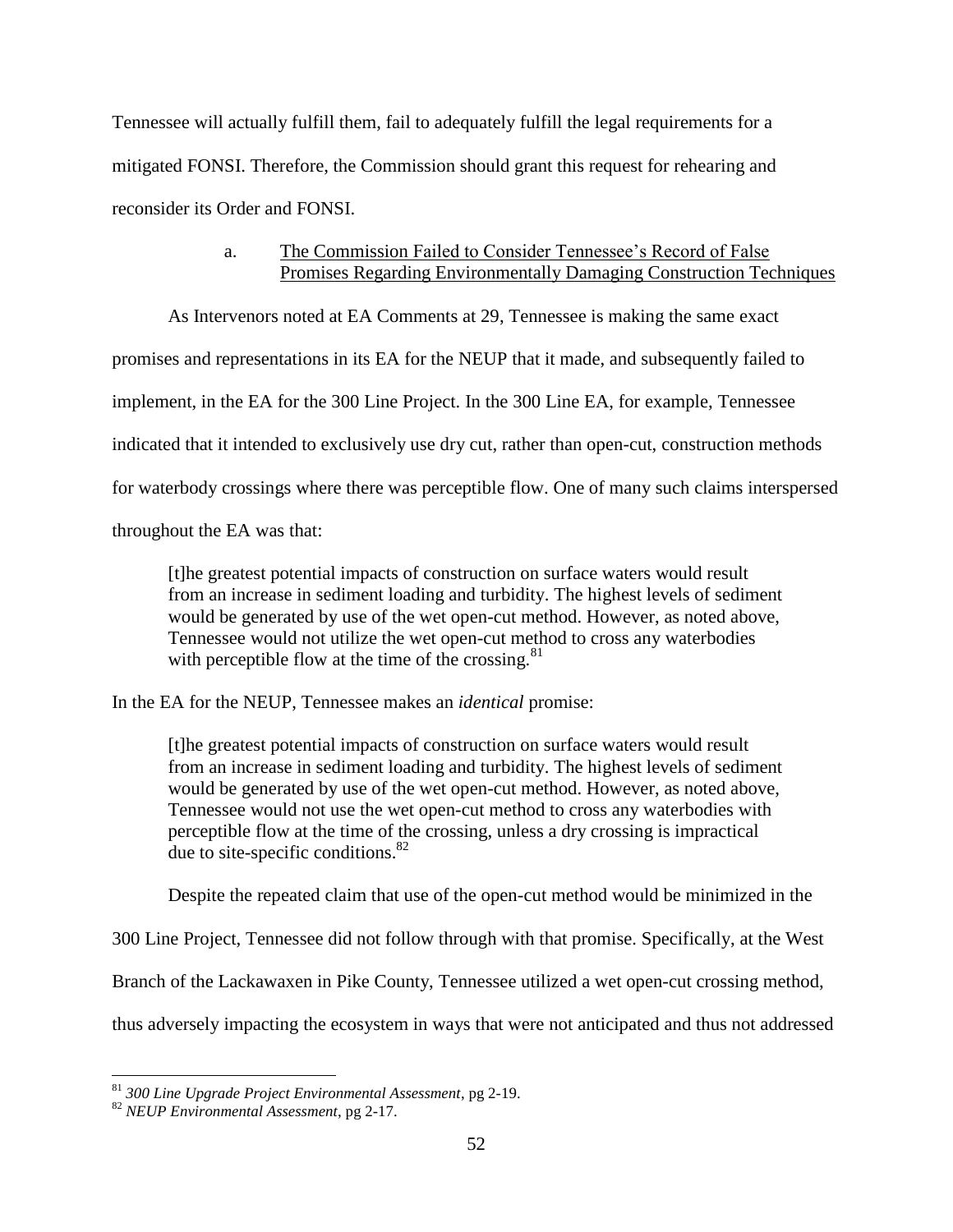Tennessee will actually fulfill them, fail to adequately fulfill the legal requirements for a mitigated FONSI. Therefore, the Commission should grant this request for rehearing and reconsider its Order and FONSI.

a. <u>The Commission Failed to Consider Tennessee's Record of False Promises Regarding Environmentally Damaging Construction Techniques</u>

As Intervenors noted at EA Comments at 29, Tennessee is making the same exact promises and representations in its EA for the NEUP that it made, and subsequently failed to implement, in the EA for the 300 Line Project. In the 300 Line EA, for example, Tennessee indicated that it intended to exclusively use dry cut, rather than open-cut, construction methods for waterbody crossings where there was perceptible flow. One of many such claims interspersed throughout the EA was that:

> [t]he greatest potential impacts of construction on surface waters would result from an increase in sediment loading and turbidity. The highest levels of sediment would be generated by use of the wet open-cut method. However, as noted above, Tennessee would not utilize the wet open-cut method to cross any waterbodies with perceptible flow at the time of the crossing.[81]

In the EA for the NEUP, Tennessee makes an *identical* promise:

> [t]he greatest potential impacts of construction on surface waters would result from an increase in sediment loading and turbidity. The highest levels of sediment would be generated by use of the wet open-cut method. However, as noted above, Tennessee would not use the wet open-cut method to cross any waterbodies with perceptible flow at the time of the crossing, unless a dry crossing is impractical due to site-specific conditions.[82]

Despite the repeated claim that use of the open-cut method would be minimized in the 300 Line Project, Tennessee did not follow through with that promise. Specifically, at the West Branch of the Lackawaxen in Pike County, Tennessee utilized a wet open-cut crossing method, thus adversely impacting the ecosystem in ways that were not anticipated and thus not addressed

[81] *300 Line Upgrade Project Environmental Assessment*, pg 2-19.

[82] *NEUP Environmental Assessment*, pg 2-17.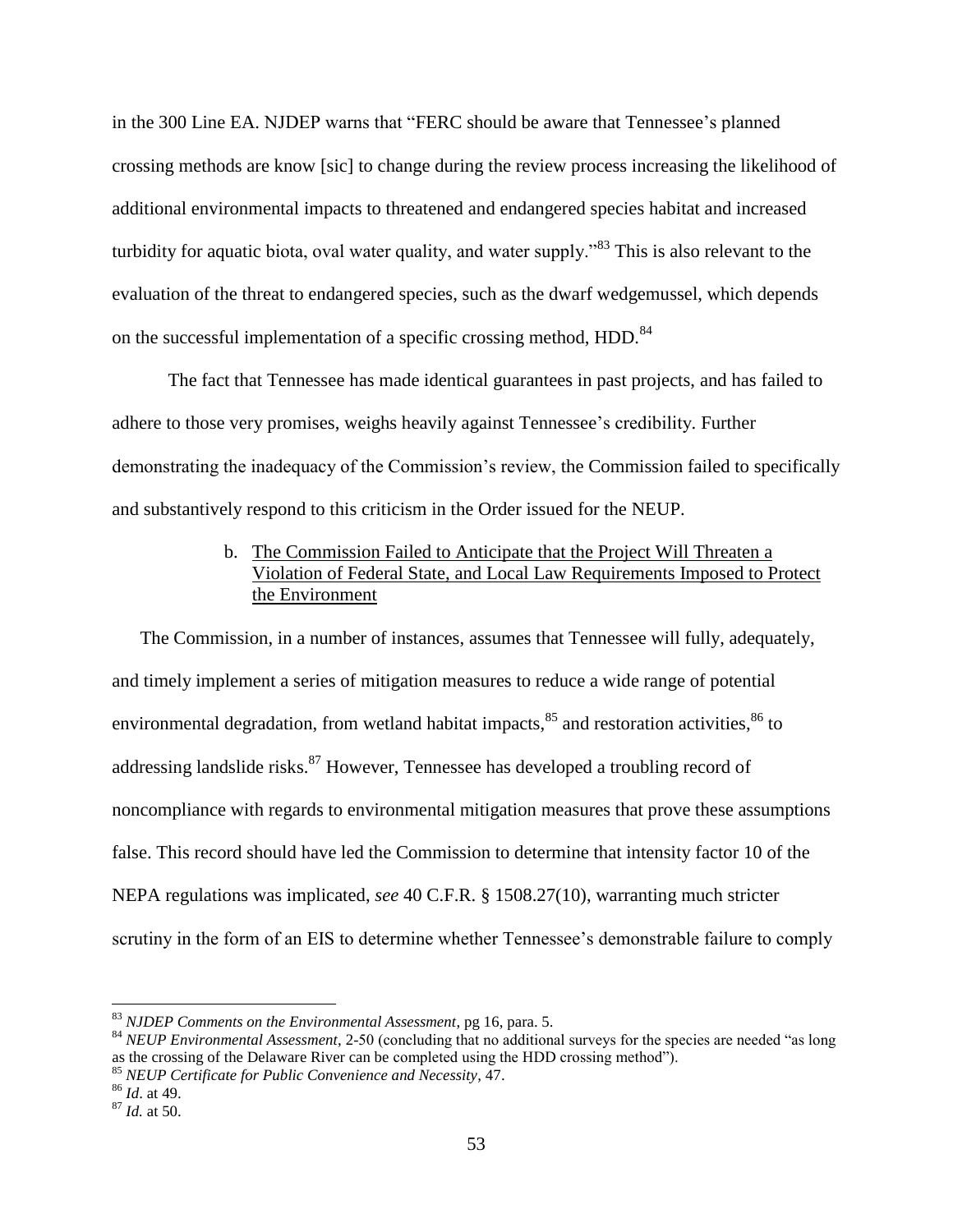in the 300 Line EA. NJDEP warns that "FERC should be aware that Tennessee's planned crossing methods are know [sic] to change during the review process increasing the likelihood of additional environmental impacts to threatened and endangered species habitat and increased turbidity for aquatic biota, oval water quality, and water supply."[83] This is also relevant to the evaluation of the threat to endangered species, such as the dwarf wedgemussel, which depends on the successful implementation of a specific crossing method, HDD.[84]

The fact that Tennessee has made identical guarantees in past projects, and has failed to adhere to those very promises, weighs heavily against Tennessee's credibility. Further demonstrating the inadequacy of the Commission's review, the Commission failed to specifically and substantively respond to this criticism in the Order issued for the NEUP.

b. <u>The Commission Failed to Anticipate that the Project Will Threaten a Violation of Federal State, and Local Law Requirements Imposed to Protect the Environment</u>

The Commission, in a number of instances, assumes that Tennessee will fully, adequately, and timely implement a series of mitigation measures to reduce a wide range of potential environmental degradation, from wetland habitat impacts,[85] and restoration activities,[86] to addressing landslide risks.[87] However, Tennessee has developed a troubling record of noncompliance with regards to environmental mitigation measures that prove these assumptions false. This record should have led the Commission to determine that intensity factor 10 of the NEPA regulations was implicated, *see* 40 C.F.R. § 1508.27(10), warranting much stricter scrutiny in the form of an EIS to determine whether Tennessee's demonstrable failure to comply

---

[83] *NJDEP Comments on the Environmental Assessment*, pg 16, para. 5.

[84] *NEUP Environmental Assessment*, 2-50 (concluding that no additional surveys for the species are needed "as long as the crossing of the Delaware River can be completed using the HDD crossing method").

[85] *NEUP Certificate for Public Convenience and Necessity*, 47.

[86] *Id*. at 49.

[87] *Id.* at 50.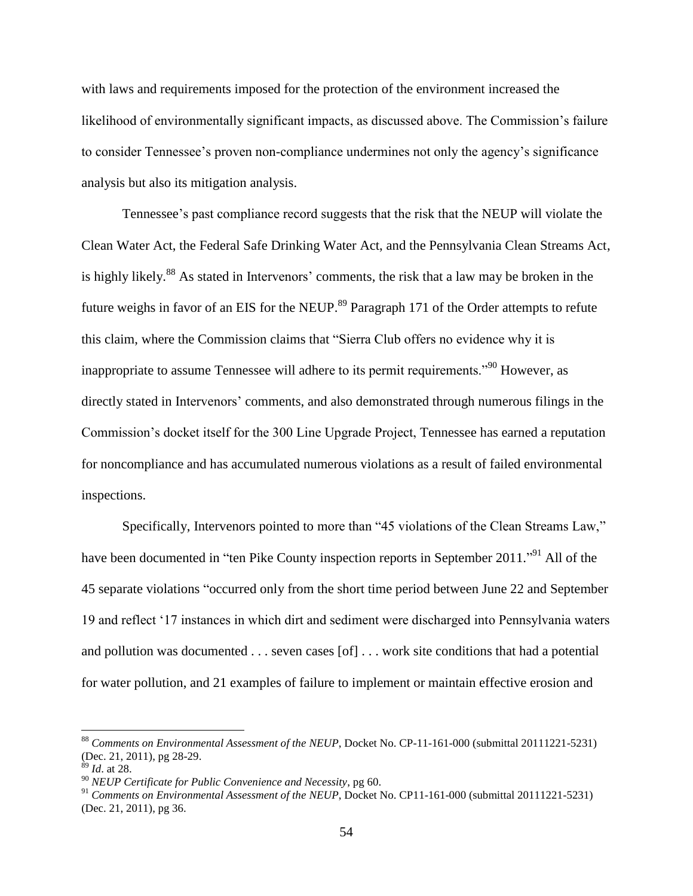with laws and requirements imposed for the protection of the environment increased the likelihood of environmentally significant impacts, as discussed above. The Commission's failure to consider Tennessee's proven non-compliance undermines not only the agency's significance analysis but also its mitigation analysis.

Tennessee's past compliance record suggests that the risk that the NEUP will violate the Clean Water Act, the Federal Safe Drinking Water Act, and the Pennsylvania Clean Streams Act, is highly likely.[88] As stated in Intervenors' comments, the risk that a law may be broken in the future weighs in favor of an EIS for the NEUP.[89] Paragraph 171 of the Order attempts to refute this claim, where the Commission claims that "Sierra Club offers no evidence why it is inappropriate to assume Tennessee will adhere to its permit requirements."[90] However, as directly stated in Intervenors' comments, and also demonstrated through numerous filings in the Commission's docket itself for the 300 Line Upgrade Project, Tennessee has earned a reputation for noncompliance and has accumulated numerous violations as a result of failed environmental inspections.

Specifically, Intervenors pointed to more than "45 violations of the Clean Streams Law," have been documented in "ten Pike County inspection reports in September 2011."[91] All of the 45 separate violations "occurred only from the short time period between June 22 and September 19 and reflect '17 instances in which dirt and sediment were discharged into Pennsylvania waters and pollution was documented . . . seven cases [of] . . . work site conditions that had a potential for water pollution, and 21 examples of failure to implement or maintain effective erosion and

---

[88] *Comments on Environmental Assessment of the NEUP*, Docket No. CP-11-161-000 (submittal 20111221-5231) (Dec. 21, 2011), pg 28-29.

[89] *Id*. at 28.

[90] *NEUP Certificate for Public Convenience and Necessity*, pg 60.

[91] *Comments on Environmental Assessment of the NEUP*, Docket No. CP11-161-000 (submittal 20111221-5231) (Dec. 21, 2011), pg 36.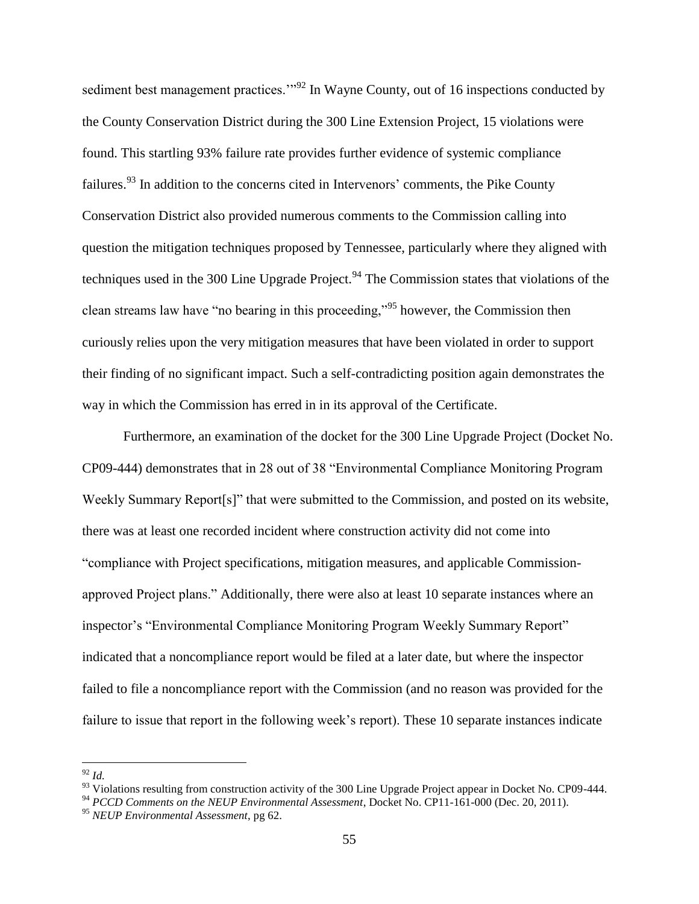sediment best management practices.'"[92] In Wayne County, out of 16 inspections conducted by the County Conservation District during the 300 Line Extension Project, 15 violations were found. This startling 93% failure rate provides further evidence of systemic compliance failures.[93] In addition to the concerns cited in Intervenors' comments, the Pike County Conservation District also provided numerous comments to the Commission calling into question the mitigation techniques proposed by Tennessee, particularly where they aligned with techniques used in the 300 Line Upgrade Project.[94] The Commission states that violations of the clean streams law have "no bearing in this proceeding,"[95] however, the Commission then curiously relies upon the very mitigation measures that have been violated in order to support their finding of no significant impact. Such a self-contradicting position again demonstrates the way in which the Commission has erred in in its approval of the Certificate.

Furthermore, an examination of the docket for the 300 Line Upgrade Project (Docket No. CP09-444) demonstrates that in 28 out of 38 "Environmental Compliance Monitoring Program Weekly Summary Report[s]" that were submitted to the Commission, and posted on its website, there was at least one recorded incident where construction activity did not come into "compliance with Project specifications, mitigation measures, and applicable Commission-approved Project plans." Additionally, there were also at least 10 separate instances where an inspector's "Environmental Compliance Monitoring Program Weekly Summary Report" indicated that a noncompliance report would be filed at a later date, but where the inspector failed to file a noncompliance report with the Commission (and no reason was provided for the failure to issue that report in the following week's report). These 10 separate instances indicate

---

[92] *Id.*

[93] Violations resulting from construction activity of the 300 Line Upgrade Project appear in Docket No. CP09-444.

[94] *PCCD Comments on the NEUP Environmental Assessment*, Docket No. CP11-161-000 (Dec. 20, 2011).

[95] *NEUP Environmental Assessment*, pg 62.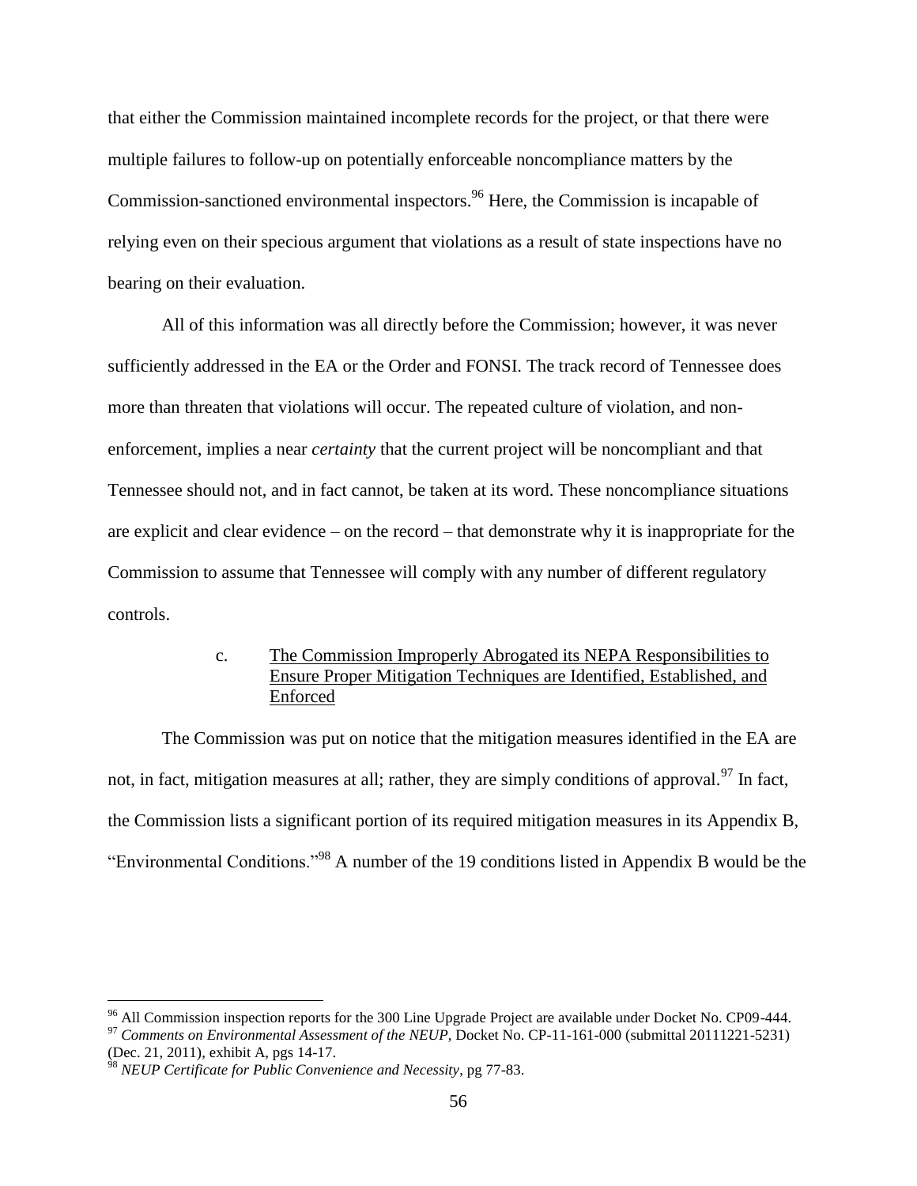that either the Commission maintained incomplete records for the project, or that there were multiple failures to follow-up on potentially enforceable noncompliance matters by the Commission-sanctioned environmental inspectors.[96] Here, the Commission is incapable of relying even on their specious argument that violations as a result of state inspections have no bearing on their evaluation.

All of this information was all directly before the Commission; however, it was never sufficiently addressed in the EA or the Order and FONSI. The track record of Tennessee does more than threaten that violations will occur. The repeated culture of violation, and non-enforcement, implies a near *certainty* that the current project will be noncompliant and that Tennessee should not, and in fact cannot, be taken at its word. These noncompliance situations are explicit and clear evidence – on the record – that demonstrate why it is inappropriate for the Commission to assume that Tennessee will comply with any number of different regulatory controls.

c. <u>The Commission Improperly Abrogated its NEPA Responsibilities to Ensure Proper Mitigation Techniques are Identified, Established, and Enforced</u>

The Commission was put on notice that the mitigation measures identified in the EA are not, in fact, mitigation measures at all; rather, they are simply conditions of approval.[97] In fact, the Commission lists a significant portion of its required mitigation measures in its Appendix B, "Environmental Conditions."[98] A number of the 19 conditions listed in Appendix B would be the

---

[96] All Commission inspection reports for the 300 Line Upgrade Project are available under Docket No. CP09-444.

[97] *Comments on Environmental Assessment of the NEUP*, Docket No. CP-11-161-000 (submittal 20111221-5231) (Dec. 21, 2011), exhibit A, pgs 14-17.

[98] *NEUP Certificate for Public Convenience and Necessity*, pg 77-83.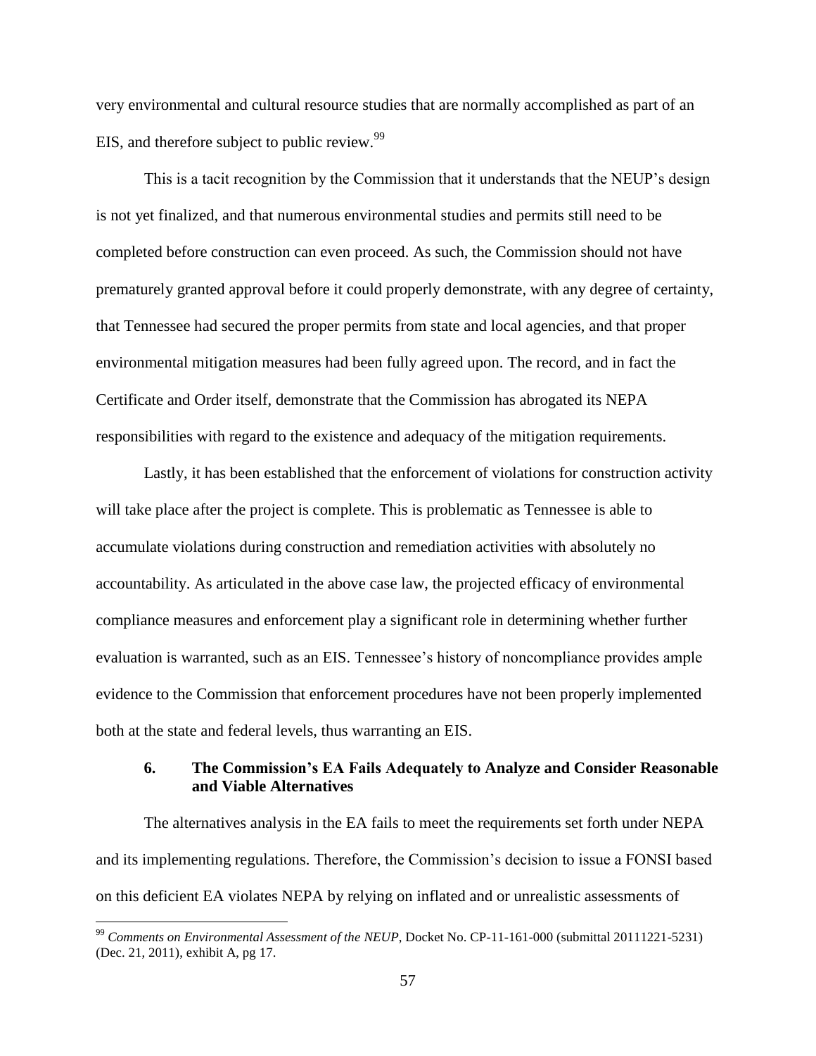very environmental and cultural resource studies that are normally accomplished as part of an EIS, and therefore subject to public review.[99]

This is a tacit recognition by the Commission that it understands that the NEUP's design is not yet finalized, and that numerous environmental studies and permits still need to be completed before construction can even proceed. As such, the Commission should not have prematurely granted approval before it could properly demonstrate, with any degree of certainty, that Tennessee had secured the proper permits from state and local agencies, and that proper environmental mitigation measures had been fully agreed upon. The record, and in fact the Certificate and Order itself, demonstrate that the Commission has abrogated its NEPA responsibilities with regard to the existence and adequacy of the mitigation requirements.

Lastly, it has been established that the enforcement of violations for construction activity will take place after the project is complete. This is problematic as Tennessee is able to accumulate violations during construction and remediation activities with absolutely no accountability. As articulated in the above case law, the projected efficacy of environmental compliance measures and enforcement play a significant role in determining whether further evaluation is warranted, such as an EIS. Tennessee's history of noncompliance provides ample evidence to the Commission that enforcement procedures have not been properly implemented both at the state and federal levels, thus warranting an EIS.

### 6. The Commission's EA Fails Adequately to Analyze and Consider Reasonable and Viable Alternatives

The alternatives analysis in the EA fails to meet the requirements set forth under NEPA and its implementing regulations. Therefore, the Commission's decision to issue a FONSI based on this deficient EA violates NEPA by relying on inflated and or unrealistic assessments of

---

[99] *Comments on Environmental Assessment of the NEUP*, Docket No. CP-11-161-000 (submittal 20111221-5231) (Dec. 21, 2011), exhibit A, pg 17.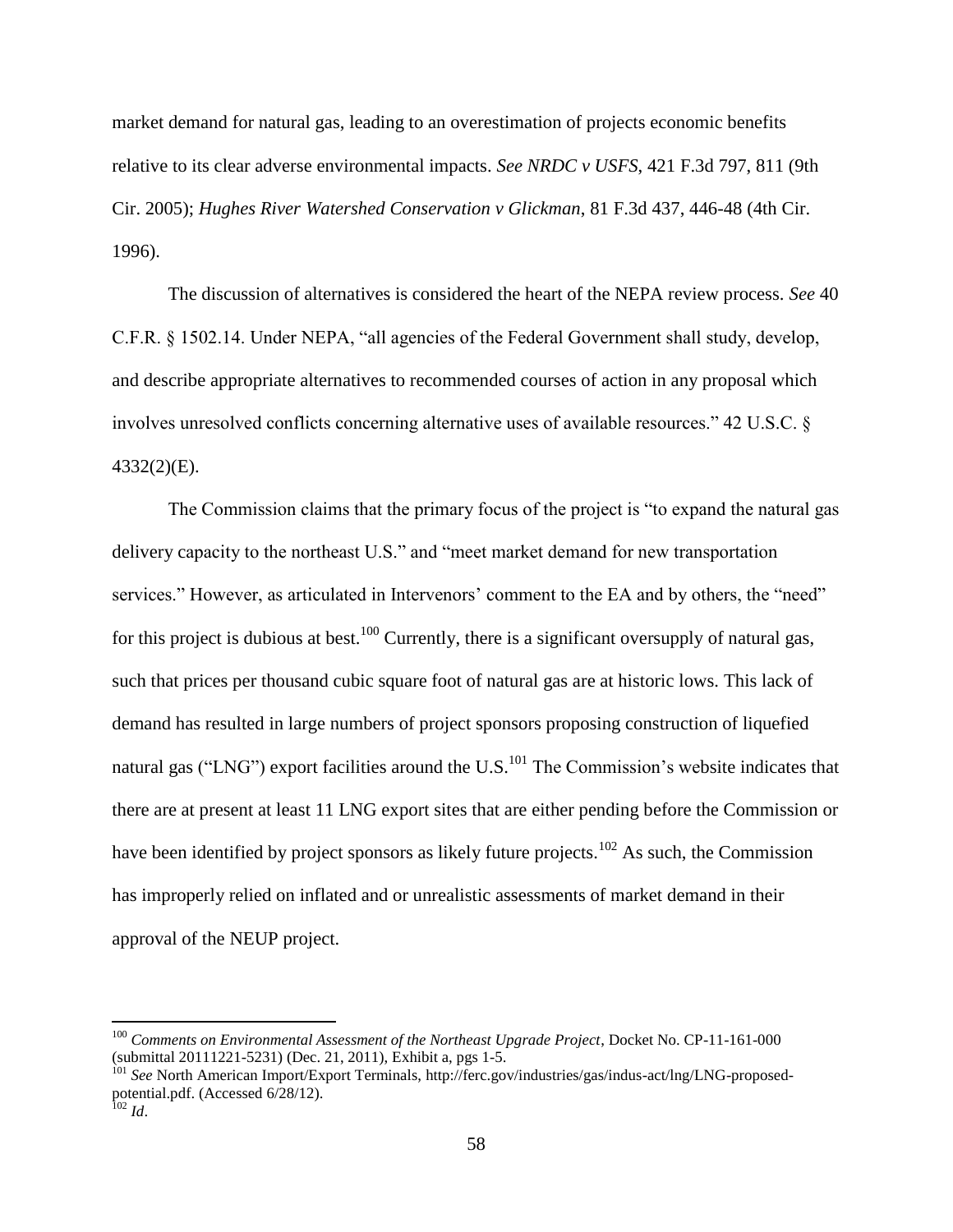market demand for natural gas, leading to an overestimation of projects economic benefits relative to its clear adverse environmental impacts. *See NRDC v USFS*, 421 F.3d 797, 811 (9th Cir. 2005); *Hughes River Watershed Conservation v Glickman*, 81 F.3d 437, 446-48 (4th Cir. 1996).

The discussion of alternatives is considered the heart of the NEPA review process. *See* 40 C.F.R. § 1502.14. Under NEPA, "all agencies of the Federal Government shall study, develop, and describe appropriate alternatives to recommended courses of action in any proposal which involves unresolved conflicts concerning alternative uses of available resources." 42 U.S.C. § 4332(2)(E).

The Commission claims that the primary focus of the project is "to expand the natural gas delivery capacity to the northeast U.S." and "meet market demand for new transportation services." However, as articulated in Intervenors' comment to the EA and by others, the "need" for this project is dubious at best.[100] Currently, there is a significant oversupply of natural gas, such that prices per thousand cubic square foot of natural gas are at historic lows. This lack of demand has resulted in large numbers of project sponsors proposing construction of liquefied natural gas ("LNG") export facilities around the U.S.[101] The Commission's website indicates that there are at present at least 11 LNG export sites that are either pending before the Commission or have been identified by project sponsors as likely future projects.[102] As such, the Commission has improperly relied on inflated and or unrealistic assessments of market demand in their approval of the NEUP project.

---

[100] *Comments on Environmental Assessment of the Northeast Upgrade Project*, Docket No. CP-11-161-000 (submittal 20111221-5231) (Dec. 21, 2011), Exhibit a, pgs 1-5.

[101] *See* North American Import/Export Terminals, http://ferc.gov/industries/gas/indus-act/lng/LNG-proposed-potential.pdf. (Accessed 6/28/12).

[102] *Id*.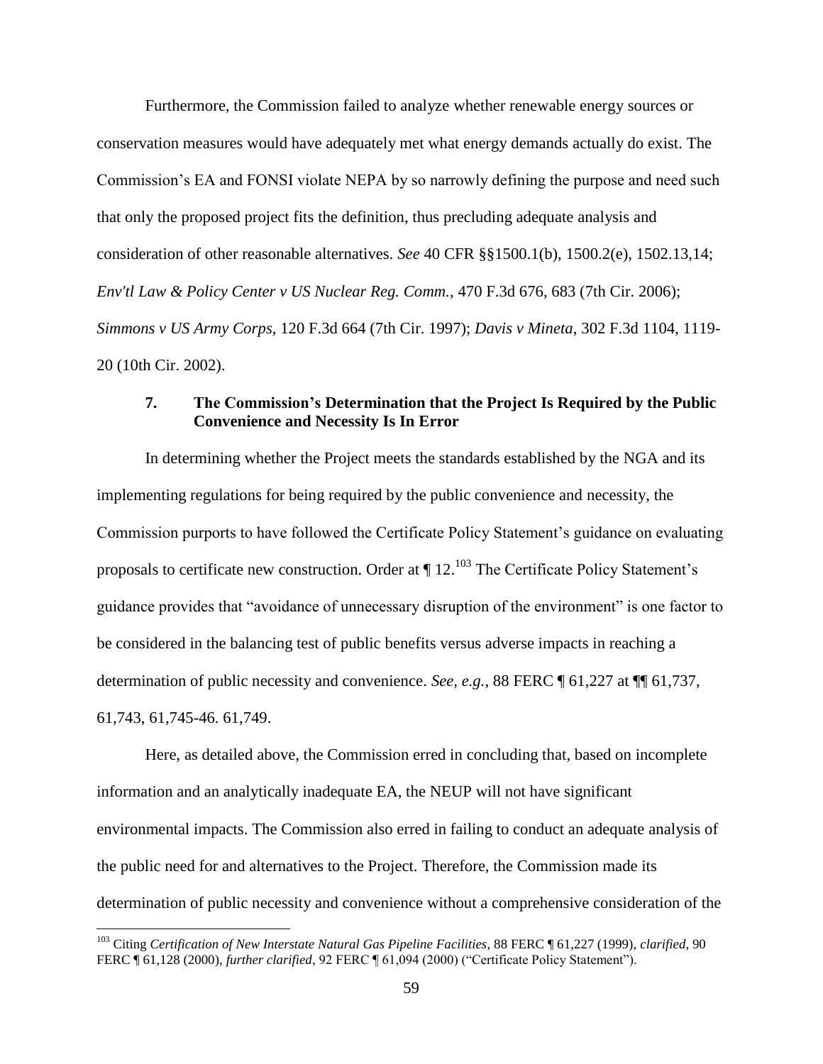Furthermore, the Commission failed to analyze whether renewable energy sources or conservation measures would have adequately met what energy demands actually do exist. The Commission's EA and FONSI violate NEPA by so narrowly defining the purpose and need such that only the proposed project fits the definition, thus precluding adequate analysis and consideration of other reasonable alternatives. *See* 40 CFR §§1500.1(b), 1500.2(e), 1502.13,14; *Env'tl Law & Policy Center v US Nuclear Reg. Comm.*, 470 F.3d 676, 683 (7th Cir. 2006); *Simmons v US Army Corps*, 120 F.3d 664 (7th Cir. 1997); *Davis v Mineta*, 302 F.3d 1104, 1119-20 (10th Cir. 2002).

### 7. The Commission's Determination that the Project Is Required by the Public Convenience and Necessity Is In Error

In determining whether the Project meets the standards established by the NGA and its implementing regulations for being required by the public convenience and necessity, the Commission purports to have followed the Certificate Policy Statement's guidance on evaluating proposals to certificate new construction. Order at ¶ 12.[103] The Certificate Policy Statement's guidance provides that "avoidance of unnecessary disruption of the environment" is one factor to be considered in the balancing test of public benefits versus adverse impacts in reaching a determination of public necessity and convenience. *See, e.g.*, 88 FERC ¶ 61,227 at ¶¶ 61,737, 61,743, 61,745-46. 61,749.

Here, as detailed above, the Commission erred in concluding that, based on incomplete information and an analytically inadequate EA, the NEUP will not have significant environmental impacts. The Commission also erred in failing to conduct an adequate analysis of the public need for and alternatives to the Project. Therefore, the Commission made its determination of public necessity and convenience without a comprehensive consideration of the

---

[103] Citing *Certification of New Interstate Natural Gas Pipeline Facilities*, 88 FERC ¶ 61,227 (1999), *clarified*, 90 FERC ¶ 61,128 (2000), *further clarified*, 92 FERC ¶ 61,094 (2000) ("Certificate Policy Statement").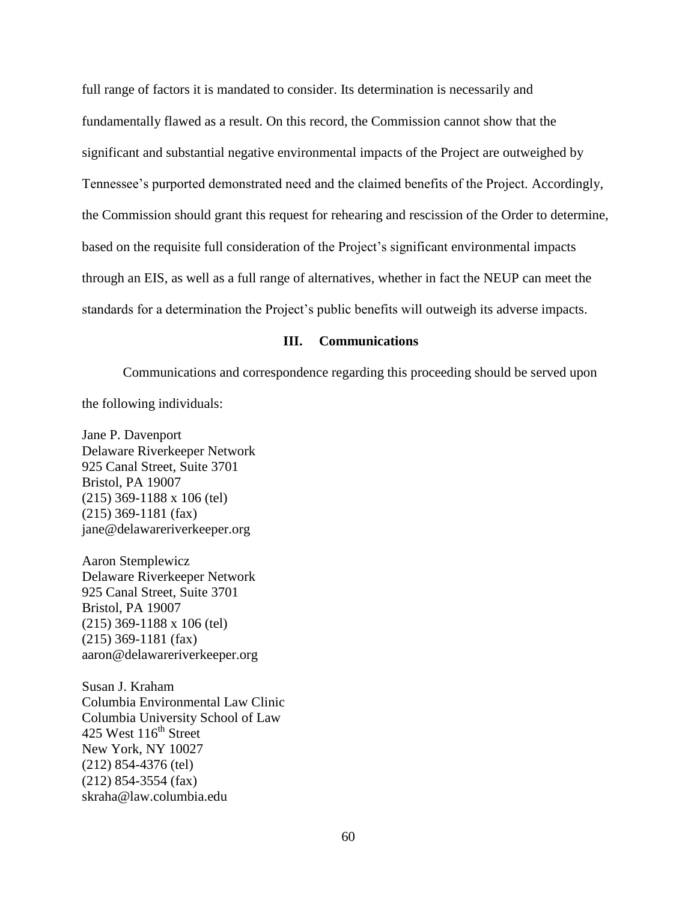full range of factors it is mandated to consider. Its determination is necessarily and fundamentally flawed as a result. On this record, the Commission cannot show that the significant and substantial negative environmental impacts of the Project are outweighed by Tennessee's purported demonstrated need and the claimed benefits of the Project. Accordingly, the Commission should grant this request for rehearing and rescission of the Order to determine, based on the requisite full consideration of the Project's significant environmental impacts through an EIS, as well as a full range of alternatives, whether in fact the NEUP can meet the standards for a determination the Project's public benefits will outweigh its adverse impacts.

## III. Communications

Communications and correspondence regarding this proceeding should be served upon the following individuals:

Jane P. Davenport
Delaware Riverkeeper Network
925 Canal Street, Suite 3701
Bristol, PA 19007
(215) 369-1188 x 106 (tel)
(215) 369-1181 (fax)
jane@delawareriverkeeper.org

Aaron Stemplewicz
Delaware Riverkeeper Network
925 Canal Street, Suite 3701
Bristol, PA 19007
(215) 369-1188 x 106 (tel)
(215) 369-1181 (fax)
aaron@delawareriverkeeper.org

Susan J. Kraham
Columbia Environmental Law Clinic
Columbia University School of Law
425 West 116th Street
New York, NY 10027
(212) 854-4376 (tel)
(212) 854-3554 (fax)
skraha@law.columbia.edu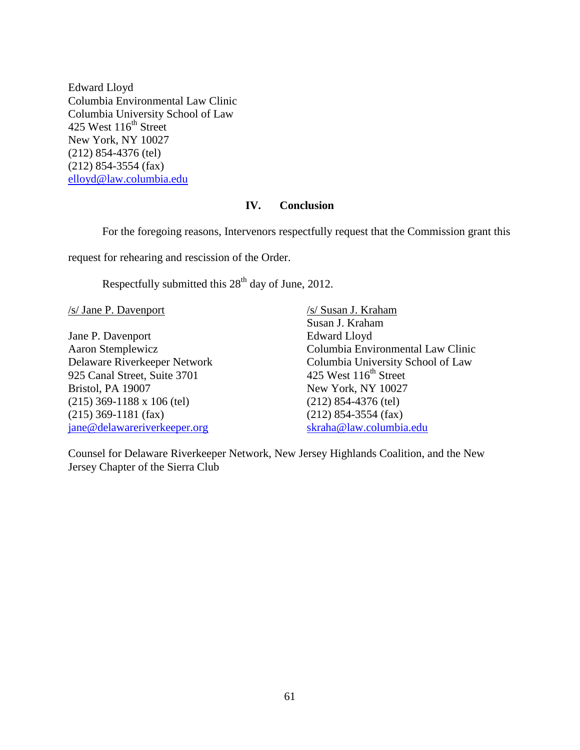Edward Lloyd
Columbia Environmental Law Clinic
Columbia University School of Law
425 West 116th Street
New York, NY 10027
(212) 854-4376 (tel)
(212) 854-3554 (fax)
elloyd@law.columbia.edu

## IV. Conclusion

For the foregoing reasons, Intervenors respectfully request that the Commission grant this request for rehearing and rescission of the Order.

Respectfully submitted this 28th day of June, 2012.

/s/ Jane P. Davenport

Jane P. Davenport
Aaron Stemplewicz
Delaware Riverkeeper Network
925 Canal Street, Suite 3701
Bristol, PA 19007
(215) 369-1188 x 106 (tel)
(215) 369-1181 (fax)
jane@delawareriverkeeper.org

/s/ Susan J. Kraham
Susan J. Kraham
Edward Lloyd
Columbia Environmental Law Clinic
Columbia University School of Law
425 West 116th Street
New York, NY 10027
(212) 854-4376 (tel)
(212) 854-3554 (fax)
skraha@law.columbia.edu

Counsel for Delaware Riverkeeper Network, New Jersey Highlands Coalition, and the New Jersey Chapter of the Sierra Club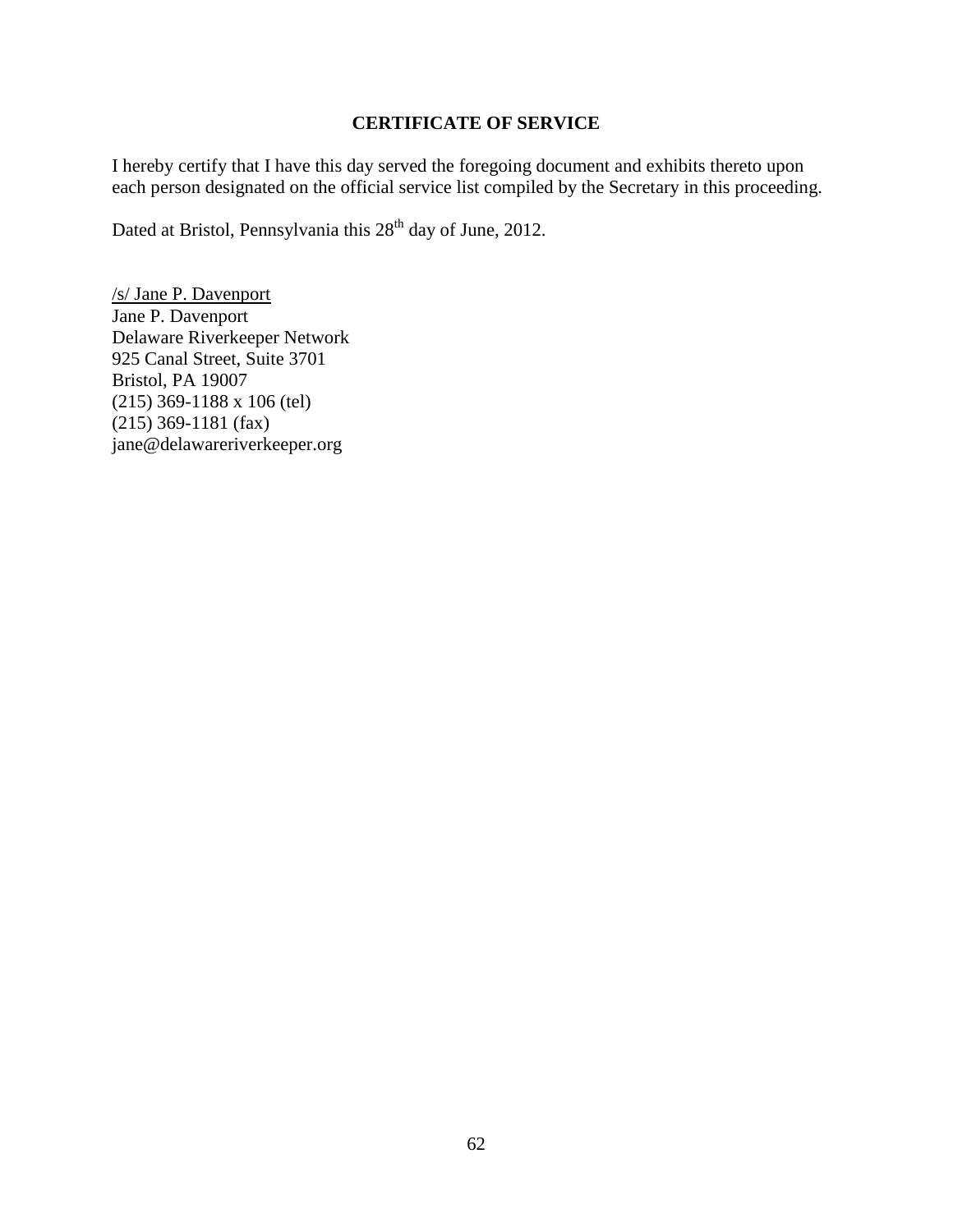## CERTIFICATE OF SERVICE

I hereby certify that I have this day served the foregoing document and exhibits thereto upon each person designated on the official service list compiled by the Secretary in this proceeding.

Dated at Bristol, Pennsylvania this 28th day of June, 2012.

/s/ Jane P. Davenport
Jane P. Davenport
Delaware Riverkeeper Network
925 Canal Street, Suite 3701
Bristol, PA 19007
(215) 369-1188 x 106 (tel)
(215) 369-1181 (fax)
jane@delawareriverkeeper.org